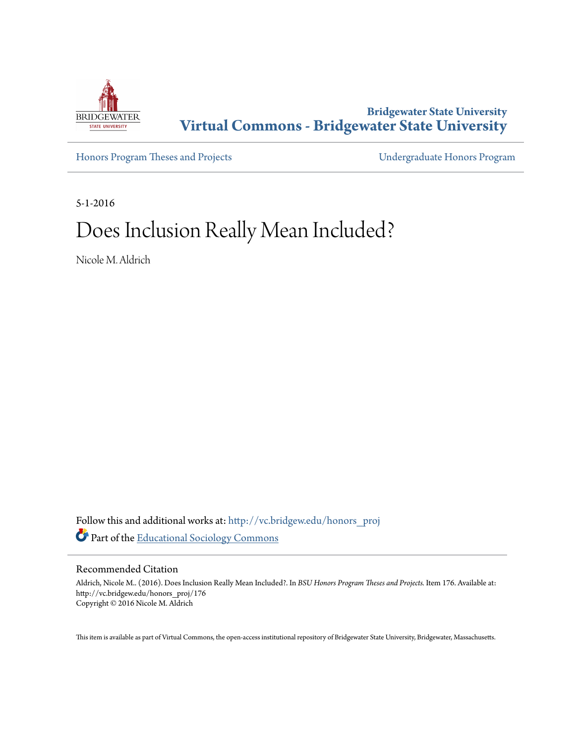Bridgewater State University

**Virtual Commons - Bridgewater State University**

Honors Program Theses and Projects

Undergraduate Honors Program

5-1-2016

# Does Inclusion Really Mean Included?

Nicole M. Aldrich

Follow this and additional works at: http://vc.bridgew.edu/honors_proj

Part of the Educational Sociology Commons

## Recommended Citation

Aldrich, Nicole M.. (2016). Does Inclusion Really Mean Included?. In *BSU Honors Program Theses and Projects.* Item 176. Available at: http://vc.bridgew.edu/honors_proj/176
Copyright © 2016 Nicole M. Aldrich

This item is available as part of Virtual Commons, the open-access institutional repository of Bridgewater State University, Bridgewater, Massachusetts.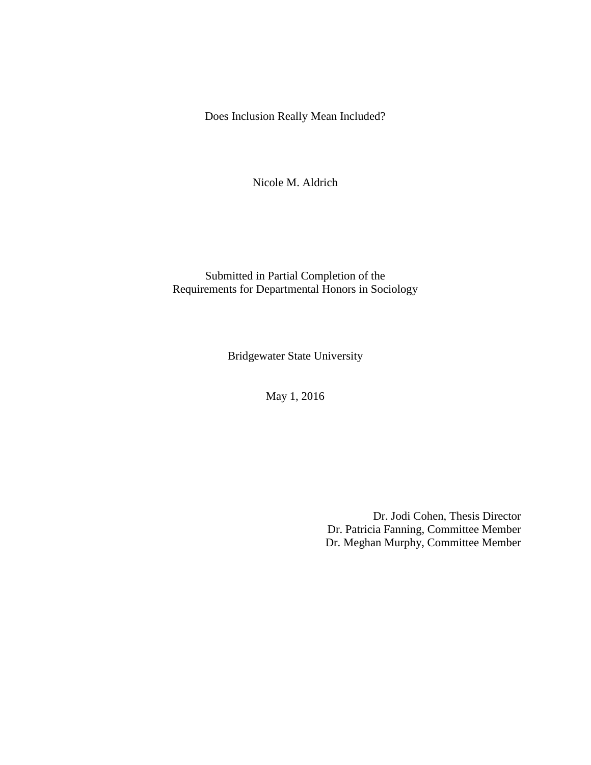# Does Inclusion Really Mean Included?

Nicole M. Aldrich

Submitted in Partial Completion of the
Requirements for Departmental Honors in Sociology

Bridgewater State University

May 1, 2016

Dr. Jodi Cohen, Thesis Director
Dr. Patricia Fanning, Committee Member
Dr. Meghan Murphy, Committee Member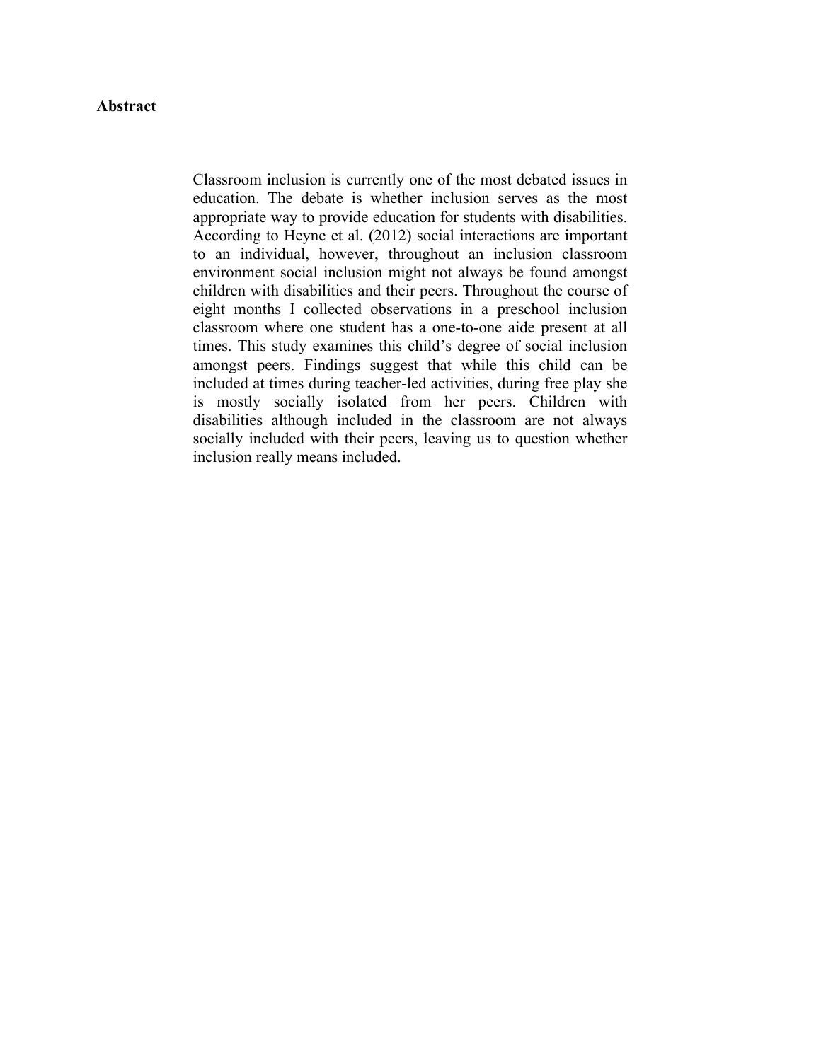## Abstract

Classroom inclusion is currently one of the most debated issues in education. The debate is whether inclusion serves as the most appropriate way to provide education for students with disabilities. According to Heyne et al. (2012) social interactions are important to an individual, however, throughout an inclusion classroom environment social inclusion might not always be found amongst children with disabilities and their peers. Throughout the course of eight months I collected observations in a preschool inclusion classroom where one student has a one-to-one aide present at all times. This study examines this child's degree of social inclusion amongst peers. Findings suggest that while this child can be included at times during teacher-led activities, during free play she is mostly socially isolated from her peers. Children with disabilities although included in the classroom are not always socially included with their peers, leaving us to question whether inclusion really means included.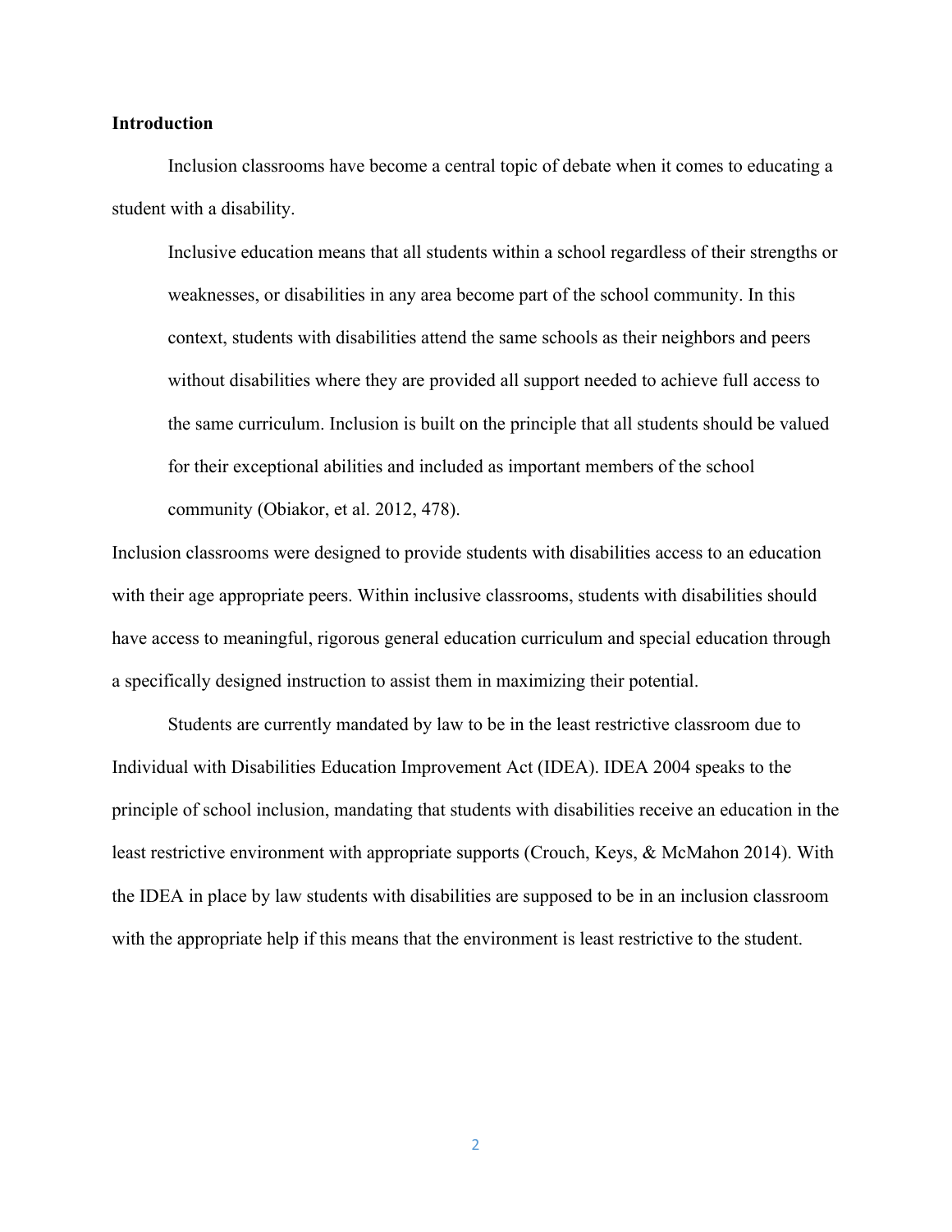**Introduction**

Inclusion classrooms have become a central topic of debate when it comes to educating a student with a disability.

> Inclusive education means that all students within a school regardless of their strengths or weaknesses, or disabilities in any area become part of the school community. In this context, students with disabilities attend the same schools as their neighbors and peers without disabilities where they are provided all support needed to achieve full access to the same curriculum. Inclusion is built on the principle that all students should be valued for their exceptional abilities and included as important members of the school community (Obiakor, et al. 2012, 478).

Inclusion classrooms were designed to provide students with disabilities access to an education with their age appropriate peers. Within inclusive classrooms, students with disabilities should have access to meaningful, rigorous general education curriculum and special education through a specifically designed instruction to assist them in maximizing their potential.

Students are currently mandated by law to be in the least restrictive classroom due to Individual with Disabilities Education Improvement Act (IDEA). IDEA 2004 speaks to the principle of school inclusion, mandating that students with disabilities receive an education in the least restrictive environment with appropriate supports (Crouch, Keys, & McMahon 2014). With the IDEA in place by law students with disabilities are supposed to be in an inclusion classroom with the appropriate help if this means that the environment is least restrictive to the student.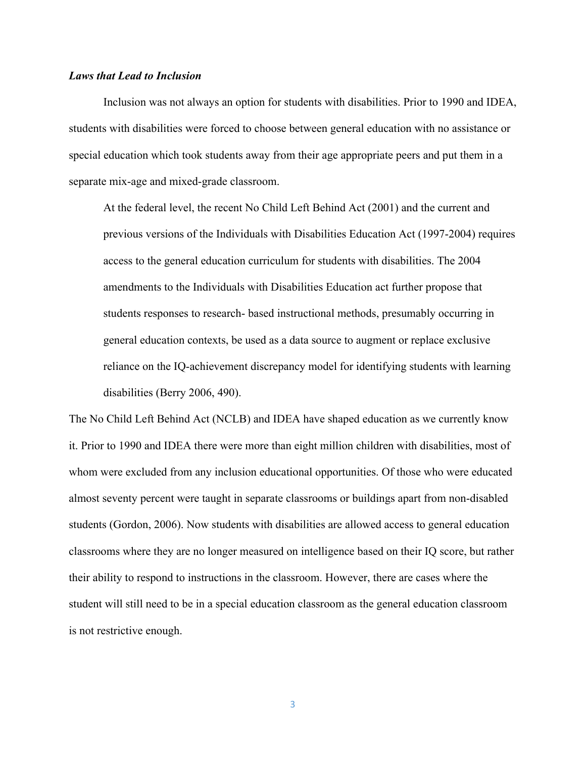***Laws that Lead to Inclusion***

Inclusion was not always an option for students with disabilities. Prior to 1990 and IDEA, students with disabilities were forced to choose between general education with no assistance or special education which took students away from their age appropriate peers and put them in a separate mix-age and mixed-grade classroom.

> At the federal level, the recent No Child Left Behind Act (2001) and the current and previous versions of the Individuals with Disabilities Education Act (1997-2004) requires access to the general education curriculum for students with disabilities. The 2004 amendments to the Individuals with Disabilities Education act further propose that students responses to research- based instructional methods, presumably occurring in general education contexts, be used as a data source to augment or replace exclusive reliance on the IQ-achievement discrepancy model for identifying students with learning disabilities (Berry 2006, 490).

The No Child Left Behind Act (NCLB) and IDEA have shaped education as we currently know it. Prior to 1990 and IDEA there were more than eight million children with disabilities, most of whom were excluded from any inclusion educational opportunities. Of those who were educated almost seventy percent were taught in separate classrooms or buildings apart from non-disabled students (Gordon, 2006). Now students with disabilities are allowed access to general education classrooms where they are no longer measured on intelligence based on their IQ score, but rather their ability to respond to instructions in the classroom. However, there are cases where the student will still need to be in a special education classroom as the general education classroom is not restrictive enough.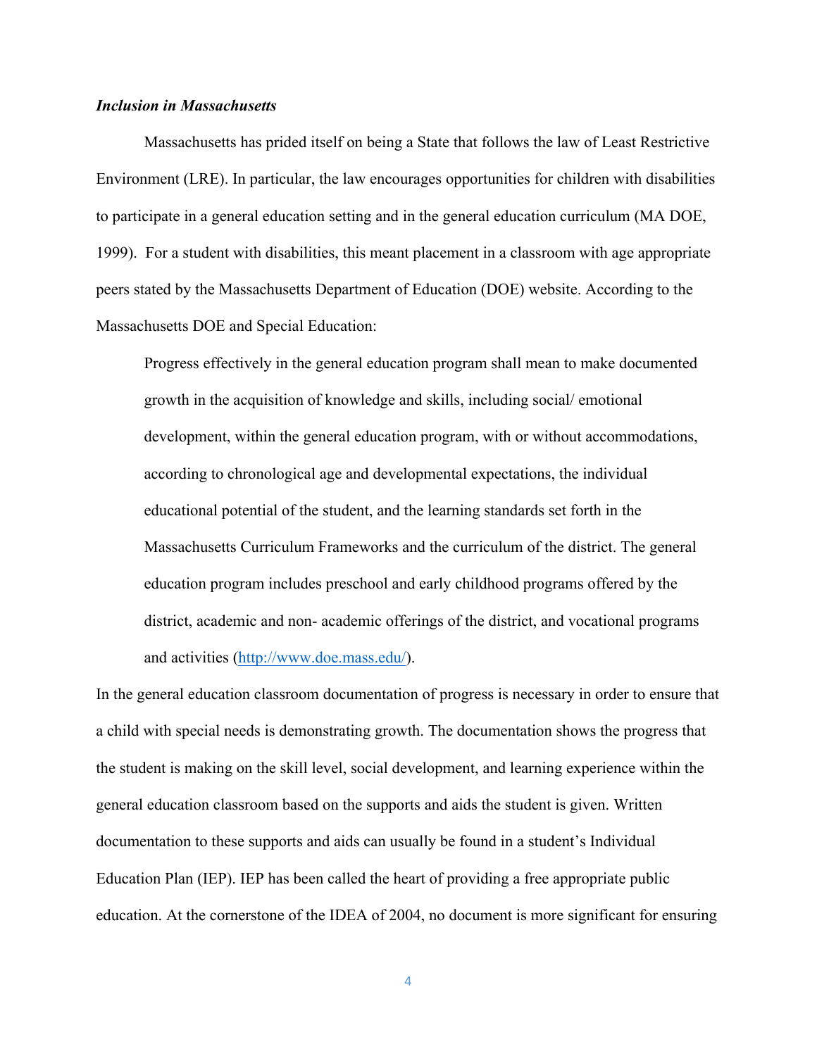***Inclusion in Massachusetts***

Massachusetts has prided itself on being a State that follows the law of Least Restrictive Environment (LRE). In particular, the law encourages opportunities for children with disabilities to participate in a general education setting and in the general education curriculum (MA DOE, 1999). For a student with disabilities, this meant placement in a classroom with age appropriate peers stated by the Massachusetts Department of Education (DOE) website. According to the Massachusetts DOE and Special Education:

> Progress effectively in the general education program shall mean to make documented growth in the acquisition of knowledge and skills, including social/ emotional development, within the general education program, with or without accommodations, according to chronological age and developmental expectations, the individual educational potential of the student, and the learning standards set forth in the Massachusetts Curriculum Frameworks and the curriculum of the district. The general education program includes preschool and early childhood programs offered by the district, academic and non- academic offerings of the district, and vocational programs and activities (http://www.doe.mass.edu/).

In the general education classroom documentation of progress is necessary in order to ensure that a child with special needs is demonstrating growth. The documentation shows the progress that the student is making on the skill level, social development, and learning experience within the general education classroom based on the supports and aids the student is given. Written documentation to these supports and aids can usually be found in a student's Individual Education Plan (IEP). IEP has been called the heart of providing a free appropriate public education. At the cornerstone of the IDEA of 2004, no document is more significant for ensuring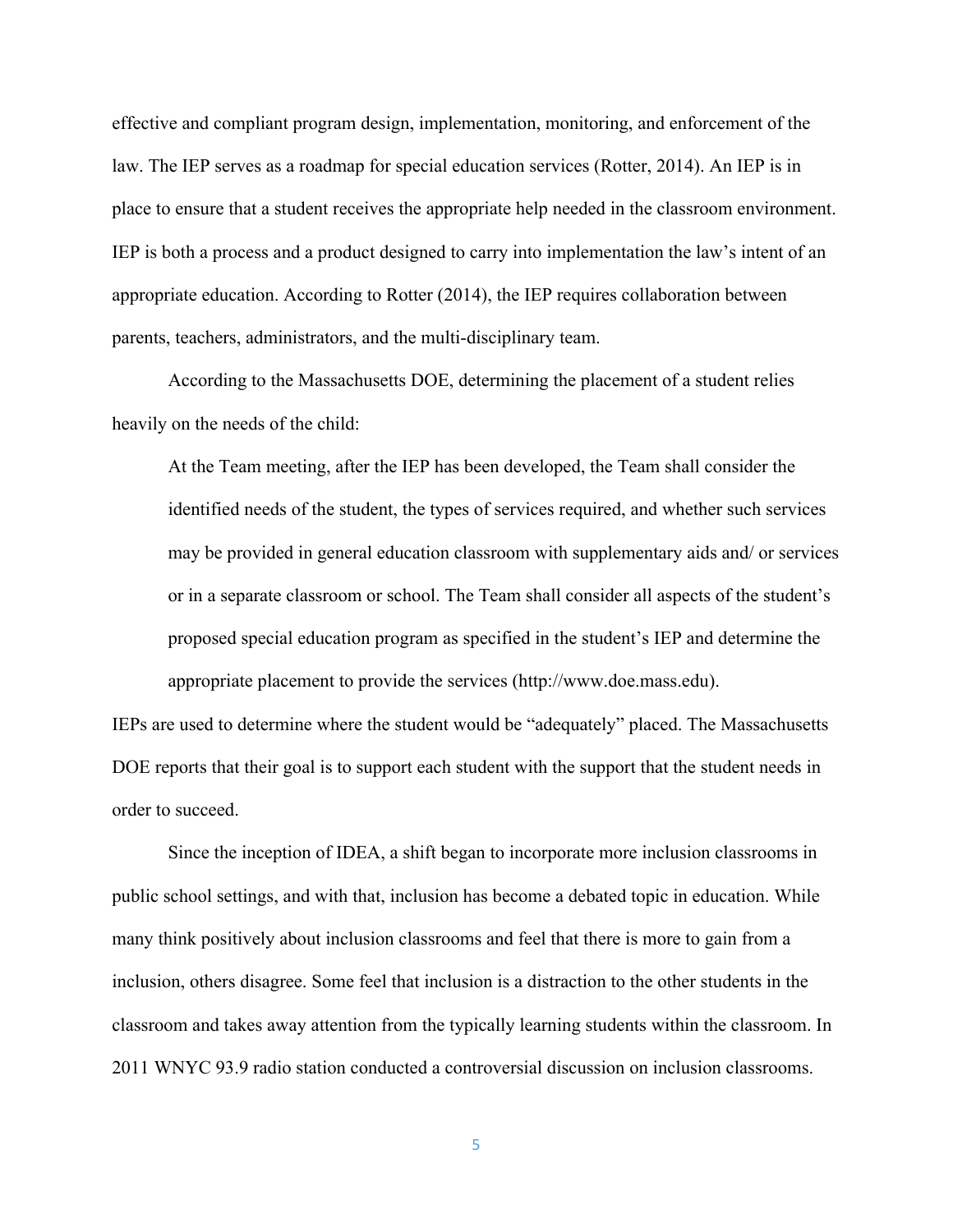effective and compliant program design, implementation, monitoring, and enforcement of the law. The IEP serves as a roadmap for special education services (Rotter, 2014). An IEP is in place to ensure that a student receives the appropriate help needed in the classroom environment. IEP is both a process and a product designed to carry into implementation the law's intent of an appropriate education. According to Rotter (2014), the IEP requires collaboration between parents, teachers, administrators, and the multi-disciplinary team.

According to the Massachusetts DOE, determining the placement of a student relies heavily on the needs of the child:

> At the Team meeting, after the IEP has been developed, the Team shall consider the identified needs of the student, the types of services required, and whether such services may be provided in general education classroom with supplementary aids and/ or services or in a separate classroom or school. The Team shall consider all aspects of the student's proposed special education program as specified in the student's IEP and determine the appropriate placement to provide the services (http://www.doe.mass.edu).

IEPs are used to determine where the student would be "adequately" placed. The Massachusetts DOE reports that their goal is to support each student with the support that the student needs in order to succeed.

Since the inception of IDEA, a shift began to incorporate more inclusion classrooms in public school settings, and with that, inclusion has become a debated topic in education. While many think positively about inclusion classrooms and feel that there is more to gain from a inclusion, others disagree. Some feel that inclusion is a distraction to the other students in the classroom and takes away attention from the typically learning students within the classroom. In 2011 WNYC 93.9 radio station conducted a controversial discussion on inclusion classrooms.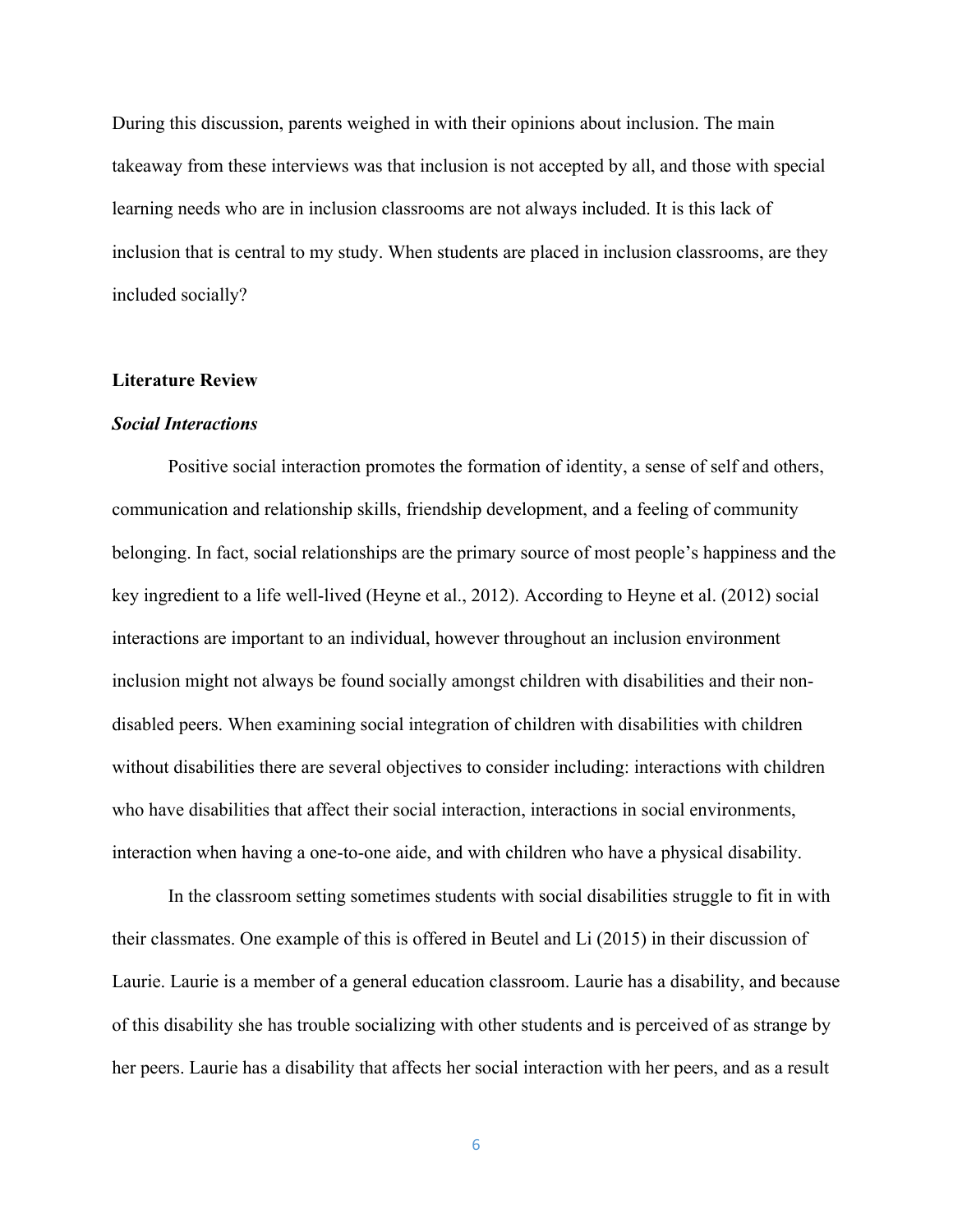During this discussion, parents weighed in with their opinions about inclusion. The main takeaway from these interviews was that inclusion is not accepted by all, and those with special learning needs who are in inclusion classrooms are not always included. It is this lack of inclusion that is central to my study. When students are placed in inclusion classrooms, are they included socially?

## Literature Review

### *Social Interactions*

Positive social interaction promotes the formation of identity, a sense of self and others, communication and relationship skills, friendship development, and a feeling of community belonging. In fact, social relationships are the primary source of most people's happiness and the key ingredient to a life well-lived (Heyne et al., 2012). According to Heyne et al. (2012) social interactions are important to an individual, however throughout an inclusion environment inclusion might not always be found socially amongst children with disabilities and their non-disabled peers. When examining social integration of children with disabilities with children without disabilities there are several objectives to consider including: interactions with children who have disabilities that affect their social interaction, interactions in social environments, interaction when having a one-to-one aide, and with children who have a physical disability.

In the classroom setting sometimes students with social disabilities struggle to fit in with their classmates. One example of this is offered in Beutel and Li (2015) in their discussion of Laurie. Laurie is a member of a general education classroom. Laurie has a disability, and because of this disability she has trouble socializing with other students and is perceived of as strange by her peers. Laurie has a disability that affects her social interaction with her peers, and as a result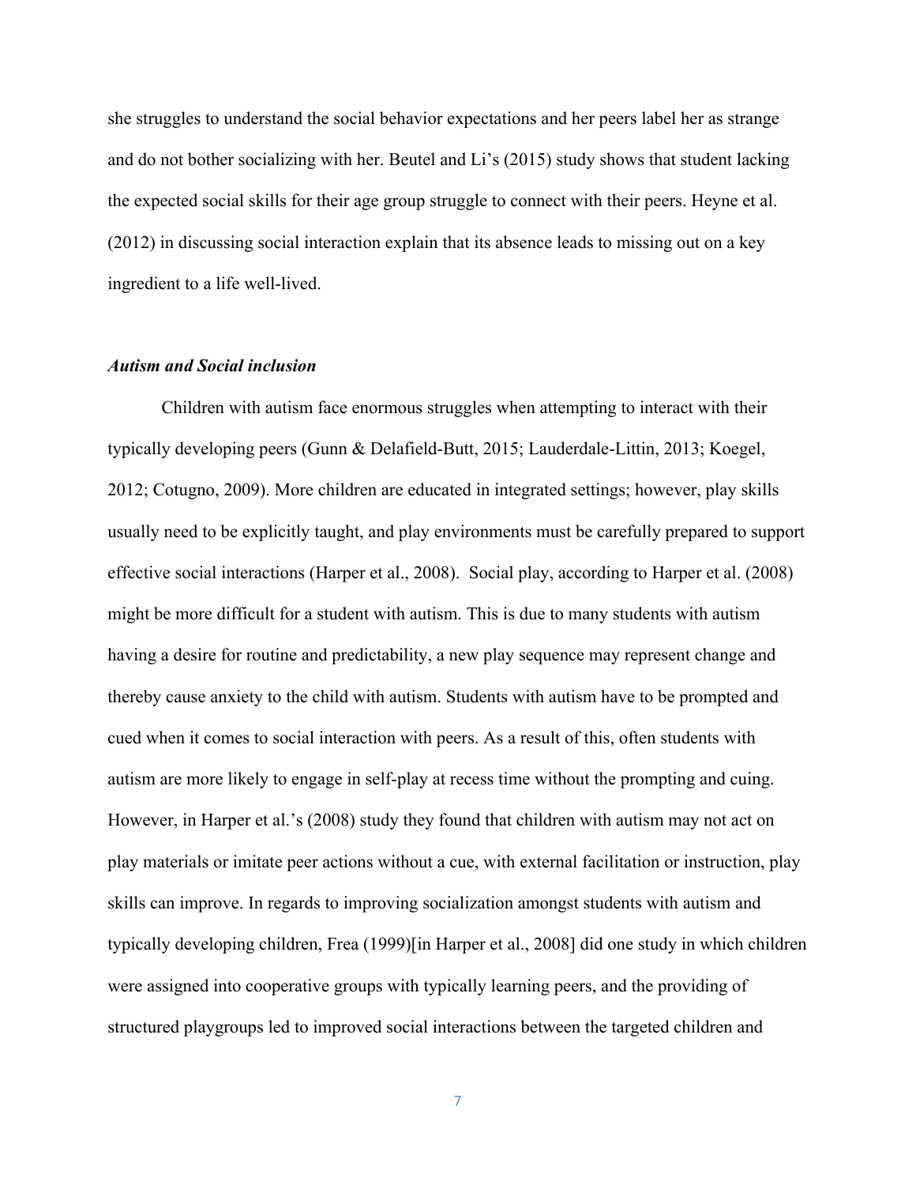she struggles to understand the social behavior expectations and her peers label her as strange and do not bother socializing with her. Beutel and Li's (2015) study shows that student lacking the expected social skills for their age group struggle to connect with their peers. Heyne et al. (2012) in discussing social interaction explain that its absence leads to missing out on a key ingredient to a life well-lived.

### *Autism and Social inclusion*

Children with autism face enormous struggles when attempting to interact with their typically developing peers (Gunn & Delafield-Butt, 2015; Lauderdale-Littin, 2013; Koegel, 2012; Cotugno, 2009). More children are educated in integrated settings; however, play skills usually need to be explicitly taught, and play environments must be carefully prepared to support effective social interactions (Harper et al., 2008). Social play, according to Harper et al. (2008) might be more difficult for a student with autism. This is due to many students with autism having a desire for routine and predictability, a new play sequence may represent change and thereby cause anxiety to the child with autism. Students with autism have to be prompted and cued when it comes to social interaction with peers. As a result of this, often students with autism are more likely to engage in self-play at recess time without the prompting and cuing. However, in Harper et al.'s (2008) study they found that children with autism may not act on play materials or imitate peer actions without a cue, with external facilitation or instruction, play skills can improve. In regards to improving socialization amongst students with autism and typically developing children, Frea (1999)[in Harper et al., 2008] did one study in which children were assigned into cooperative groups with typically learning peers, and the providing of structured playgroups led to improved social interactions between the targeted children and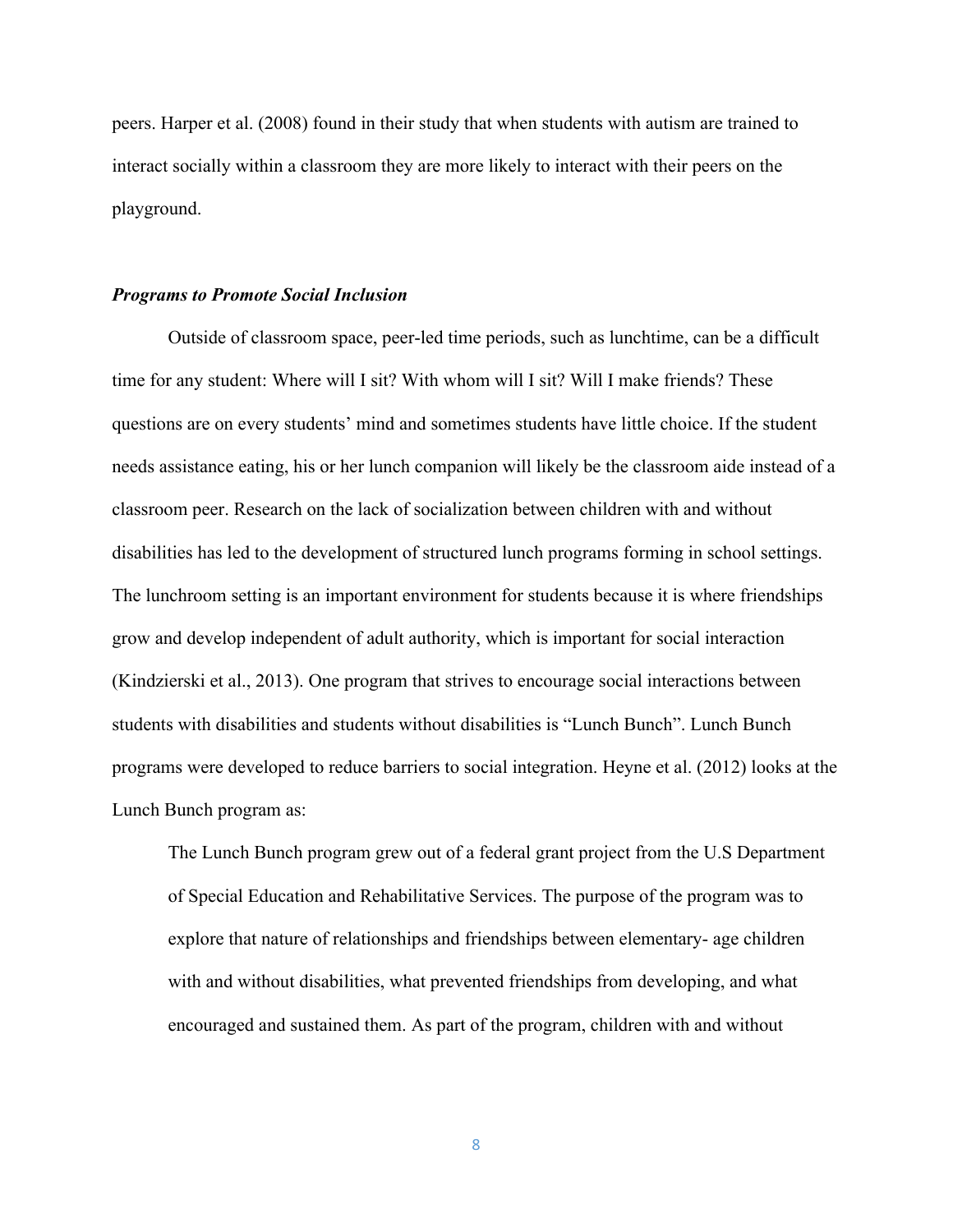peers. Harper et al. (2008) found in their study that when students with autism are trained to interact socially within a classroom they are more likely to interact with their peers on the playground.

### ***Programs to Promote Social Inclusion***

Outside of classroom space, peer-led time periods, such as lunchtime, can be a difficult time for any student: Where will I sit? With whom will I sit? Will I make friends? These questions are on every students' mind and sometimes students have little choice. If the student needs assistance eating, his or her lunch companion will likely be the classroom aide instead of a classroom peer. Research on the lack of socialization between children with and without disabilities has led to the development of structured lunch programs forming in school settings. The lunchroom setting is an important environment for students because it is where friendships grow and develop independent of adult authority, which is important for social interaction (Kindzierski et al., 2013). One program that strives to encourage social interactions between students with disabilities and students without disabilities is "Lunch Bunch". Lunch Bunch programs were developed to reduce barriers to social integration. Heyne et al. (2012) looks at the Lunch Bunch program as:

> The Lunch Bunch program grew out of a federal grant project from the U.S Department of Special Education and Rehabilitative Services. The purpose of the program was to explore that nature of relationships and friendships between elementary- age children with and without disabilities, what prevented friendships from developing, and what encouraged and sustained them. As part of the program, children with and without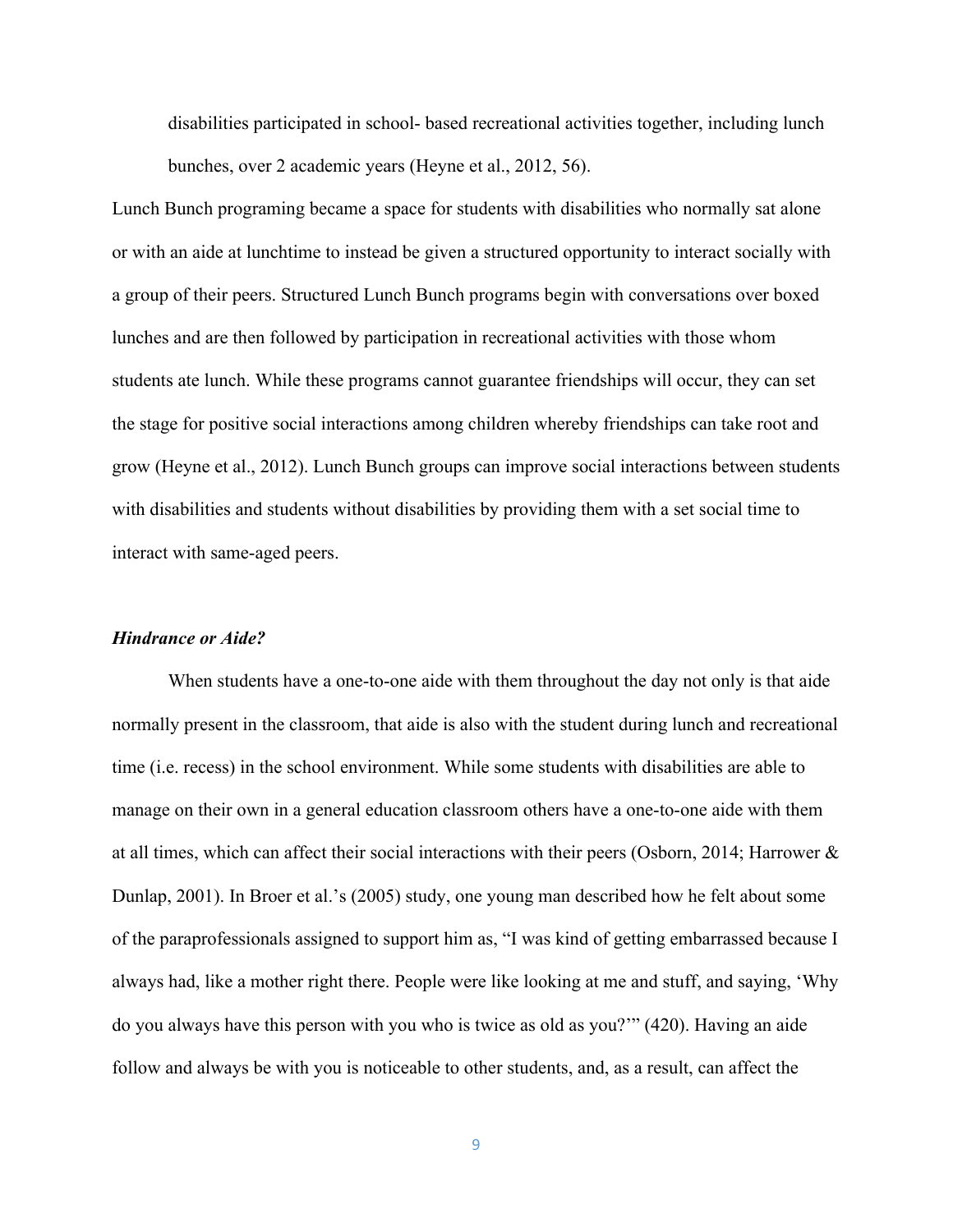> disabilities participated in school- based recreational activities together, including lunch bunches, over 2 academic years (Heyne et al., 2012, 56).

Lunch Bunch programing became a space for students with disabilities who normally sat alone or with an aide at lunchtime to instead be given a structured opportunity to interact socially with a group of their peers. Structured Lunch Bunch programs begin with conversations over boxed lunches and are then followed by participation in recreational activities with those whom students ate lunch. While these programs cannot guarantee friendships will occur, they can set the stage for positive social interactions among children whereby friendships can take root and grow (Heyne et al., 2012). Lunch Bunch groups can improve social interactions between students with disabilities and students without disabilities by providing them with a set social time to interact with same-aged peers.

***Hindrance or Aide?***

When students have a one-to-one aide with them throughout the day not only is that aide normally present in the classroom, that aide is also with the student during lunch and recreational time (i.e. recess) in the school environment. While some students with disabilities are able to manage on their own in a general education classroom others have a one-to-one aide with them at all times, which can affect their social interactions with their peers (Osborn, 2014; Harrower & Dunlap, 2001). In Broer et al.'s (2005) study, one young man described how he felt about some of the paraprofessionals assigned to support him as, "I was kind of getting embarrassed because I always had, like a mother right there. People were like looking at me and stuff, and saying, 'Why do you always have this person with you who is twice as old as you?'" (420). Having an aide follow and always be with you is noticeable to other students, and, as a result, can affect the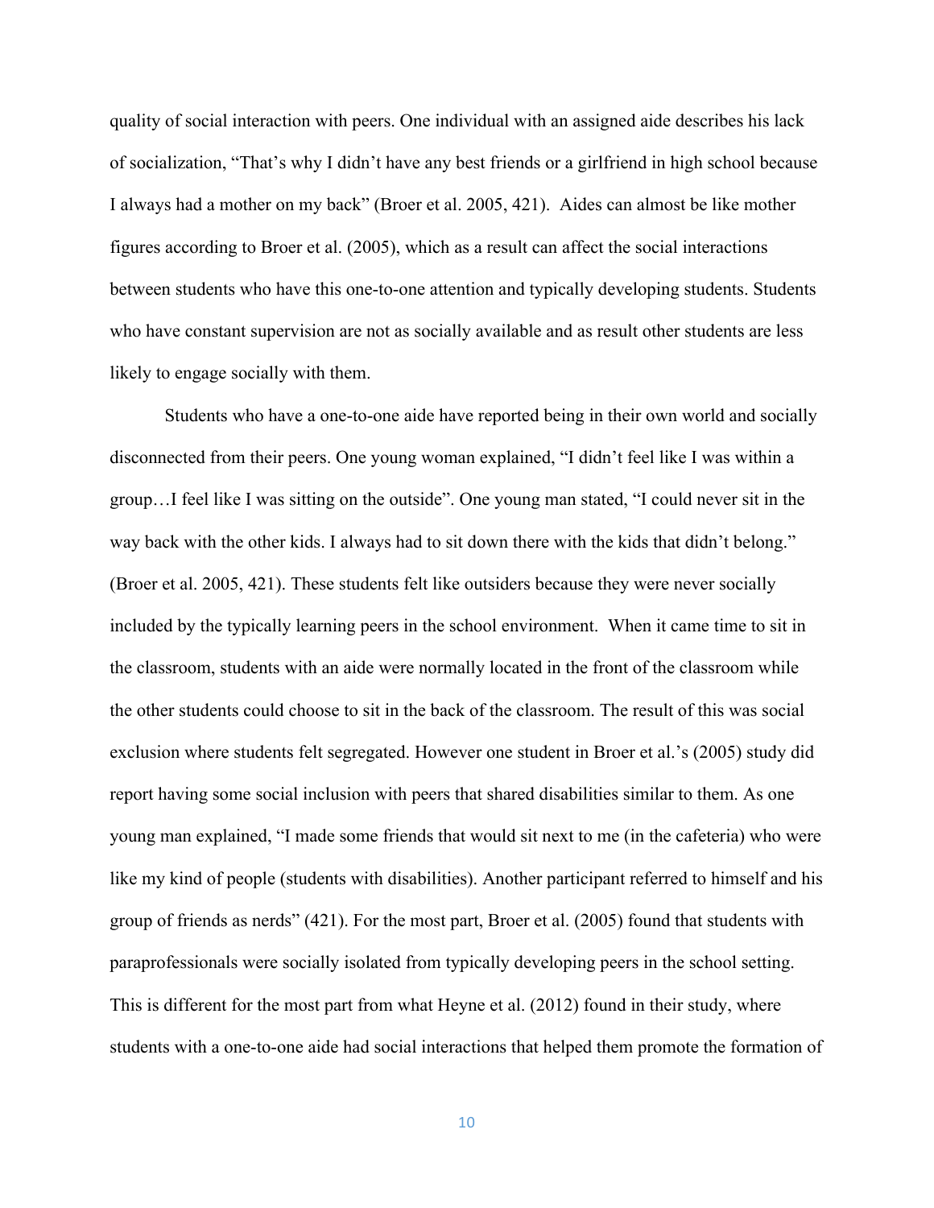quality of social interaction with peers. One individual with an assigned aide describes his lack of socialization, “That’s why I didn’t have any best friends or a girlfriend in high school because I always had a mother on my back” (Broer et al. 2005, 421). Aides can almost be like mother figures according to Broer et al. (2005), which as a result can affect the social interactions between students who have this one-to-one attention and typically developing students. Students who have constant supervision are not as socially available and as result other students are less likely to engage socially with them.

Students who have a one-to-one aide have reported being in their own world and socially disconnected from their peers. One young woman explained, “I didn’t feel like I was within a group…I feel like I was sitting on the outside”. One young man stated, “I could never sit in the way back with the other kids. I always had to sit down there with the kids that didn’t belong.” (Broer et al. 2005, 421). These students felt like outsiders because they were never socially included by the typically learning peers in the school environment. When it came time to sit in the classroom, students with an aide were normally located in the front of the classroom while the other students could choose to sit in the back of the classroom. The result of this was social exclusion where students felt segregated. However one student in Broer et al.’s (2005) study did report having some social inclusion with peers that shared disabilities similar to them. As one young man explained, “I made some friends that would sit next to me (in the cafeteria) who were like my kind of people (students with disabilities). Another participant referred to himself and his group of friends as nerds” (421). For the most part, Broer et al. (2005) found that students with paraprofessionals were socially isolated from typically developing peers in the school setting. This is different for the most part from what Heyne et al. (2012) found in their study, where students with a one-to-one aide had social interactions that helped them promote the formation of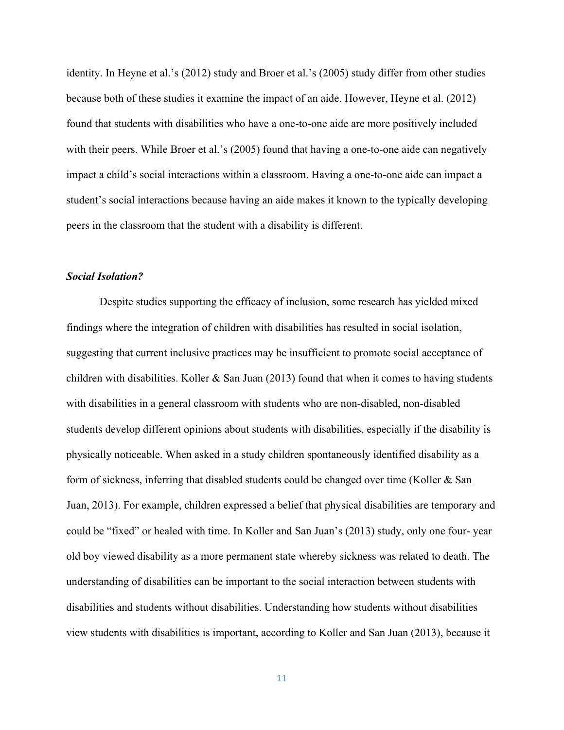identity. In Heyne et al.'s (2012) study and Broer et al.'s (2005) study differ from other studies because both of these studies it examine the impact of an aide. However, Heyne et al. (2012) found that students with disabilities who have a one-to-one aide are more positively included with their peers. While Broer et al.'s (2005) found that having a one-to-one aide can negatively impact a child's social interactions within a classroom. Having a one-to-one aide can impact a student's social interactions because having an aide makes it known to the typically developing peers in the classroom that the student with a disability is different.

***Social Isolation?***

Despite studies supporting the efficacy of inclusion, some research has yielded mixed findings where the integration of children with disabilities has resulted in social isolation, suggesting that current inclusive practices may be insufficient to promote social acceptance of children with disabilities. Koller & San Juan (2013) found that when it comes to having students with disabilities in a general classroom with students who are non-disabled, non-disabled students develop different opinions about students with disabilities, especially if the disability is physically noticeable. When asked in a study children spontaneously identified disability as a form of sickness, inferring that disabled students could be changed over time (Koller & San Juan, 2013). For example, children expressed a belief that physical disabilities are temporary and could be "fixed" or healed with time. In Koller and San Juan's (2013) study, only one four- year old boy viewed disability as a more permanent state whereby sickness was related to death. The understanding of disabilities can be important to the social interaction between students with disabilities and students without disabilities. Understanding how students without disabilities view students with disabilities is important, according to Koller and San Juan (2013), because it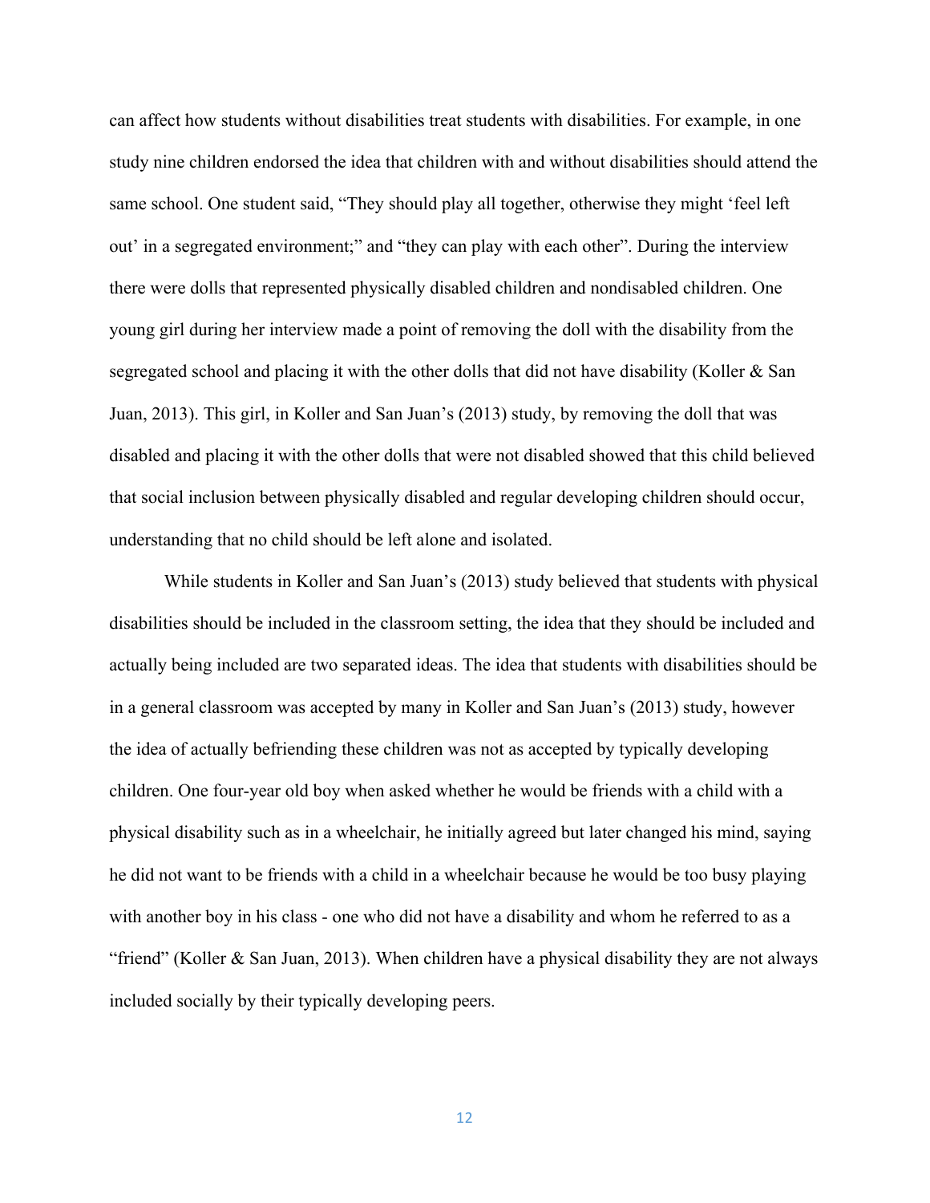can affect how students without disabilities treat students with disabilities. For example, in one study nine children endorsed the idea that children with and without disabilities should attend the same school. One student said, "They should play all together, otherwise they might 'feel left out' in a segregated environment;" and "they can play with each other". During the interview there were dolls that represented physically disabled children and nondisabled children. One young girl during her interview made a point of removing the doll with the disability from the segregated school and placing it with the other dolls that did not have disability (Koller & San Juan, 2013). This girl, in Koller and San Juan's (2013) study, by removing the doll that was disabled and placing it with the other dolls that were not disabled showed that this child believed that social inclusion between physically disabled and regular developing children should occur, understanding that no child should be left alone and isolated.

While students in Koller and San Juan's (2013) study believed that students with physical disabilities should be included in the classroom setting, the idea that they should be included and actually being included are two separated ideas. The idea that students with disabilities should be in a general classroom was accepted by many in Koller and San Juan's (2013) study, however the idea of actually befriending these children was not as accepted by typically developing children. One four-year old boy when asked whether he would be friends with a child with a physical disability such as in a wheelchair, he initially agreed but later changed his mind, saying he did not want to be friends with a child in a wheelchair because he would be too busy playing with another boy in his class - one who did not have a disability and whom he referred to as a "friend" (Koller & San Juan, 2013). When children have a physical disability they are not always included socially by their typically developing peers.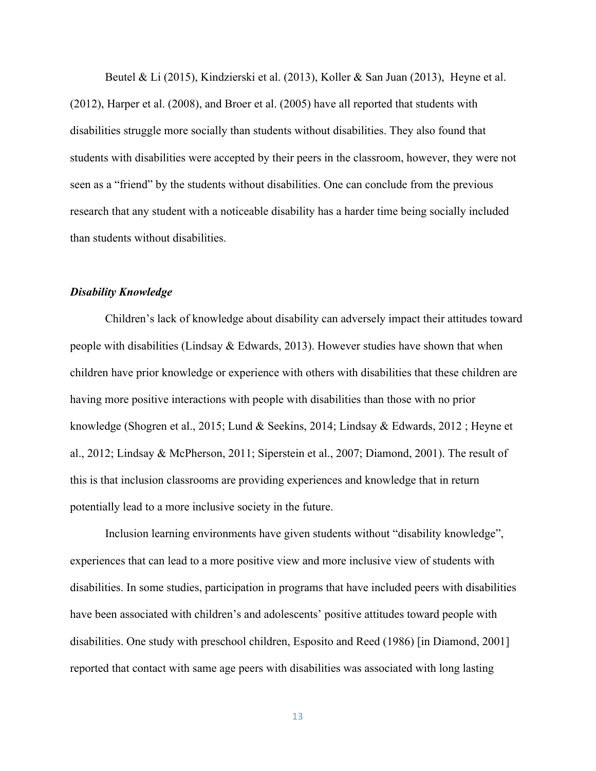Beutel & Li (2015), Kindzierski et al. (2013), Koller & San Juan (2013), Heyne et al. (2012), Harper et al. (2008), and Broer et al. (2005) have all reported that students with disabilities struggle more socially than students without disabilities. They also found that students with disabilities were accepted by their peers in the classroom, however, they were not seen as a "friend" by the students without disabilities. One can conclude from the previous research that any student with a noticeable disability has a harder time being socially included than students without disabilities.

### *Disability Knowledge*

Children's lack of knowledge about disability can adversely impact their attitudes toward people with disabilities (Lindsay & Edwards, 2013). However studies have shown that when children have prior knowledge or experience with others with disabilities that these children are having more positive interactions with people with disabilities than those with no prior knowledge (Shogren et al., 2015; Lund & Seekins, 2014; Lindsay & Edwards, 2012 ; Heyne et al., 2012; Lindsay & McPherson, 2011; Siperstein et al., 2007; Diamond, 2001). The result of this is that inclusion classrooms are providing experiences and knowledge that in return potentially lead to a more inclusive society in the future.

Inclusion learning environments have given students without "disability knowledge", experiences that can lead to a more positive view and more inclusive view of students with disabilities. In some studies, participation in programs that have included peers with disabilities have been associated with children's and adolescents' positive attitudes toward people with disabilities. One study with preschool children, Esposito and Reed (1986) [in Diamond, 2001] reported that contact with same age peers with disabilities was associated with long lasting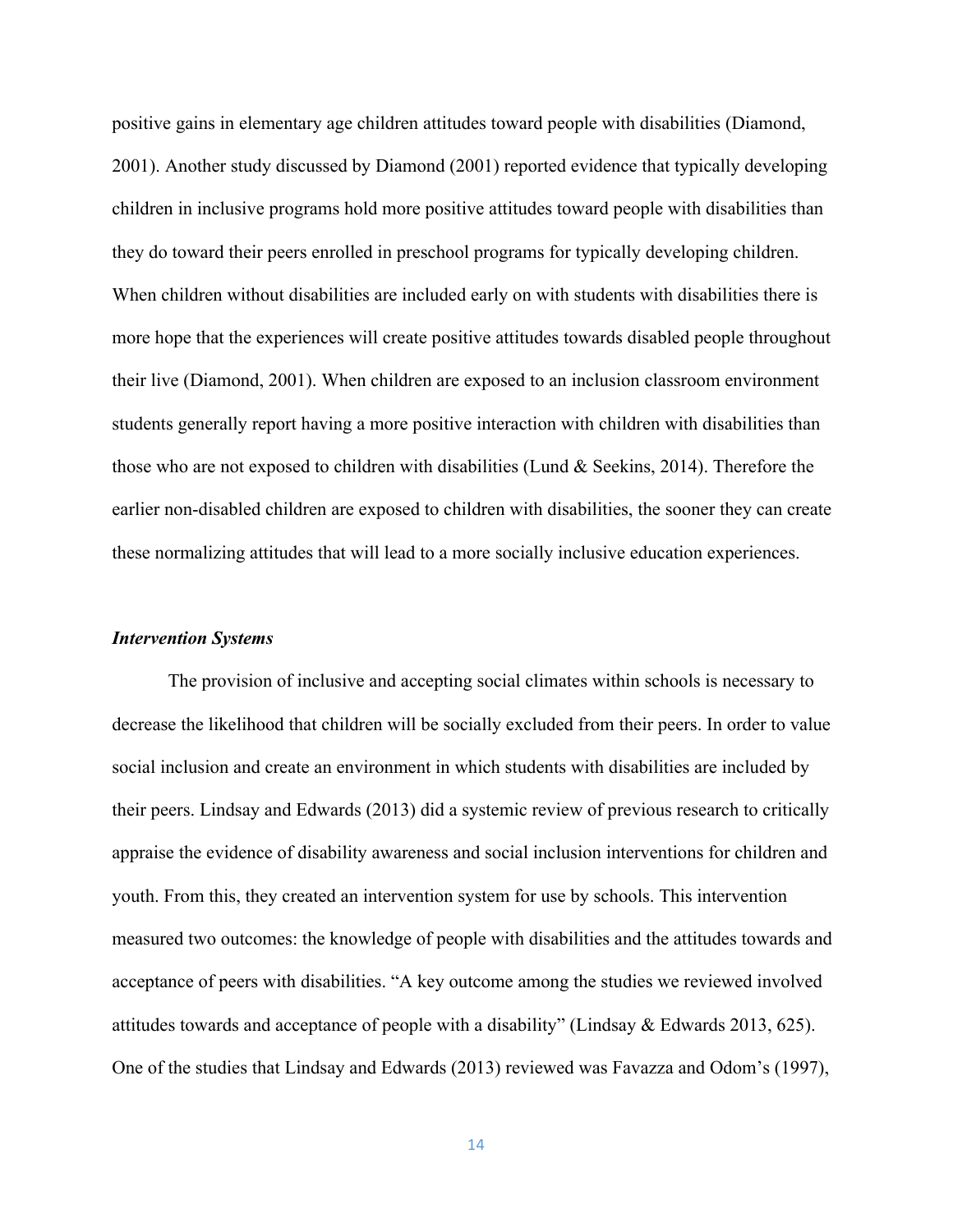positive gains in elementary age children attitudes toward people with disabilities (Diamond, 2001). Another study discussed by Diamond (2001) reported evidence that typically developing children in inclusive programs hold more positive attitudes toward people with disabilities than they do toward their peers enrolled in preschool programs for typically developing children. When children without disabilities are included early on with students with disabilities there is more hope that the experiences will create positive attitudes towards disabled people throughout their live (Diamond, 2001). When children are exposed to an inclusion classroom environment students generally report having a more positive interaction with children with disabilities than those who are not exposed to children with disabilities (Lund & Seekins, 2014). Therefore the earlier non-disabled children are exposed to children with disabilities, the sooner they can create these normalizing attitudes that will lead to a more socially inclusive education experiences.

### *Intervention Systems*

The provision of inclusive and accepting social climates within schools is necessary to decrease the likelihood that children will be socially excluded from their peers. In order to value social inclusion and create an environment in which students with disabilities are included by their peers. Lindsay and Edwards (2013) did a systemic review of previous research to critically appraise the evidence of disability awareness and social inclusion interventions for children and youth. From this, they created an intervention system for use by schools. This intervention measured two outcomes: the knowledge of people with disabilities and the attitudes towards and acceptance of peers with disabilities. "A key outcome among the studies we reviewed involved attitudes towards and acceptance of people with a disability" (Lindsay & Edwards 2013, 625). One of the studies that Lindsay and Edwards (2013) reviewed was Favazza and Odom's (1997),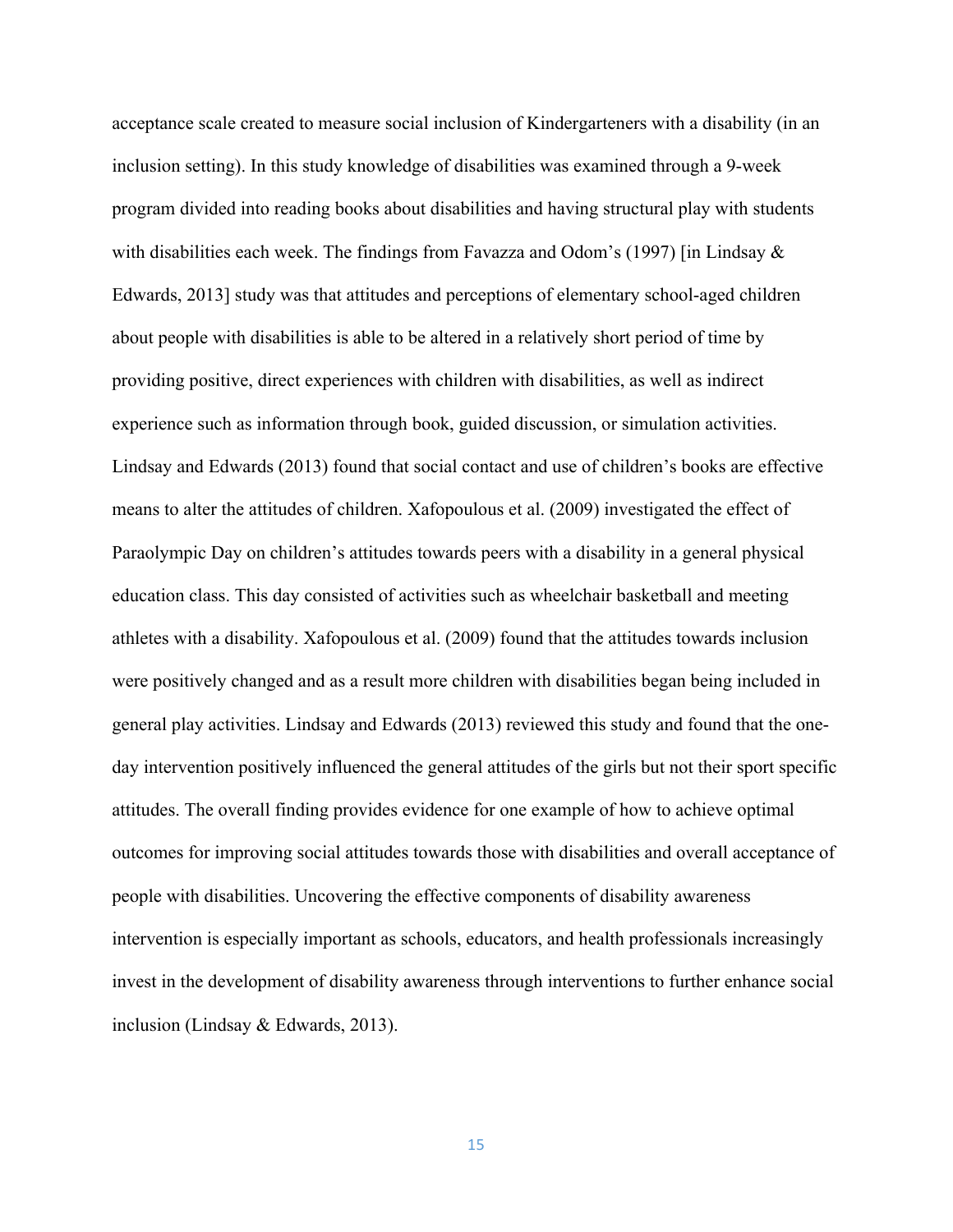acceptance scale created to measure social inclusion of Kindergarteners with a disability (in an inclusion setting). In this study knowledge of disabilities was examined through a 9-week program divided into reading books about disabilities and having structural play with students with disabilities each week. The findings from Favazza and Odom's (1997) [in Lindsay & Edwards, 2013] study was that attitudes and perceptions of elementary school-aged children about people with disabilities is able to be altered in a relatively short period of time by providing positive, direct experiences with children with disabilities, as well as indirect experience such as information through book, guided discussion, or simulation activities. Lindsay and Edwards (2013) found that social contact and use of children's books are effective means to alter the attitudes of children. Xafopoulous et al. (2009) investigated the effect of Paraolympic Day on children's attitudes towards peers with a disability in a general physical education class. This day consisted of activities such as wheelchair basketball and meeting athletes with a disability. Xafopoulous et al. (2009) found that the attitudes towards inclusion were positively changed and as a result more children with disabilities began being included in general play activities. Lindsay and Edwards (2013) reviewed this study and found that the one-day intervention positively influenced the general attitudes of the girls but not their sport specific attitudes. The overall finding provides evidence for one example of how to achieve optimal outcomes for improving social attitudes towards those with disabilities and overall acceptance of people with disabilities. Uncovering the effective components of disability awareness intervention is especially important as schools, educators, and health professionals increasingly invest in the development of disability awareness through interventions to further enhance social inclusion (Lindsay & Edwards, 2013).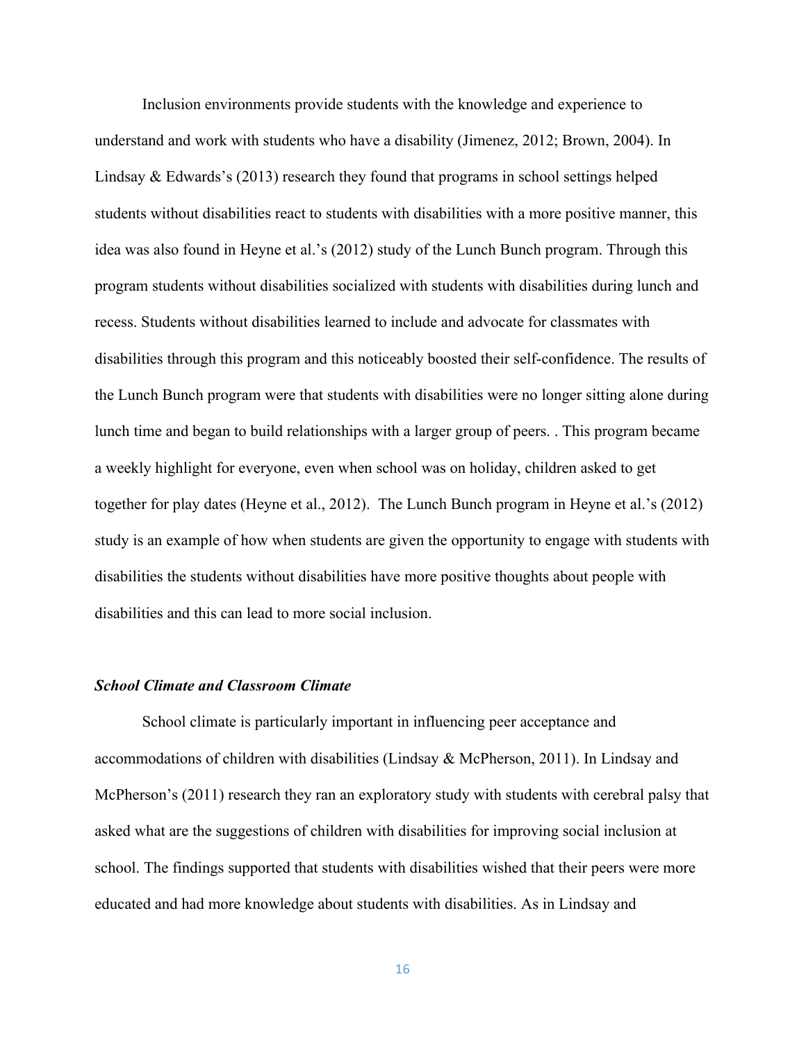Inclusion environments provide students with the knowledge and experience to understand and work with students who have a disability (Jimenez, 2012; Brown, 2004). In Lindsay & Edwards's (2013) research they found that programs in school settings helped students without disabilities react to students with disabilities with a more positive manner, this idea was also found in Heyne et al.'s (2012) study of the Lunch Bunch program. Through this program students without disabilities socialized with students with disabilities during lunch and recess. Students without disabilities learned to include and advocate for classmates with disabilities through this program and this noticeably boosted their self-confidence. The results of the Lunch Bunch program were that students with disabilities were no longer sitting alone during lunch time and began to build relationships with a larger group of peers. . This program became a weekly highlight for everyone, even when school was on holiday, children asked to get together for play dates (Heyne et al., 2012). The Lunch Bunch program in Heyne et al.'s (2012) study is an example of how when students are given the opportunity to engage with students with disabilities the students without disabilities have more positive thoughts about people with disabilities and this can lead to more social inclusion.

### ***School Climate and Classroom Climate***

School climate is particularly important in influencing peer acceptance and accommodations of children with disabilities (Lindsay & McPherson, 2011). In Lindsay and McPherson's (2011) research they ran an exploratory study with students with cerebral palsy that asked what are the suggestions of children with disabilities for improving social inclusion at school. The findings supported that students with disabilities wished that their peers were more educated and had more knowledge about students with disabilities. As in Lindsay and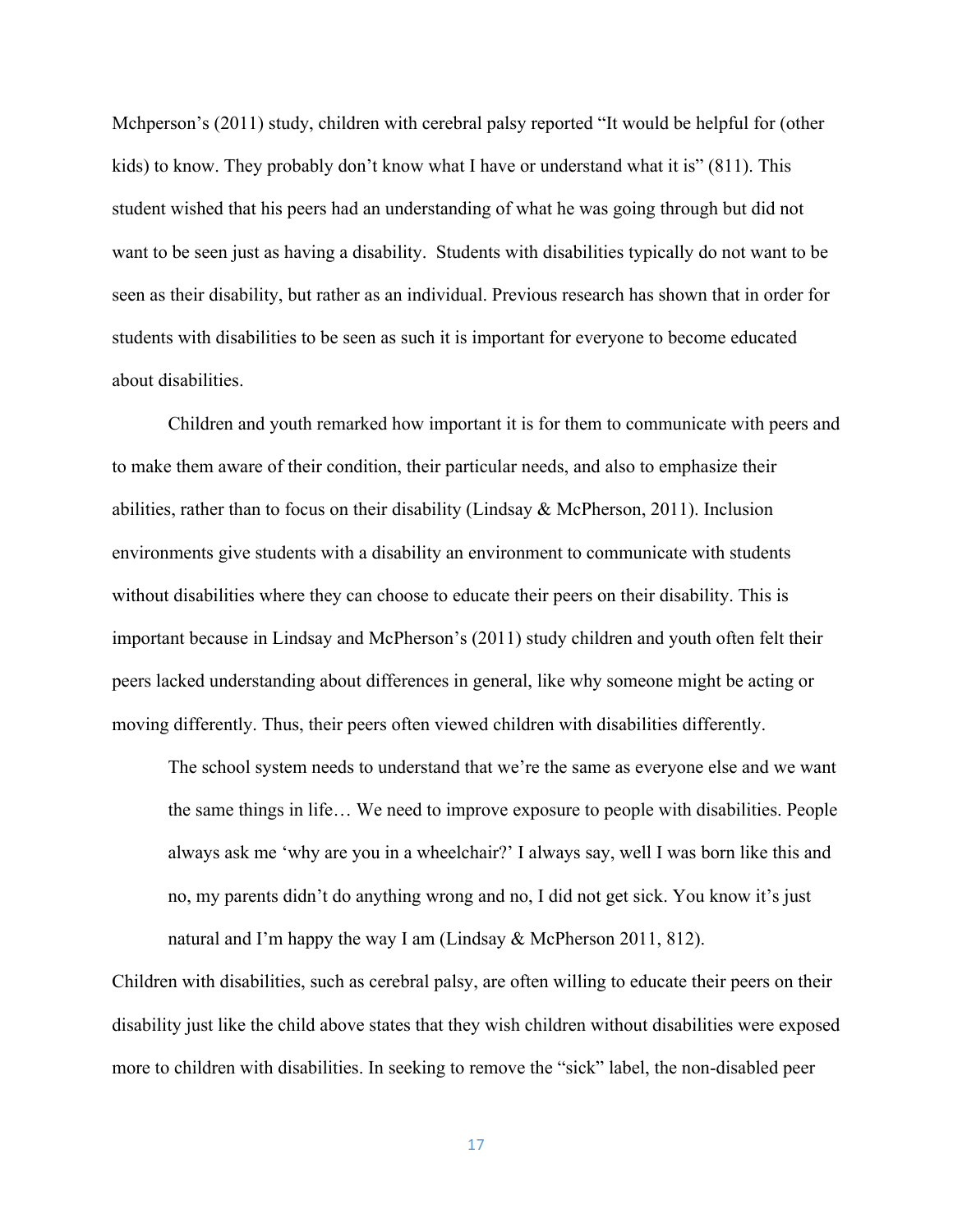Mchperson's (2011) study, children with cerebral palsy reported "It would be helpful for (other kids) to know. They probably don't know what I have or understand what it is" (811). This student wished that his peers had an understanding of what he was going through but did not want to be seen just as having a disability.  Students with disabilities typically do not want to be seen as their disability, but rather as an individual. Previous research has shown that in order for students with disabilities to be seen as such it is important for everyone to become educated about disabilities.

Children and youth remarked how important it is for them to communicate with peers and to make them aware of their condition, their particular needs, and also to emphasize their abilities, rather than to focus on their disability (Lindsay & McPherson, 2011). Inclusion environments give students with a disability an environment to communicate with students without disabilities where they can choose to educate their peers on their disability. This is important because in Lindsay and McPherson's (2011) study children and youth often felt their peers lacked understanding about differences in general, like why someone might be acting or moving differently. Thus, their peers often viewed children with disabilities differently.

> The school system needs to understand that we're the same as everyone else and we want the same things in life… We need to improve exposure to people with disabilities. People always ask me 'why are you in a wheelchair?' I always say, well I was born like this and no, my parents didn't do anything wrong and no, I did not get sick. You know it's just natural and I'm happy the way I am (Lindsay & McPherson 2011, 812).

Children with disabilities, such as cerebral palsy, are often willing to educate their peers on their disability just like the child above states that they wish children without disabilities were exposed more to children with disabilities. In seeking to remove the "sick" label, the non-disabled peer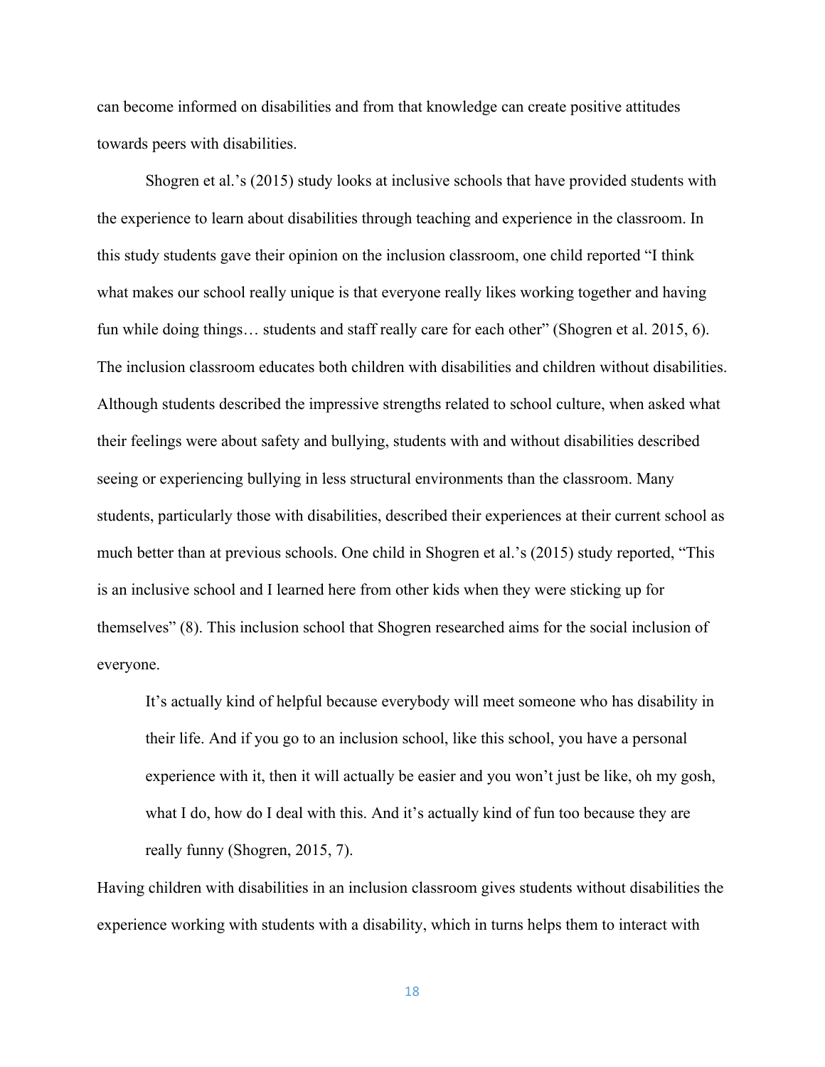can become informed on disabilities and from that knowledge can create positive attitudes towards peers with disabilities.

Shogren et al.'s (2015) study looks at inclusive schools that have provided students with the experience to learn about disabilities through teaching and experience in the classroom. In this study students gave their opinion on the inclusion classroom, one child reported "I think what makes our school really unique is that everyone really likes working together and having fun while doing things… students and staff really care for each other" (Shogren et al. 2015, 6). The inclusion classroom educates both children with disabilities and children without disabilities. Although students described the impressive strengths related to school culture, when asked what their feelings were about safety and bullying, students with and without disabilities described seeing or experiencing bullying in less structural environments than the classroom. Many students, particularly those with disabilities, described their experiences at their current school as much better than at previous schools. One child in Shogren et al.'s (2015) study reported, "This is an inclusive school and I learned here from other kids when they were sticking up for themselves" (8). This inclusion school that Shogren researched aims for the social inclusion of everyone.

> It's actually kind of helpful because everybody will meet someone who has disability in their life. And if you go to an inclusion school, like this school, you have a personal experience with it, then it will actually be easier and you won't just be like, oh my gosh, what I do, how do I deal with this. And it's actually kind of fun too because they are really funny (Shogren, 2015, 7).

Having children with disabilities in an inclusion classroom gives students without disabilities the experience working with students with a disability, which in turns helps them to interact with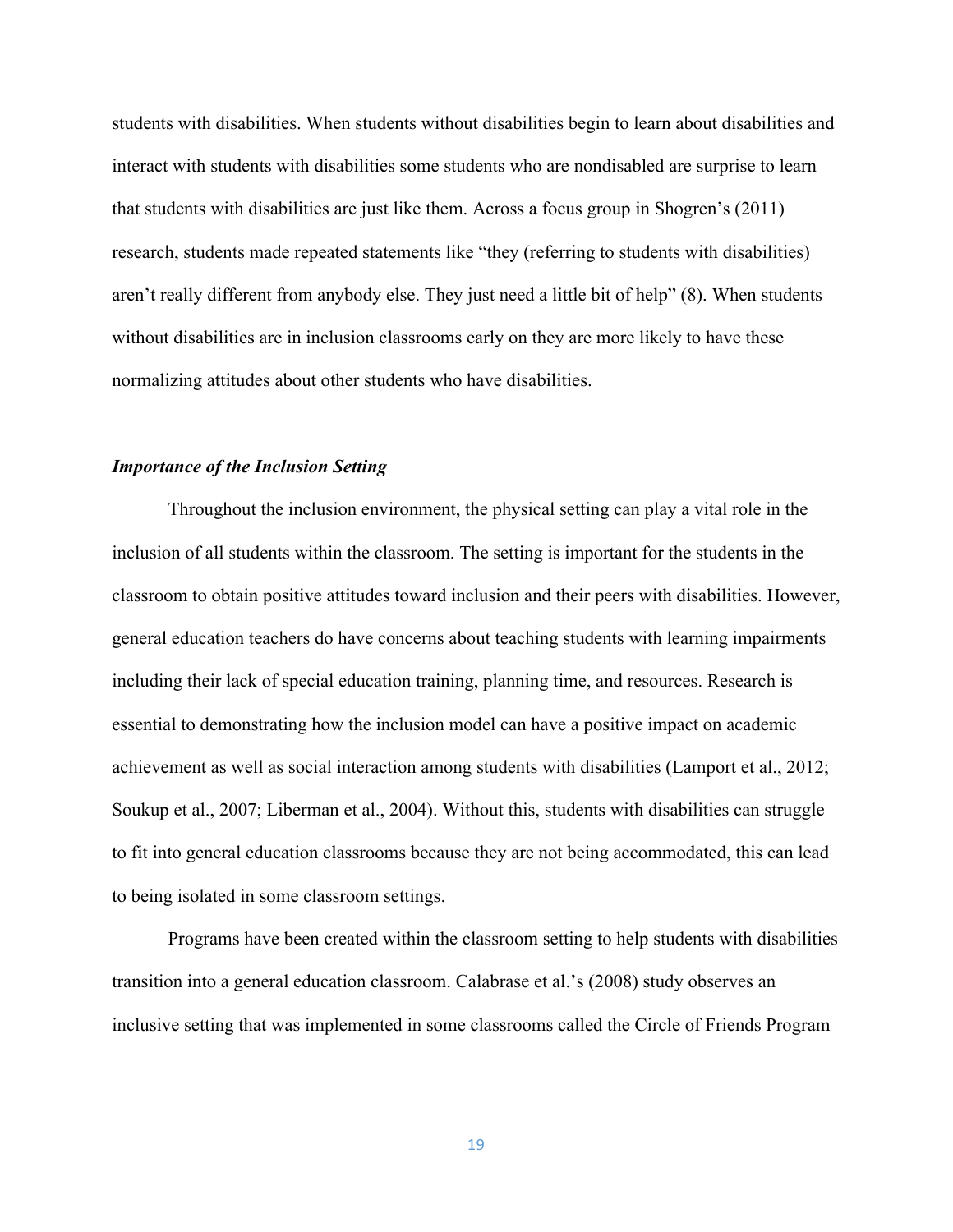students with disabilities. When students without disabilities begin to learn about disabilities and interact with students with disabilities some students who are nondisabled are surprise to learn that students with disabilities are just like them. Across a focus group in Shogren's (2011) research, students made repeated statements like "they (referring to students with disabilities) aren't really different from anybody else. They just need a little bit of help" (8). When students without disabilities are in inclusion classrooms early on they are more likely to have these normalizing attitudes about other students who have disabilities.

***Importance of the Inclusion Setting***

Throughout the inclusion environment, the physical setting can play a vital role in the inclusion of all students within the classroom. The setting is important for the students in the classroom to obtain positive attitudes toward inclusion and their peers with disabilities. However, general education teachers do have concerns about teaching students with learning impairments including their lack of special education training, planning time, and resources. Research is essential to demonstrating how the inclusion model can have a positive impact on academic achievement as well as social interaction among students with disabilities (Lamport et al., 2012; Soukup et al., 2007; Liberman et al., 2004). Without this, students with disabilities can struggle to fit into general education classrooms because they are not being accommodated, this can lead to being isolated in some classroom settings.

Programs have been created within the classroom setting to help students with disabilities transition into a general education classroom. Calabrase et al.'s (2008) study observes an inclusive setting that was implemented in some classrooms called the Circle of Friends Program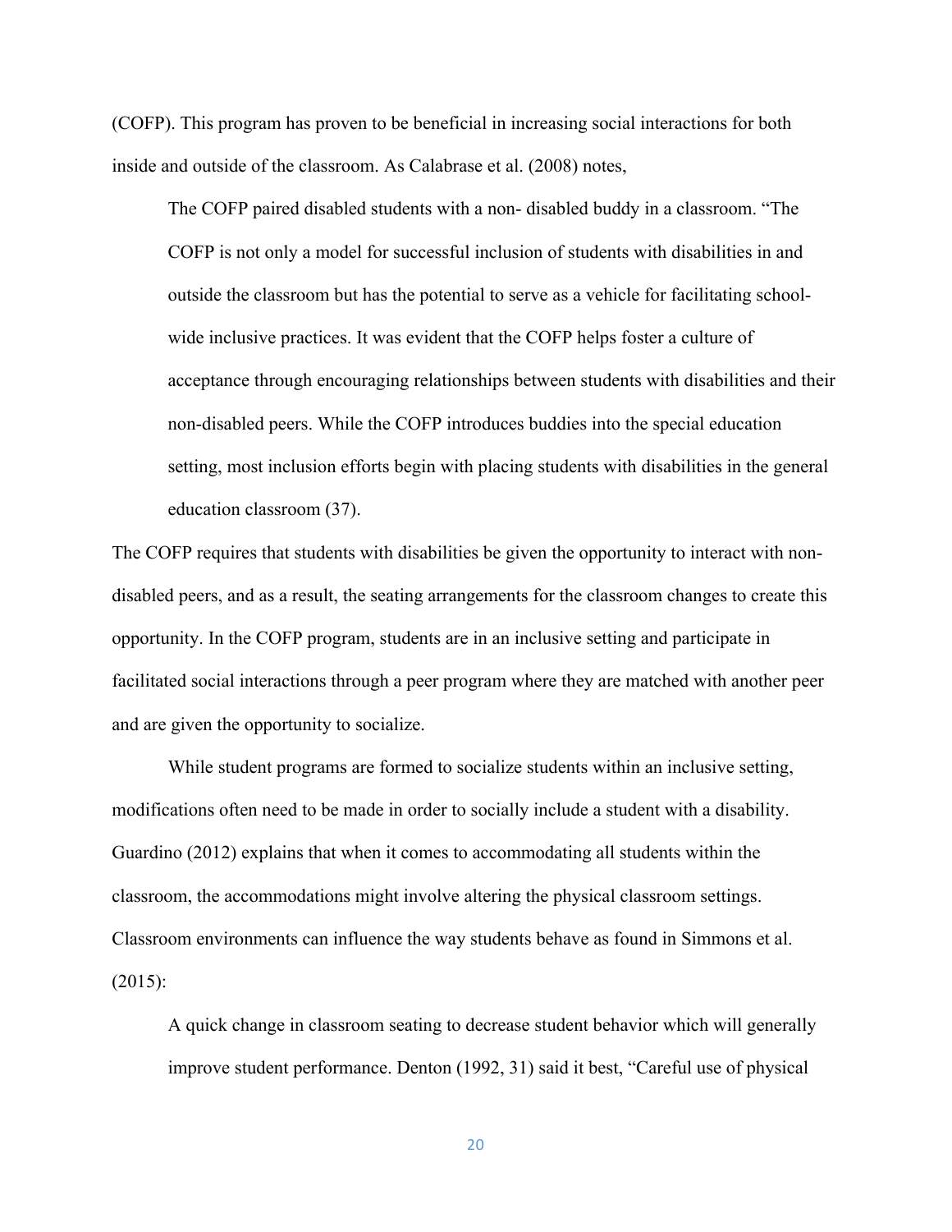(COFP). This program has proven to be beneficial in increasing social interactions for both inside and outside of the classroom. As Calabrase et al. (2008) notes,

> The COFP paired disabled students with a non- disabled buddy in a classroom. “The COFP is not only a model for successful inclusion of students with disabilities in and outside the classroom but has the potential to serve as a vehicle for facilitating school-wide inclusive practices. It was evident that the COFP helps foster a culture of acceptance through encouraging relationships between students with disabilities and their non-disabled peers. While the COFP introduces buddies into the special education setting, most inclusion efforts begin with placing students with disabilities in the general education classroom (37).

The COFP requires that students with disabilities be given the opportunity to interact with non-disabled peers, and as a result, the seating arrangements for the classroom changes to create this opportunity. In the COFP program, students are in an inclusive setting and participate in facilitated social interactions through a peer program where they are matched with another peer and are given the opportunity to socialize.

While student programs are formed to socialize students within an inclusive setting, modifications often need to be made in order to socially include a student with a disability. Guardino (2012) explains that when it comes to accommodating all students within the classroom, the accommodations might involve altering the physical classroom settings. Classroom environments can influence the way students behave as found in Simmons et al. (2015):

> A quick change in classroom seating to decrease student behavior which will generally improve student performance. Denton (1992, 31) said it best, “Careful use of physical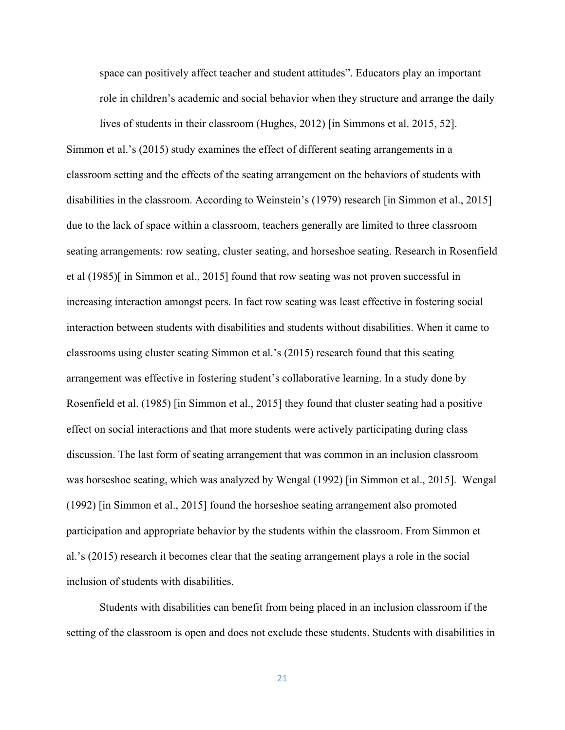> space can positively affect teacher and student attitudes". Educators play an important role in children's academic and social behavior when they structure and arrange the daily lives of students in their classroom (Hughes, 2012) [in Simmons et al. 2015, 52].

Simmon et al.'s (2015) study examines the effect of different seating arrangements in a classroom setting and the effects of the seating arrangement on the behaviors of students with disabilities in the classroom. According to Weinstein's (1979) research [in Simmon et al., 2015] due to the lack of space within a classroom, teachers generally are limited to three classroom seating arrangements: row seating, cluster seating, and horseshoe seating. Research in Rosenfield et al (1985)[ in Simmon et al., 2015] found that row seating was not proven successful in increasing interaction amongst peers. In fact row seating was least effective in fostering social interaction between students with disabilities and students without disabilities. When it came to classrooms using cluster seating Simmon et al.'s (2015) research found that this seating arrangement was effective in fostering student's collaborative learning. In a study done by Rosenfield et al. (1985) [in Simmon et al., 2015] they found that cluster seating had a positive effect on social interactions and that more students were actively participating during class discussion. The last form of seating arrangement that was common in an inclusion classroom was horseshoe seating, which was analyzed by Wengal (1992) [in Simmon et al., 2015]. Wengal (1992) [in Simmon et al., 2015] found the horseshoe seating arrangement also promoted participation and appropriate behavior by the students within the classroom. From Simmon et al.'s (2015) research it becomes clear that the seating arrangement plays a role in the social inclusion of students with disabilities.

Students with disabilities can benefit from being placed in an inclusion classroom if the setting of the classroom is open and does not exclude these students. Students with disabilities in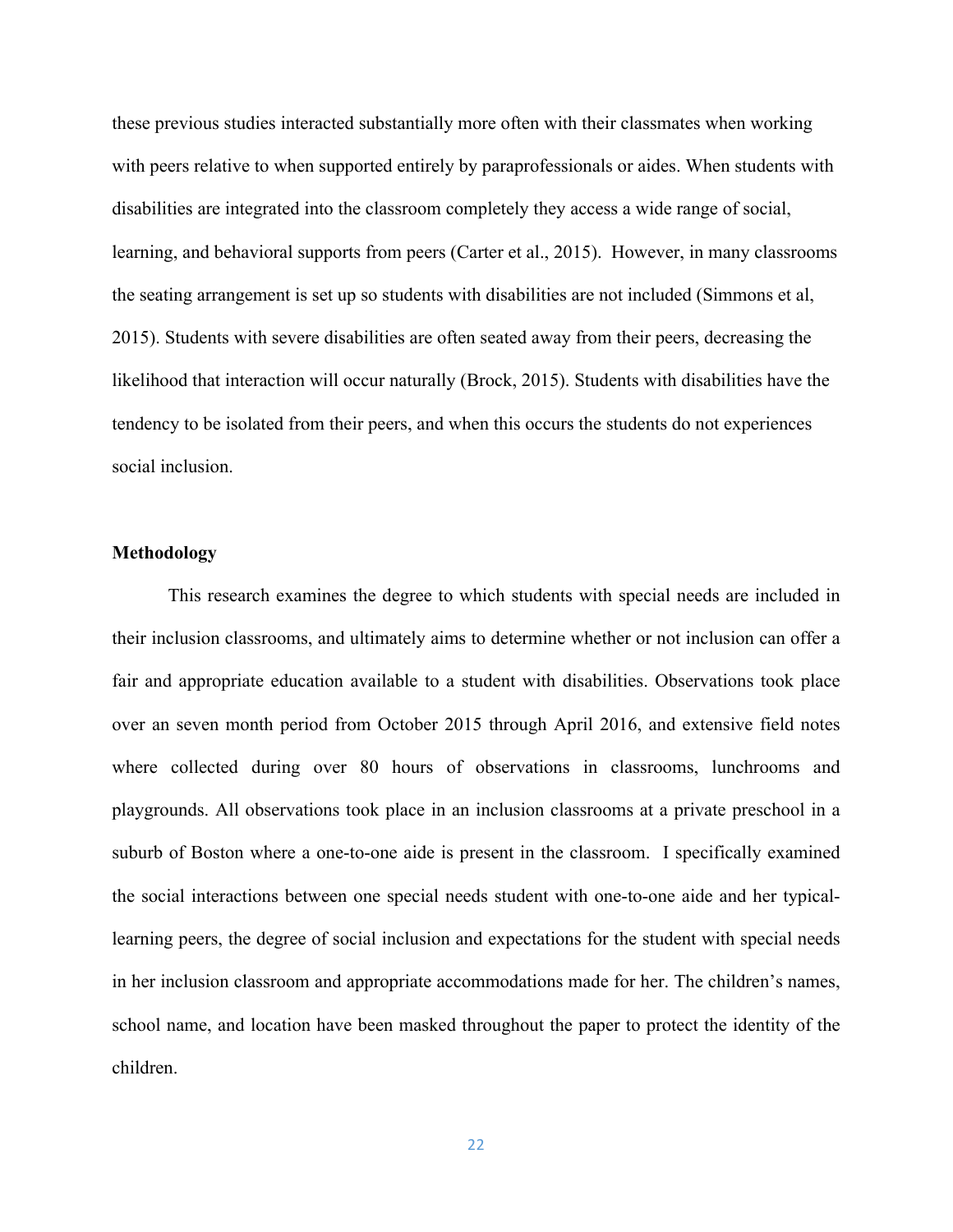these previous studies interacted substantially more often with their classmates when working with peers relative to when supported entirely by paraprofessionals or aides. When students with disabilities are integrated into the classroom completely they access a wide range of social, learning, and behavioral supports from peers (Carter et al., 2015). However, in many classrooms the seating arrangement is set up so students with disabilities are not included (Simmons et al, 2015). Students with severe disabilities are often seated away from their peers, decreasing the likelihood that interaction will occur naturally (Brock, 2015). Students with disabilities have the tendency to be isolated from their peers, and when this occurs the students do not experiences social inclusion.

**Methodology**

This research examines the degree to which students with special needs are included in their inclusion classrooms, and ultimately aims to determine whether or not inclusion can offer a fair and appropriate education available to a student with disabilities. Observations took place over an seven month period from October 2015 through April 2016, and extensive field notes where collected during over 80 hours of observations in classrooms, lunchrooms and playgrounds. All observations took place in an inclusion classrooms at a private preschool in a suburb of Boston where a one-to-one aide is present in the classroom. I specifically examined the social interactions between one special needs student with one-to-one aide and her typical-learning peers, the degree of social inclusion and expectations for the student with special needs in her inclusion classroom and appropriate accommodations made for her. The children's names, school name, and location have been masked throughout the paper to protect the identity of the children.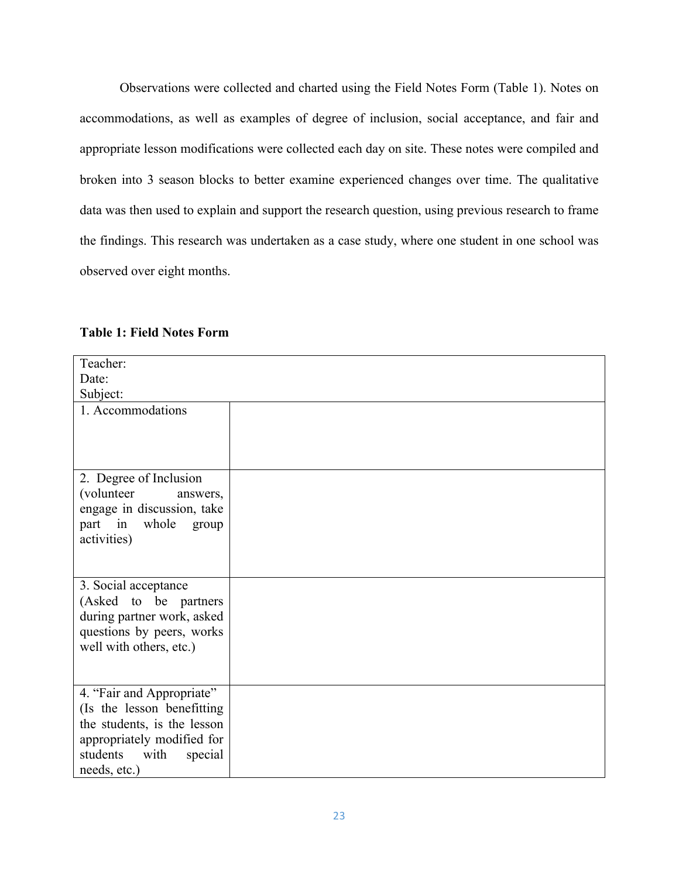Observations were collected and charted using the Field Notes Form (Table 1). Notes on accommodations, as well as examples of degree of inclusion, social acceptance, and fair and appropriate lesson modifications were collected each day on site. These notes were compiled and broken into 3 season blocks to better examine experienced changes over time. The qualitative data was then used to explain and support the research question, using previous research to frame the findings. This research was undertaken as a case study, where one student in one school was observed over eight months.

**Table 1: Field Notes Form**

| Teacher:<br>Date:<br>Subject: | |
|---|---|
| 1. Accommodations | |
| 2. Degree of Inclusion (volunteer answers, engage in discussion, take part in whole group activities) | |
| 3. Social acceptance (Asked to be partners during partner work, asked questions by peers, works well with others, etc.) | |
| 4. "Fair and Appropriate" (Is the lesson benefitting the students, is the lesson appropriately modified for students with special needs, etc.) | |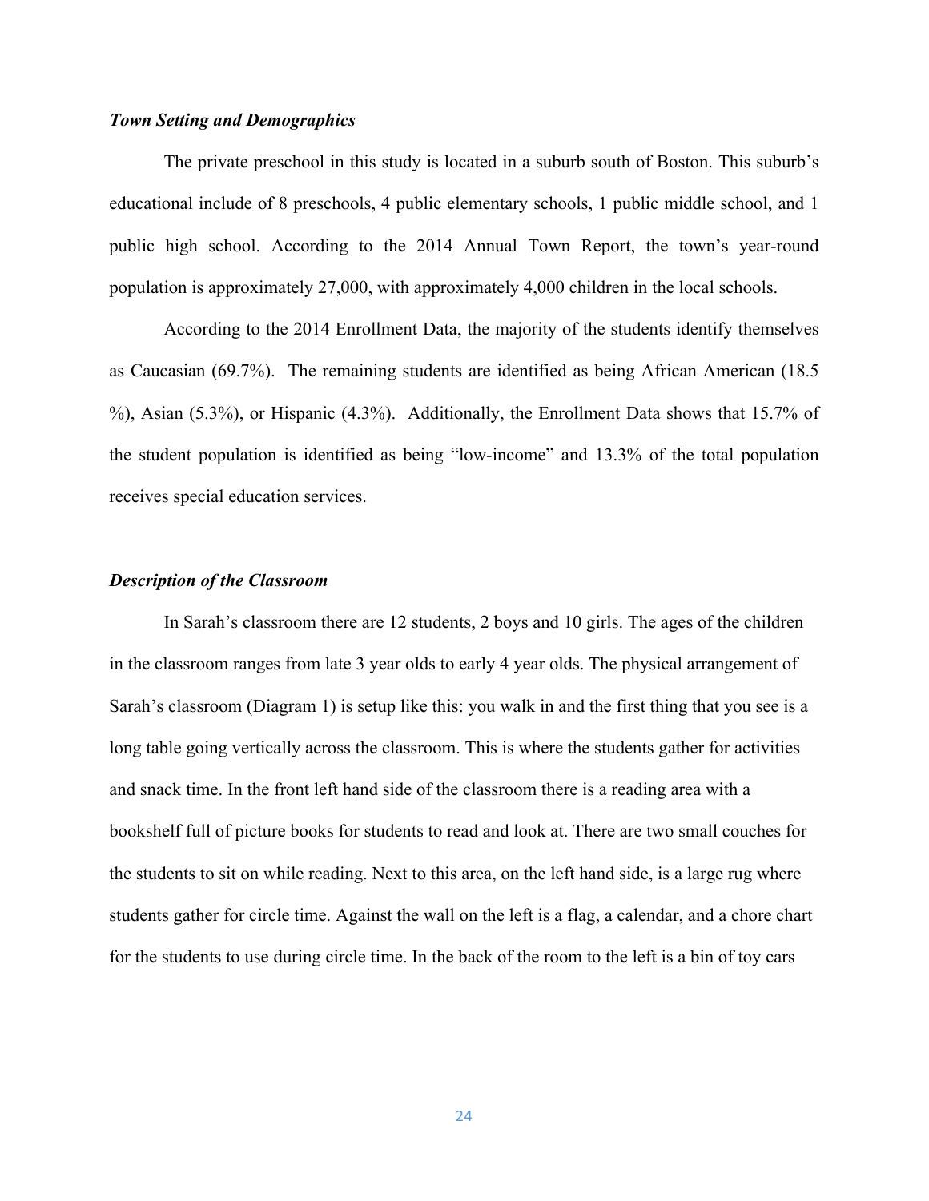***Town Setting and Demographics***

The private preschool in this study is located in a suburb south of Boston. This suburb's educational include of 8 preschools, 4 public elementary schools, 1 public middle school, and 1 public high school. According to the 2014 Annual Town Report, the town's year-round population is approximately 27,000, with approximately 4,000 children in the local schools.

According to the 2014 Enrollment Data, the majority of the students identify themselves as Caucasian (69.7%). The remaining students are identified as being African American (18.5 %), Asian (5.3%), or Hispanic (4.3%). Additionally, the Enrollment Data shows that 15.7% of the student population is identified as being "low-income" and 13.3% of the total population receives special education services.

***Description of the Classroom***

In Sarah's classroom there are 12 students, 2 boys and 10 girls. The ages of the children in the classroom ranges from late 3 year olds to early 4 year olds. The physical arrangement of Sarah's classroom (Diagram 1) is setup like this: you walk in and the first thing that you see is a long table going vertically across the classroom. This is where the students gather for activities and snack time. In the front left hand side of the classroom there is a reading area with a bookshelf full of picture books for students to read and look at. There are two small couches for the students to sit on while reading. Next to this area, on the left hand side, is a large rug where students gather for circle time. Against the wall on the left is a flag, a calendar, and a chore chart for the students to use during circle time. In the back of the room to the left is a bin of toy cars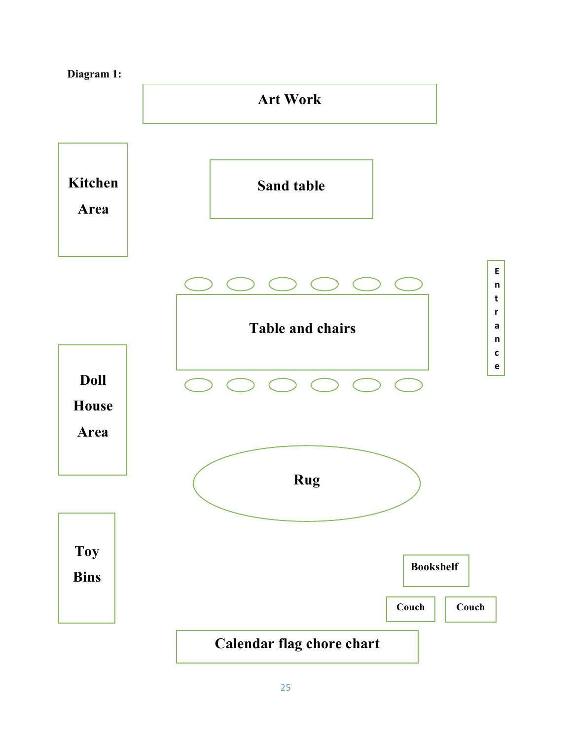**Diagram 1:**

Art Work

Kitchen Area

Sand table

Table and chairs

Entrance

Doll House Area

Rug

Toy Bins

Bookshelf

Couch

Couch

Calendar flag chore chart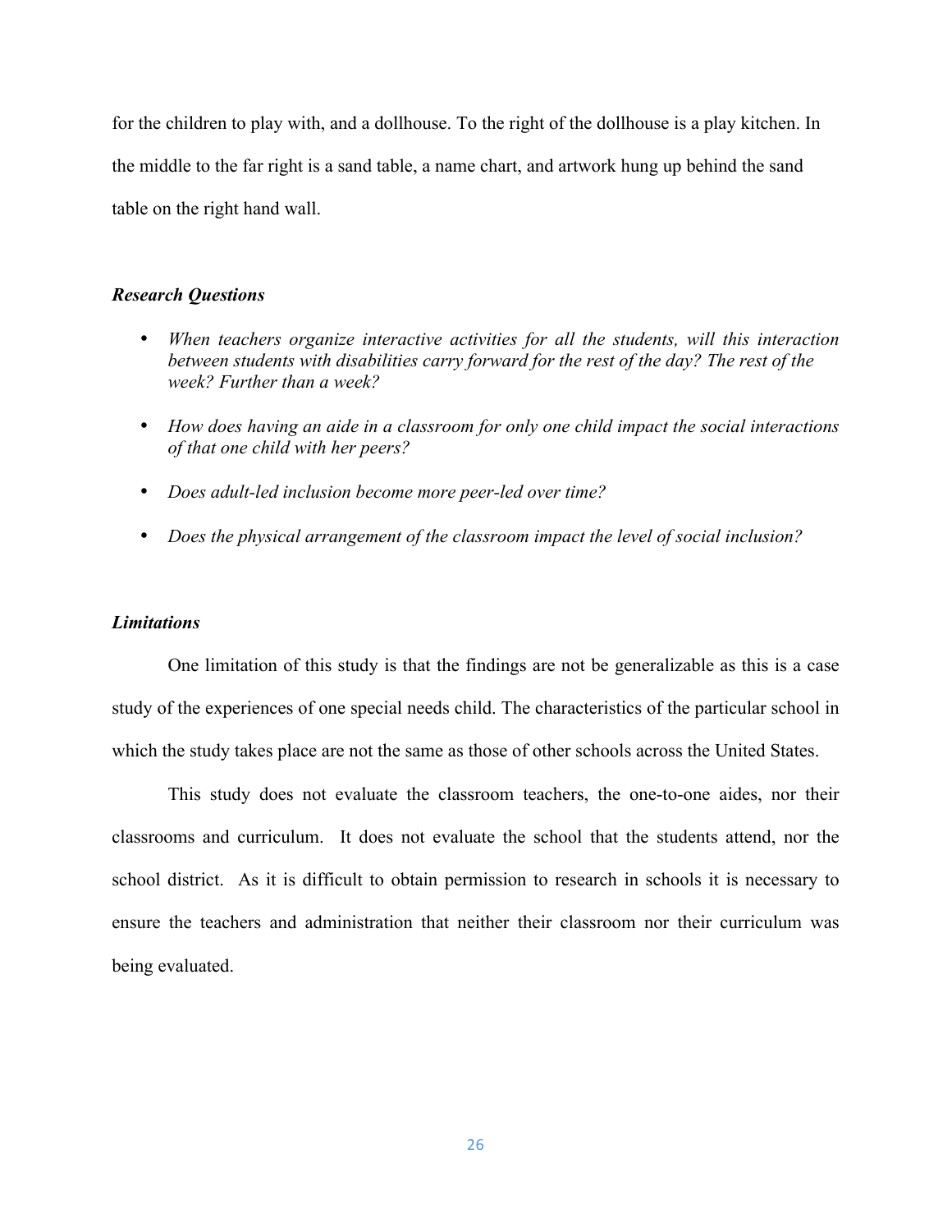for the children to play with, and a dollhouse. To the right of the dollhouse is a play kitchen. In the middle to the far right is a sand table, a name chart, and artwork hung up behind the sand table on the right hand wall.

### *Research Questions*

- *When teachers organize interactive activities for all the students, will this interaction between students with disabilities carry forward for the rest of the day? The rest of the week? Further than a week?*
- *How does having an aide in a classroom for only one child impact the social interactions of that one child with her peers?*
- *Does adult-led inclusion become more peer-led over time?*
- *Does the physical arrangement of the classroom impact the level of social inclusion?*

### *Limitations*

One limitation of this study is that the findings are not be generalizable as this is a case study of the experiences of one special needs child. The characteristics of the particular school in which the study takes place are not the same as those of other schools across the United States.

This study does not evaluate the classroom teachers, the one-to-one aides, nor their classrooms and curriculum. It does not evaluate the school that the students attend, nor the school district. As it is difficult to obtain permission to research in schools it is necessary to ensure the teachers and administration that neither their classroom nor their curriculum was being evaluated.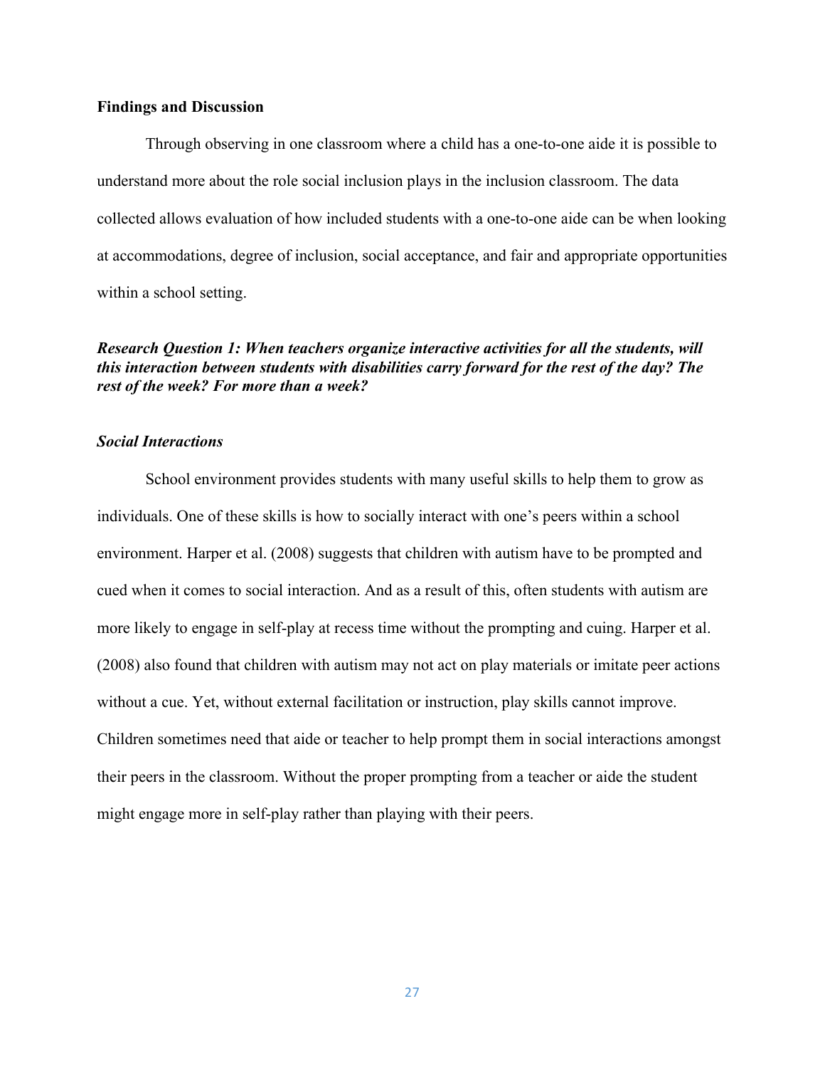**Findings and Discussion**

Through observing in one classroom where a child has a one-to-one aide it is possible to understand more about the role social inclusion plays in the inclusion classroom. The data collected allows evaluation of how included students with a one-to-one aide can be when looking at accommodations, degree of inclusion, social acceptance, and fair and appropriate opportunities within a school setting.

***Research Question 1: When teachers organize interactive activities for all the students, will this interaction between students with disabilities carry forward for the rest of the day? The rest of the week? For more than a week?***

***Social Interactions***

School environment provides students with many useful skills to help them to grow as individuals. One of these skills is how to socially interact with one's peers within a school environment. Harper et al. (2008) suggests that children with autism have to be prompted and cued when it comes to social interaction. And as a result of this, often students with autism are more likely to engage in self-play at recess time without the prompting and cuing. Harper et al. (2008) also found that children with autism may not act on play materials or imitate peer actions without a cue. Yet, without external facilitation or instruction, play skills cannot improve. Children sometimes need that aide or teacher to help prompt them in social interactions amongst their peers in the classroom. Without the proper prompting from a teacher or aide the student might engage more in self-play rather than playing with their peers.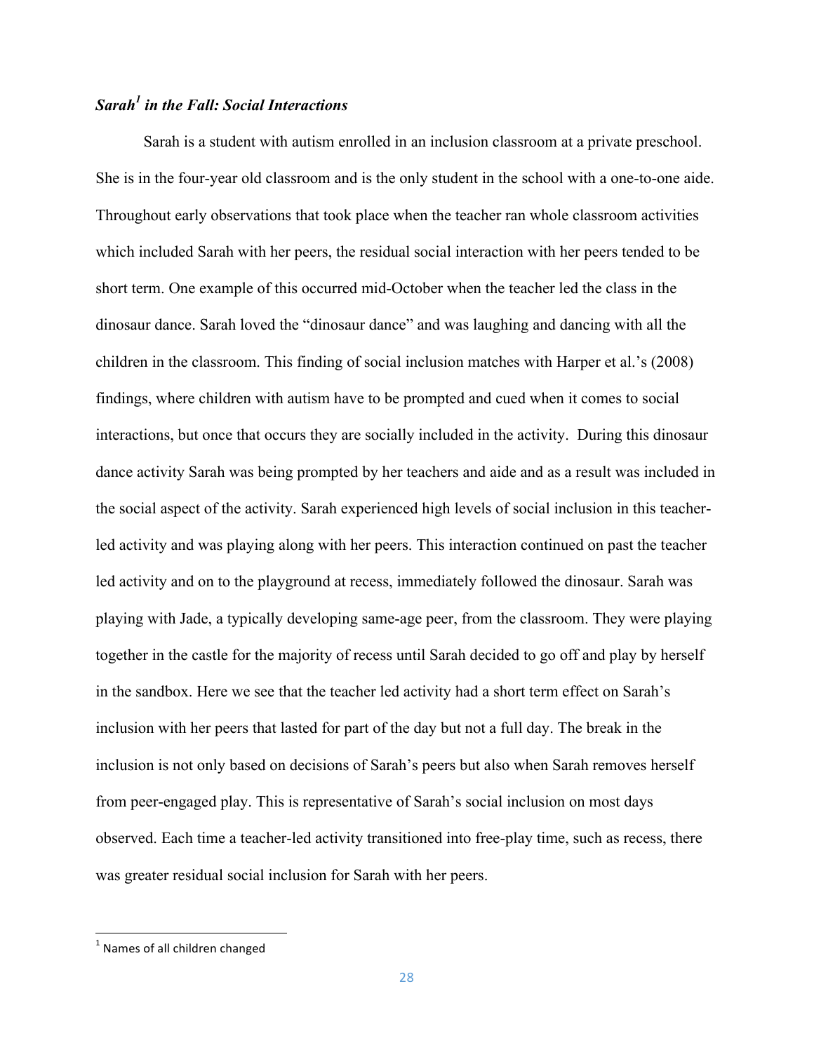### *Sarah[1] in the Fall: Social Interactions*

Sarah is a student with autism enrolled in an inclusion classroom at a private preschool. She is in the four-year old classroom and is the only student in the school with a one-to-one aide. Throughout early observations that took place when the teacher ran whole classroom activities which included Sarah with her peers, the residual social interaction with her peers tended to be short term. One example of this occurred mid-October when the teacher led the class in the dinosaur dance. Sarah loved the "dinosaur dance" and was laughing and dancing with all the children in the classroom. This finding of social inclusion matches with Harper et al.'s (2008) findings, where children with autism have to be prompted and cued when it comes to social interactions, but once that occurs they are socially included in the activity. During this dinosaur dance activity Sarah was being prompted by her teachers and aide and as a result was included in the social aspect of the activity. Sarah experienced high levels of social inclusion in this teacher-led activity and was playing along with her peers. This interaction continued on past the teacher led activity and on to the playground at recess, immediately followed the dinosaur. Sarah was playing with Jade, a typically developing same-age peer, from the classroom. They were playing together in the castle for the majority of recess until Sarah decided to go off and play by herself in the sandbox. Here we see that the teacher led activity had a short term effect on Sarah's inclusion with her peers that lasted for part of the day but not a full day. The break in the inclusion is not only based on decisions of Sarah's peers but also when Sarah removes herself from peer-engaged play. This is representative of Sarah's social inclusion on most days observed. Each time a teacher-led activity transitioned into free-play time, such as recess, there was greater residual social inclusion for Sarah with her peers.

---

[1] Names of all children changed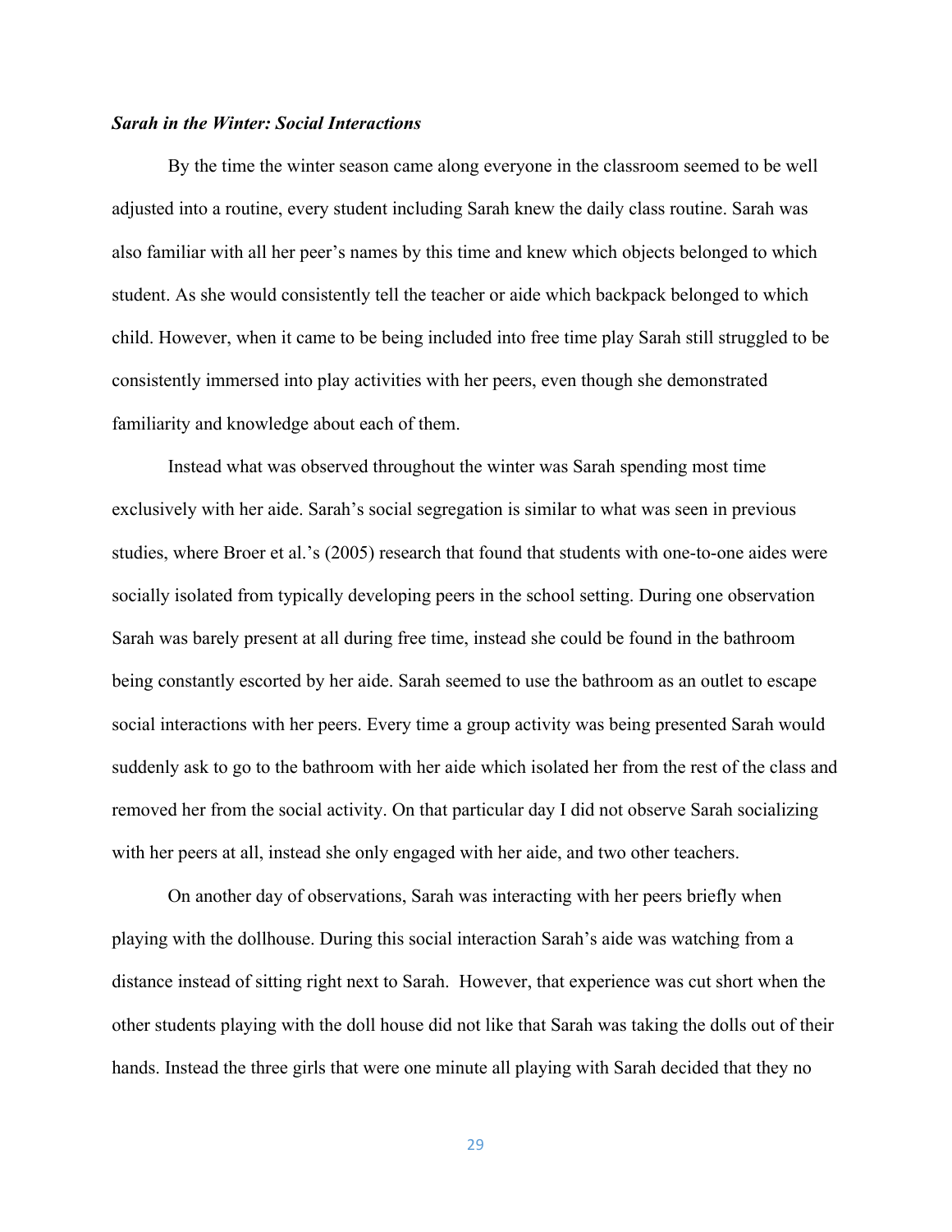***Sarah in the Winter: Social Interactions***

By the time the winter season came along everyone in the classroom seemed to be well adjusted into a routine, every student including Sarah knew the daily class routine. Sarah was also familiar with all her peer's names by this time and knew which objects belonged to which student. As she would consistently tell the teacher or aide which backpack belonged to which child. However, when it came to be being included into free time play Sarah still struggled to be consistently immersed into play activities with her peers, even though she demonstrated familiarity and knowledge about each of them.

Instead what was observed throughout the winter was Sarah spending most time exclusively with her aide. Sarah's social segregation is similar to what was seen in previous studies, where Broer et al.'s (2005) research that found that students with one-to-one aides were socially isolated from typically developing peers in the school setting. During one observation Sarah was barely present at all during free time, instead she could be found in the bathroom being constantly escorted by her aide. Sarah seemed to use the bathroom as an outlet to escape social interactions with her peers. Every time a group activity was being presented Sarah would suddenly ask to go to the bathroom with her aide which isolated her from the rest of the class and removed her from the social activity. On that particular day I did not observe Sarah socializing with her peers at all, instead she only engaged with her aide, and two other teachers.

On another day of observations, Sarah was interacting with her peers briefly when playing with the dollhouse. During this social interaction Sarah's aide was watching from a distance instead of sitting right next to Sarah. However, that experience was cut short when the other students playing with the doll house did not like that Sarah was taking the dolls out of their hands. Instead the three girls that were one minute all playing with Sarah decided that they no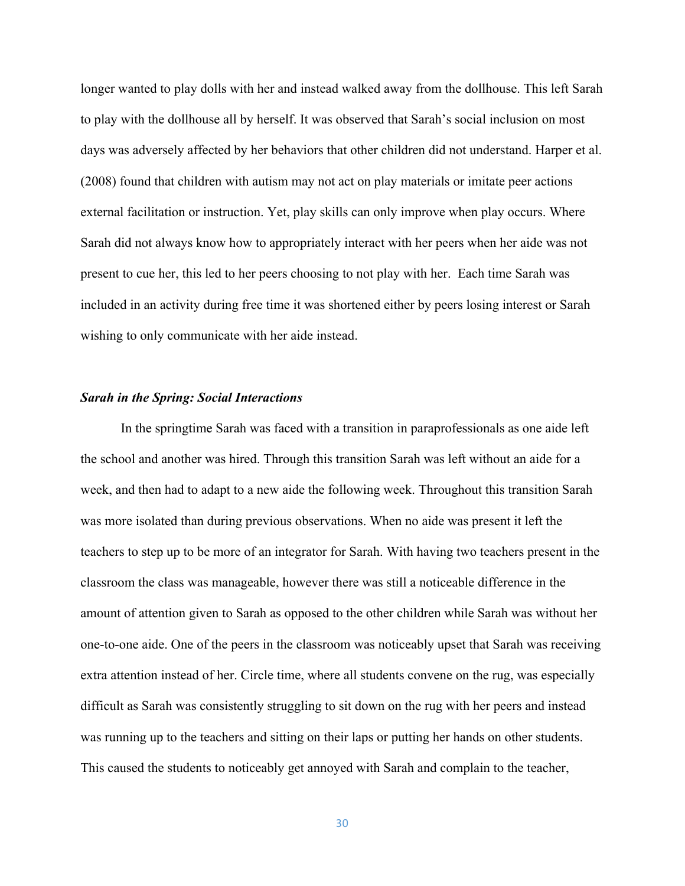longer wanted to play dolls with her and instead walked away from the dollhouse. This left Sarah to play with the dollhouse all by herself. It was observed that Sarah's social inclusion on most days was adversely affected by her behaviors that other children did not understand. Harper et al. (2008) found that children with autism may not act on play materials or imitate peer actions external facilitation or instruction. Yet, play skills can only improve when play occurs. Where Sarah did not always know how to appropriately interact with her peers when her aide was not present to cue her, this led to her peers choosing to not play with her. Each time Sarah was included in an activity during free time it was shortened either by peers losing interest or Sarah wishing to only communicate with her aide instead.

### *Sarah in the Spring: Social Interactions*

In the springtime Sarah was faced with a transition in paraprofessionals as one aide left the school and another was hired. Through this transition Sarah was left without an aide for a week, and then had to adapt to a new aide the following week. Throughout this transition Sarah was more isolated than during previous observations. When no aide was present it left the teachers to step up to be more of an integrator for Sarah. With having two teachers present in the classroom the class was manageable, however there was still a noticeable difference in the amount of attention given to Sarah as opposed to the other children while Sarah was without her one-to-one aide. One of the peers in the classroom was noticeably upset that Sarah was receiving extra attention instead of her. Circle time, where all students convene on the rug, was especially difficult as Sarah was consistently struggling to sit down on the rug with her peers and instead was running up to the teachers and sitting on their laps or putting her hands on other students. This caused the students to noticeably get annoyed with Sarah and complain to the teacher,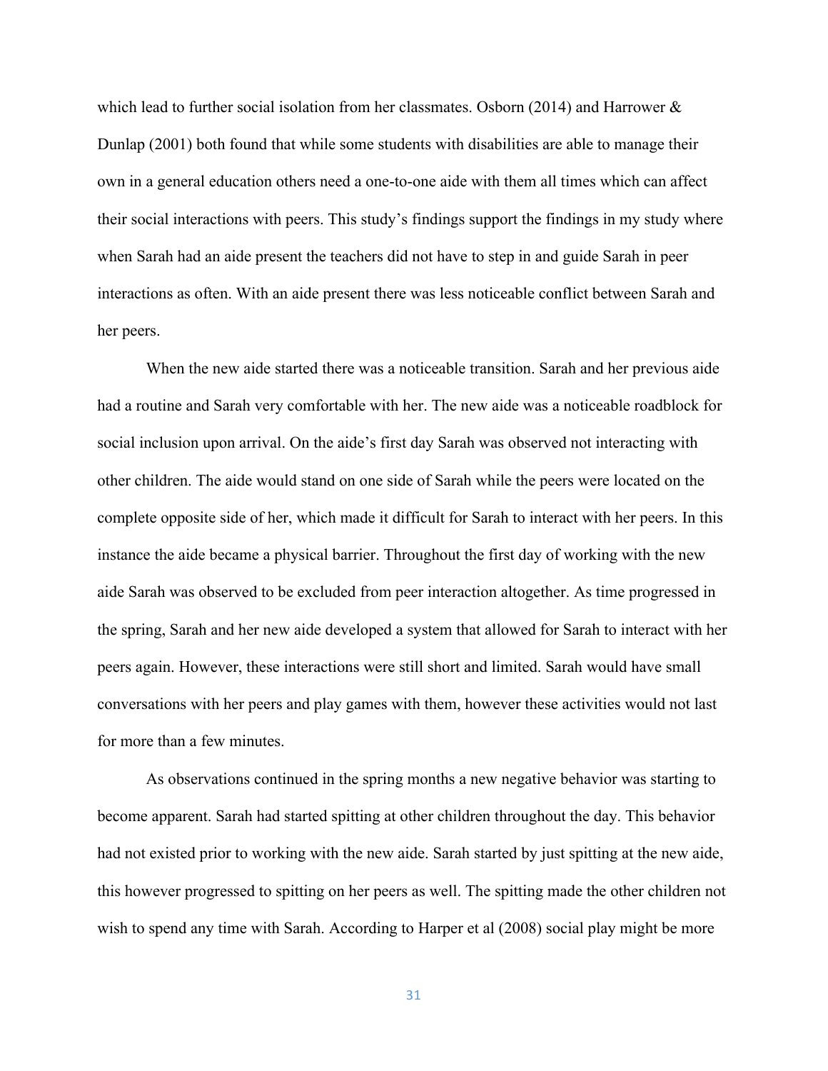which lead to further social isolation from her classmates. Osborn (2014) and Harrower & Dunlap (2001) both found that while some students with disabilities are able to manage their own in a general education others need a one-to-one aide with them all times which can affect their social interactions with peers. This study's findings support the findings in my study where when Sarah had an aide present the teachers did not have to step in and guide Sarah in peer interactions as often. With an aide present there was less noticeable conflict between Sarah and her peers.

When the new aide started there was a noticeable transition. Sarah and her previous aide had a routine and Sarah very comfortable with her. The new aide was a noticeable roadblock for social inclusion upon arrival. On the aide's first day Sarah was observed not interacting with other children. The aide would stand on one side of Sarah while the peers were located on the complete opposite side of her, which made it difficult for Sarah to interact with her peers. In this instance the aide became a physical barrier. Throughout the first day of working with the new aide Sarah was observed to be excluded from peer interaction altogether. As time progressed in the spring, Sarah and her new aide developed a system that allowed for Sarah to interact with her peers again. However, these interactions were still short and limited. Sarah would have small conversations with her peers and play games with them, however these activities would not last for more than a few minutes.

As observations continued in the spring months a new negative behavior was starting to become apparent. Sarah had started spitting at other children throughout the day. This behavior had not existed prior to working with the new aide. Sarah started by just spitting at the new aide, this however progressed to spitting on her peers as well. The spitting made the other children not wish to spend any time with Sarah. According to Harper et al (2008) social play might be more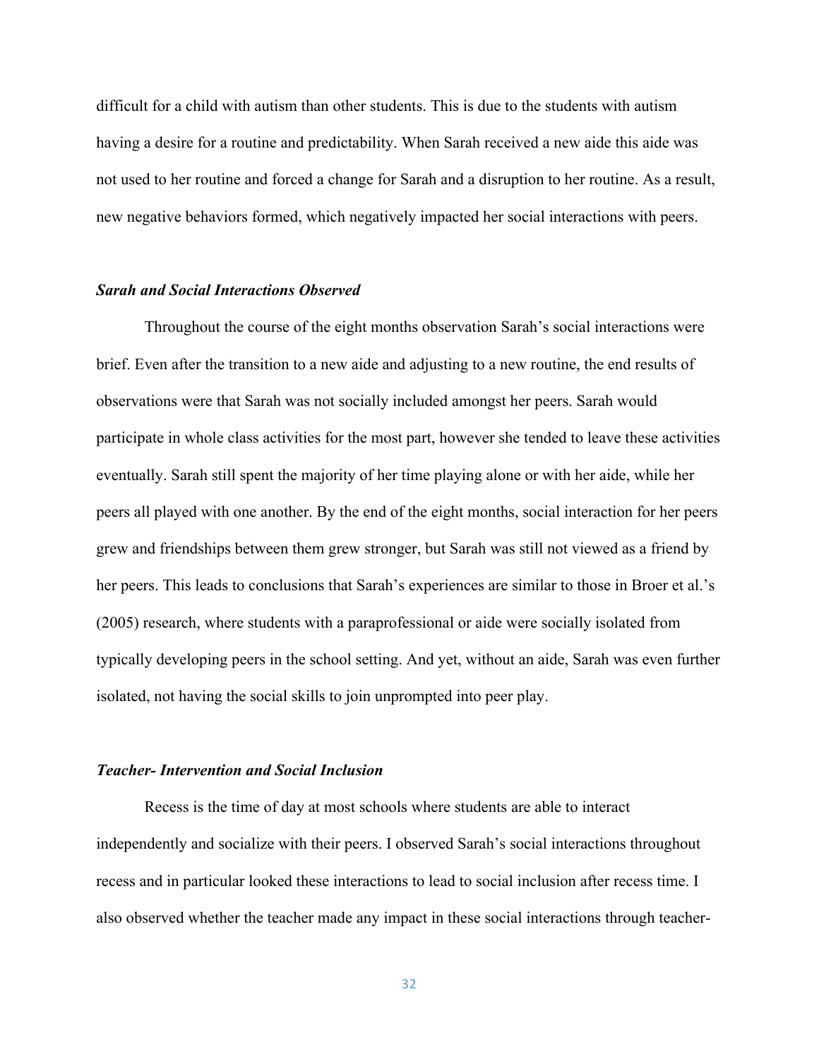difficult for a child with autism than other students. This is due to the students with autism having a desire for a routine and predictability. When Sarah received a new aide this aide was not used to her routine and forced a change for Sarah and a disruption to her routine. As a result, new negative behaviors formed, which negatively impacted her social interactions with peers.

### *Sarah and Social Interactions Observed*

Throughout the course of the eight months observation Sarah's social interactions were brief. Even after the transition to a new aide and adjusting to a new routine, the end results of observations were that Sarah was not socially included amongst her peers. Sarah would participate in whole class activities for the most part, however she tended to leave these activities eventually. Sarah still spent the majority of her time playing alone or with her aide, while her peers all played with one another. By the end of the eight months, social interaction for her peers grew and friendships between them grew stronger, but Sarah was still not viewed as a friend by her peers. This leads to conclusions that Sarah's experiences are similar to those in Broer et al.'s (2005) research, where students with a paraprofessional or aide were socially isolated from typically developing peers in the school setting. And yet, without an aide, Sarah was even further isolated, not having the social skills to join unprompted into peer play.

### *Teacher- Intervention and Social Inclusion*

Recess is the time of day at most schools where students are able to interact independently and socialize with their peers. I observed Sarah's social interactions throughout recess and in particular looked these interactions to lead to social inclusion after recess time. I also observed whether the teacher made any impact in these social interactions through teacher-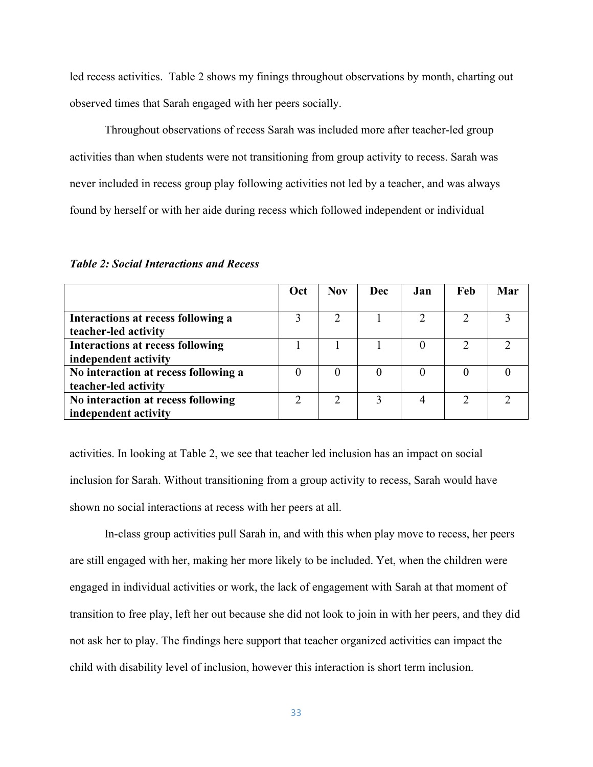led recess activities. Table 2 shows my finings throughout observations by month, charting out observed times that Sarah engaged with her peers socially.

Throughout observations of recess Sarah was included more after teacher-led group activities than when students were not transitioning from group activity to recess. Sarah was never included in recess group play following activities not led by a teacher, and was always found by herself or with her aide during recess which followed independent or individual activities. In looking at Table 2, we see that teacher led inclusion has an impact on social inclusion for Sarah. Without transitioning from a group activity to recess, Sarah would have shown no social interactions at recess with her peers at all.

***Table 2: Social Interactions and Recess***

| | Oct | Nov | Dec | Jan | Feb | Mar |
|---|---|---|---|---|---|---|
| **Interactions at recess following a teacher-led activity** | 3 | 2 | 1 | 2 | 2 | 3 |
| **Interactions at recess following independent activity** | 1 | 1 | 1 | 0 | 2 | 2 |
| **No interaction at recess following a teacher-led activity** | 0 | 0 | 0 | 0 | 0 | 0 |
| **No interaction at recess following independent activity** | 2 | 2 | 3 | 4 | 2 | 2 |

In-class group activities pull Sarah in, and with this when play move to recess, her peers are still engaged with her, making her more likely to be included. Yet, when the children were engaged in individual activities or work, the lack of engagement with Sarah at that moment of transition to free play, left her out because she did not look to join in with her peers, and they did not ask her to play. The findings here support that teacher organized activities can impact the child with disability level of inclusion, however this interaction is short term inclusion.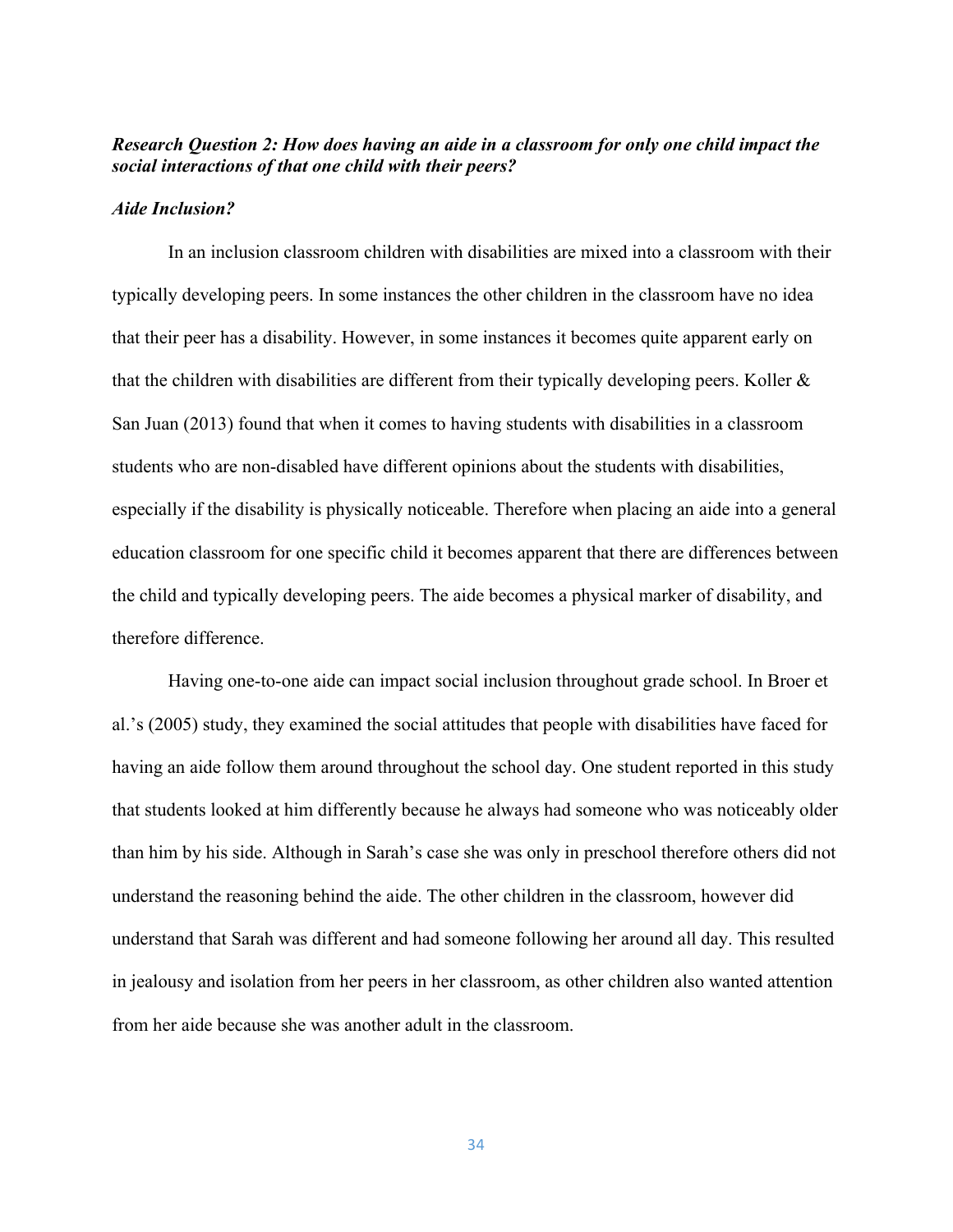***Research Question 2: How does having an aide in a classroom for only one child impact the social interactions of that one child with their peers?***

***Aide Inclusion?***

In an inclusion classroom children with disabilities are mixed into a classroom with their typically developing peers. In some instances the other children in the classroom have no idea that their peer has a disability. However, in some instances it becomes quite apparent early on that the children with disabilities are different from their typically developing peers. Koller & San Juan (2013) found that when it comes to having students with disabilities in a classroom students who are non-disabled have different opinions about the students with disabilities, especially if the disability is physically noticeable. Therefore when placing an aide into a general education classroom for one specific child it becomes apparent that there are differences between the child and typically developing peers. The aide becomes a physical marker of disability, and therefore difference.

Having one-to-one aide can impact social inclusion throughout grade school. In Broer et al.'s (2005) study, they examined the social attitudes that people with disabilities have faced for having an aide follow them around throughout the school day. One student reported in this study that students looked at him differently because he always had someone who was noticeably older than him by his side. Although in Sarah's case she was only in preschool therefore others did not understand the reasoning behind the aide. The other children in the classroom, however did understand that Sarah was different and had someone following her around all day. This resulted in jealousy and isolation from her peers in her classroom, as other children also wanted attention from her aide because she was another adult in the classroom.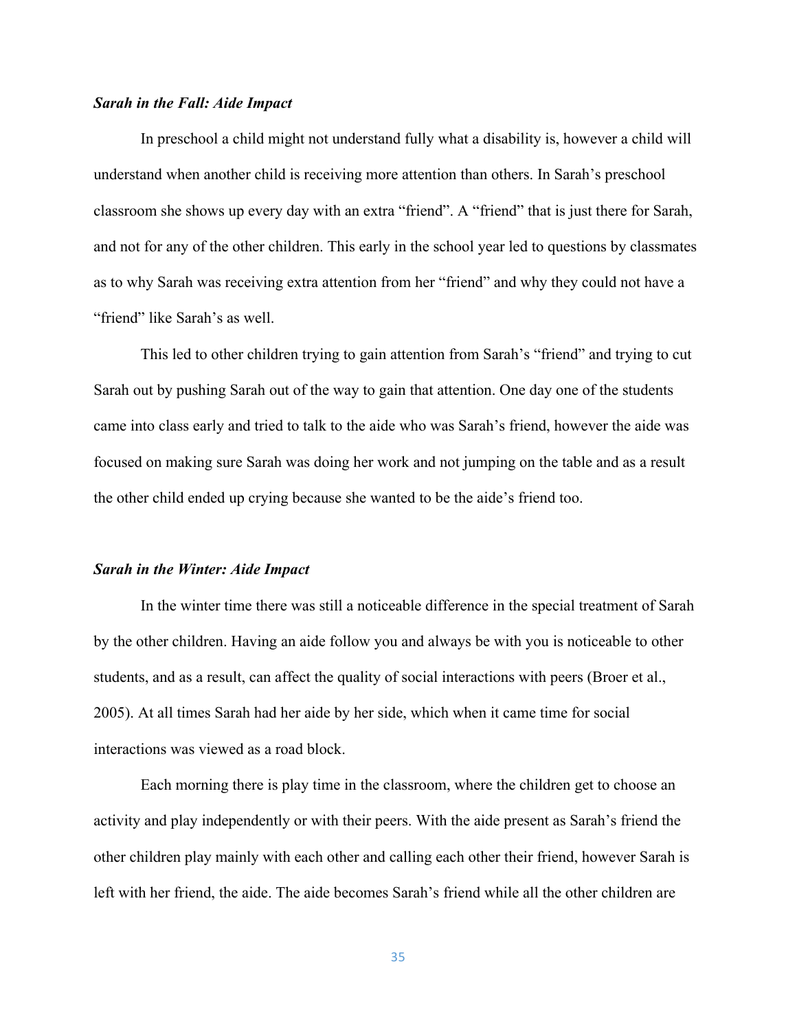***Sarah in the Fall: Aide Impact***

In preschool a child might not understand fully what a disability is, however a child will understand when another child is receiving more attention than others. In Sarah's preschool classroom she shows up every day with an extra "friend". A "friend" that is just there for Sarah, and not for any of the other children. This early in the school year led to questions by classmates as to why Sarah was receiving extra attention from her "friend" and why they could not have a "friend" like Sarah's as well.

This led to other children trying to gain attention from Sarah's "friend" and trying to cut Sarah out by pushing Sarah out of the way to gain that attention. One day one of the students came into class early and tried to talk to the aide who was Sarah's friend, however the aide was focused on making sure Sarah was doing her work and not jumping on the table and as a result the other child ended up crying because she wanted to be the aide's friend too.

***Sarah in the Winter: Aide Impact***

In the winter time there was still a noticeable difference in the special treatment of Sarah by the other children. Having an aide follow you and always be with you is noticeable to other students, and as a result, can affect the quality of social interactions with peers (Broer et al., 2005). At all times Sarah had her aide by her side, which when it came time for social interactions was viewed as a road block.

Each morning there is play time in the classroom, where the children get to choose an activity and play independently or with their peers. With the aide present as Sarah's friend the other children play mainly with each other and calling each other their friend, however Sarah is left with her friend, the aide. The aide becomes Sarah's friend while all the other children are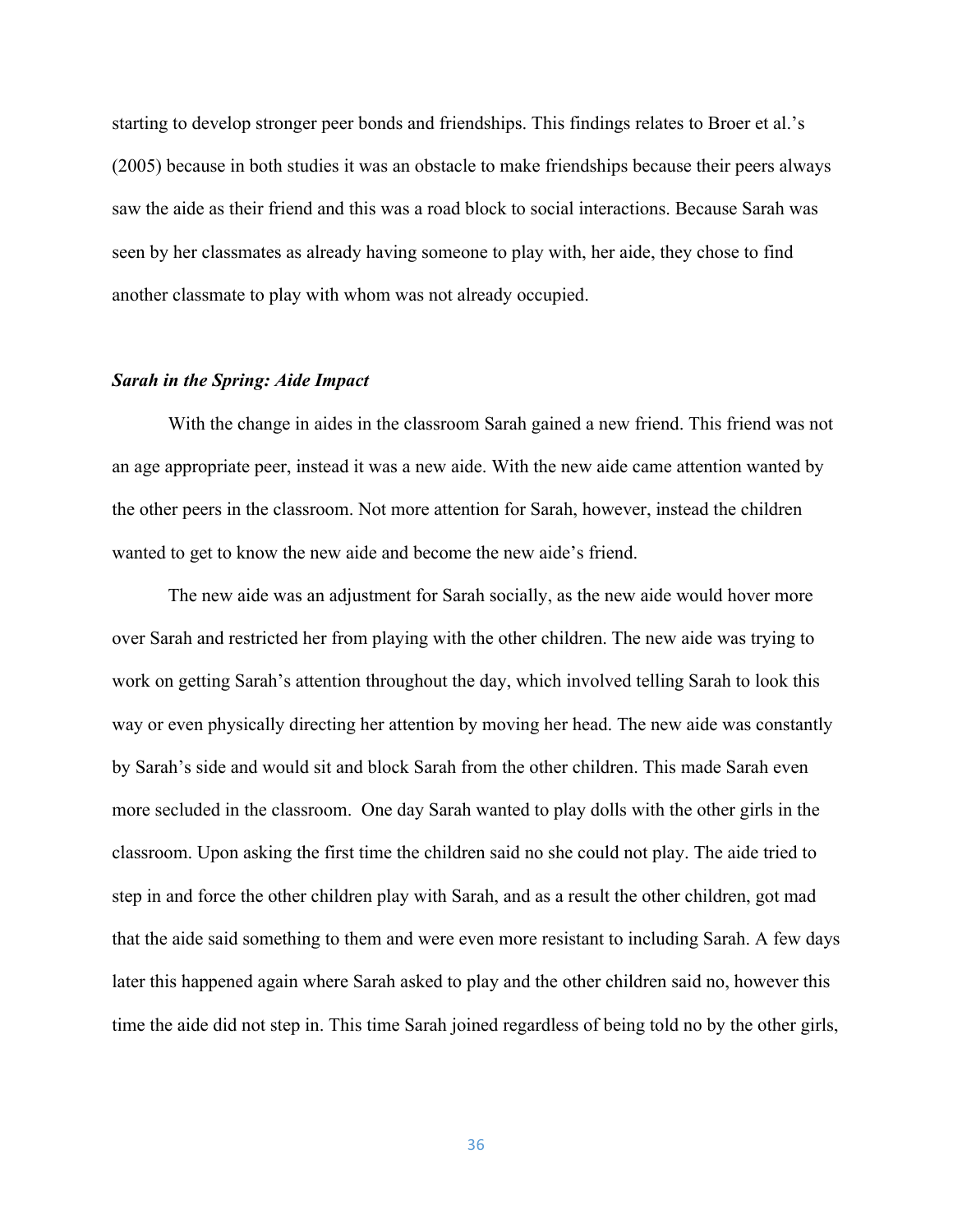starting to develop stronger peer bonds and friendships. This findings relates to Broer et al.'s (2005) because in both studies it was an obstacle to make friendships because their peers always saw the aide as their friend and this was a road block to social interactions. Because Sarah was seen by her classmates as already having someone to play with, her aide, they chose to find another classmate to play with whom was not already occupied.

### *Sarah in the Spring: Aide Impact*

With the change in aides in the classroom Sarah gained a new friend. This friend was not an age appropriate peer, instead it was a new aide. With the new aide came attention wanted by the other peers in the classroom. Not more attention for Sarah, however, instead the children wanted to get to know the new aide and become the new aide's friend.

The new aide was an adjustment for Sarah socially, as the new aide would hover more over Sarah and restricted her from playing with the other children. The new aide was trying to work on getting Sarah's attention throughout the day, which involved telling Sarah to look this way or even physically directing her attention by moving her head. The new aide was constantly by Sarah's side and would sit and block Sarah from the other children. This made Sarah even more secluded in the classroom. One day Sarah wanted to play dolls with the other girls in the classroom. Upon asking the first time the children said no she could not play. The aide tried to step in and force the other children play with Sarah, and as a result the other children, got mad that the aide said something to them and were even more resistant to including Sarah. A few days later this happened again where Sarah asked to play and the other children said no, however this time the aide did not step in. This time Sarah joined regardless of being told no by the other girls,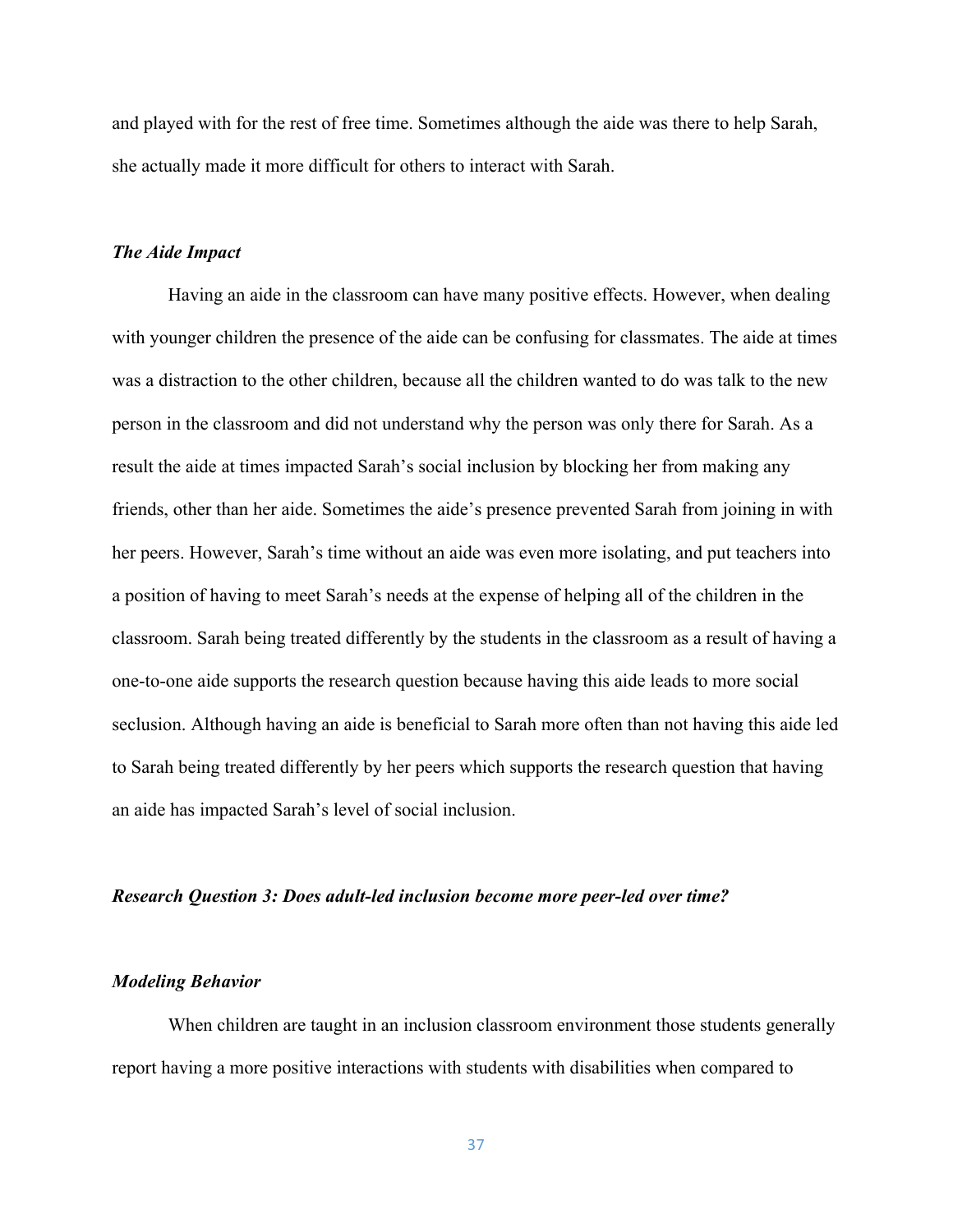and played with for the rest of free time. Sometimes although the aide was there to help Sarah, she actually made it more difficult for others to interact with Sarah.

### *The Aide Impact*

Having an aide in the classroom can have many positive effects. However, when dealing with younger children the presence of the aide can be confusing for classmates. The aide at times was a distraction to the other children, because all the children wanted to do was talk to the new person in the classroom and did not understand why the person was only there for Sarah. As a result the aide at times impacted Sarah's social inclusion by blocking her from making any friends, other than her aide. Sometimes the aide's presence prevented Sarah from joining in with her peers. However, Sarah's time without an aide was even more isolating, and put teachers into a position of having to meet Sarah's needs at the expense of helping all of the children in the classroom. Sarah being treated differently by the students in the classroom as a result of having a one-to-one aide supports the research question because having this aide leads to more social seclusion. Although having an aide is beneficial to Sarah more often than not having this aide led to Sarah being treated differently by her peers which supports the research question that having an aide has impacted Sarah's level of social inclusion.

### *Research Question 3: Does adult-led inclusion become more peer-led over time?*

### *Modeling Behavior*

When children are taught in an inclusion classroom environment those students generally report having a more positive interactions with students with disabilities when compared to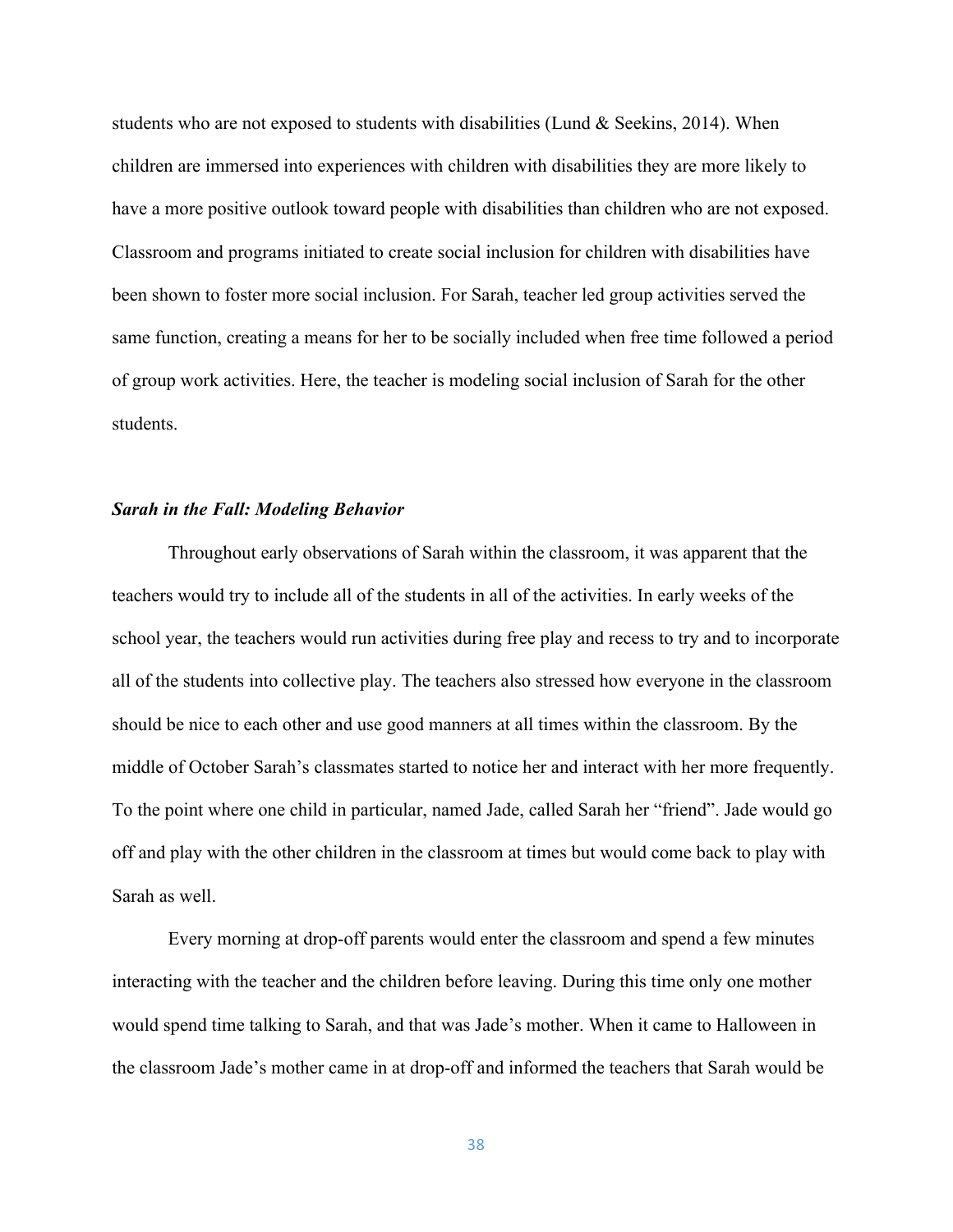students who are not exposed to students with disabilities (Lund & Seekins, 2014). When children are immersed into experiences with children with disabilities they are more likely to have a more positive outlook toward people with disabilities than children who are not exposed. Classroom and programs initiated to create social inclusion for children with disabilities have been shown to foster more social inclusion. For Sarah, teacher led group activities served the same function, creating a means for her to be socially included when free time followed a period of group work activities. Here, the teacher is modeling social inclusion of Sarah for the other students.

### *Sarah in the Fall: Modeling Behavior*

Throughout early observations of Sarah within the classroom, it was apparent that the teachers would try to include all of the students in all of the activities. In early weeks of the school year, the teachers would run activities during free play and recess to try and to incorporate all of the students into collective play. The teachers also stressed how everyone in the classroom should be nice to each other and use good manners at all times within the classroom. By the middle of October Sarah's classmates started to notice her and interact with her more frequently. To the point where one child in particular, named Jade, called Sarah her "friend". Jade would go off and play with the other children in the classroom at times but would come back to play with Sarah as well.

Every morning at drop-off parents would enter the classroom and spend a few minutes interacting with the teacher and the children before leaving. During this time only one mother would spend time talking to Sarah, and that was Jade's mother. When it came to Halloween in the classroom Jade's mother came in at drop-off and informed the teachers that Sarah would be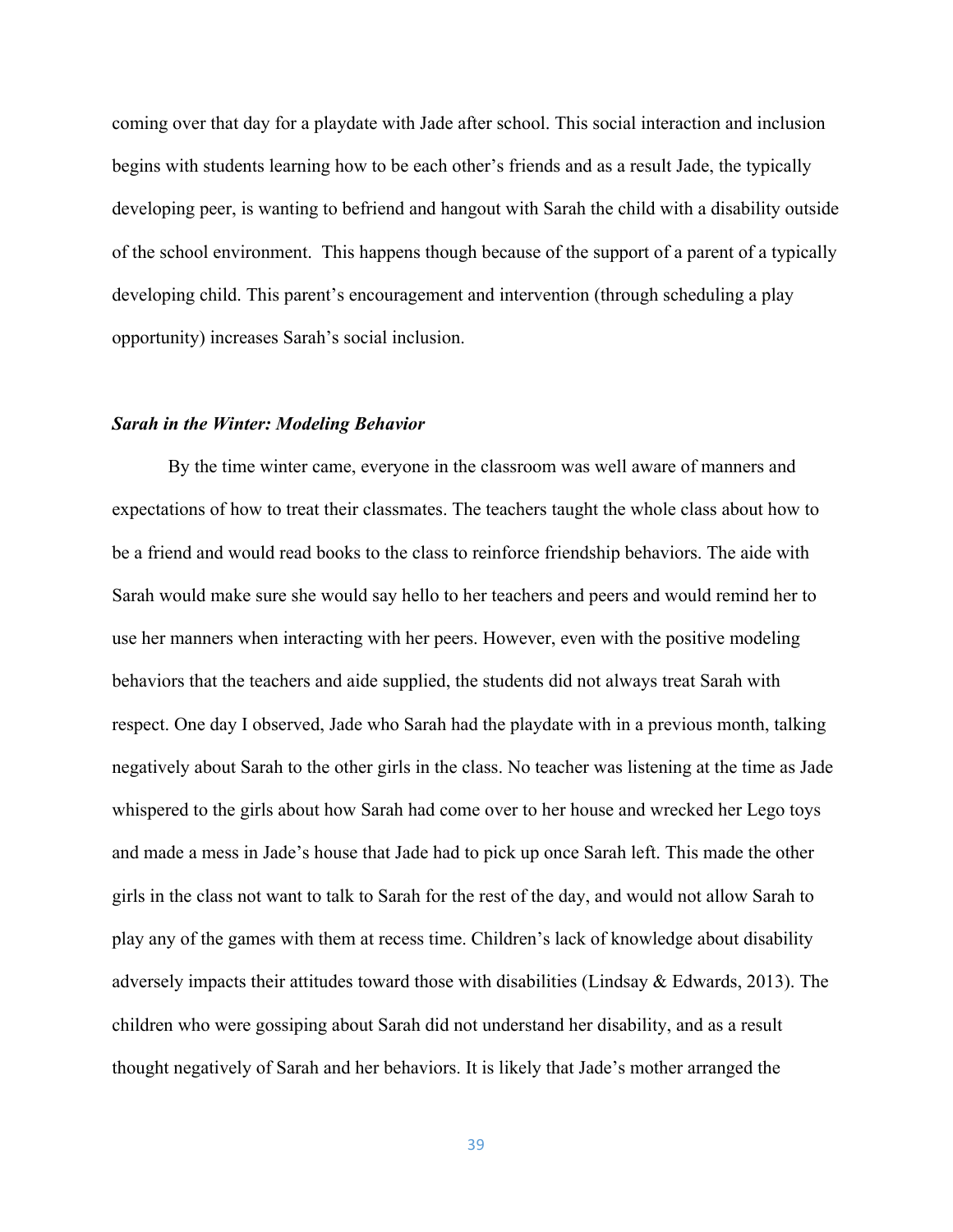coming over that day for a playdate with Jade after school. This social interaction and inclusion begins with students learning how to be each other's friends and as a result Jade, the typically developing peer, is wanting to befriend and hangout with Sarah the child with a disability outside of the school environment. This happens though because of the support of a parent of a typically developing child. This parent's encouragement and intervention (through scheduling a play opportunity) increases Sarah's social inclusion.

### *Sarah in the Winter: Modeling Behavior*

By the time winter came, everyone in the classroom was well aware of manners and expectations of how to treat their classmates. The teachers taught the whole class about how to be a friend and would read books to the class to reinforce friendship behaviors. The aide with Sarah would make sure she would say hello to her teachers and peers and would remind her to use her manners when interacting with her peers. However, even with the positive modeling behaviors that the teachers and aide supplied, the students did not always treat Sarah with respect. One day I observed, Jade who Sarah had the playdate with in a previous month, talking negatively about Sarah to the other girls in the class. No teacher was listening at the time as Jade whispered to the girls about how Sarah had come over to her house and wrecked her Lego toys and made a mess in Jade's house that Jade had to pick up once Sarah left. This made the other girls in the class not want to talk to Sarah for the rest of the day, and would not allow Sarah to play any of the games with them at recess time. Children's lack of knowledge about disability adversely impacts their attitudes toward those with disabilities (Lindsay & Edwards, 2013). The children who were gossiping about Sarah did not understand her disability, and as a result thought negatively of Sarah and her behaviors. It is likely that Jade's mother arranged the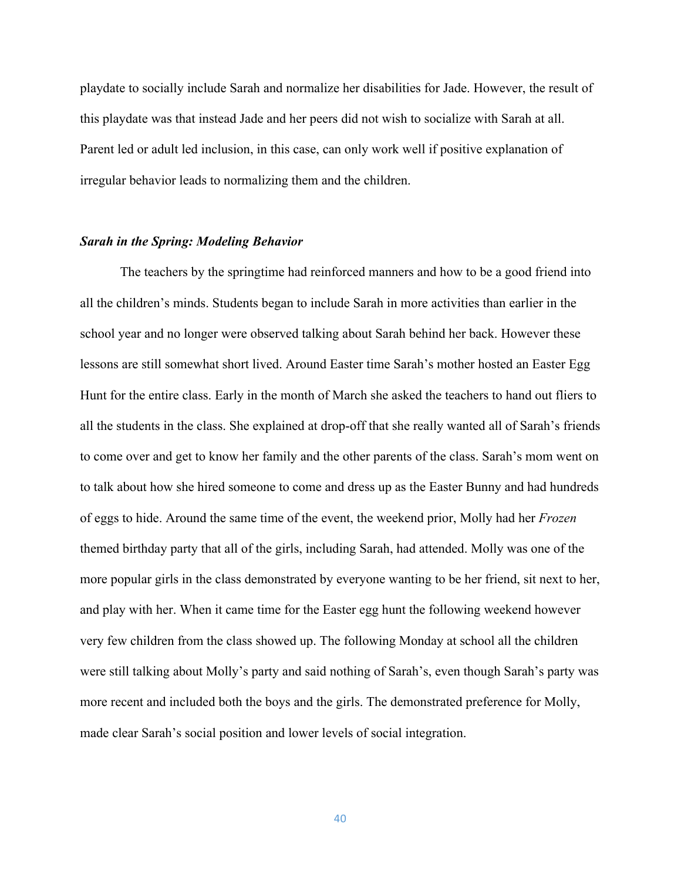playdate to socially include Sarah and normalize her disabilities for Jade. However, the result of this playdate was that instead Jade and her peers did not wish to socialize with Sarah at all. Parent led or adult led inclusion, in this case, can only work well if positive explanation of irregular behavior leads to normalizing them and the children.

### *Sarah in the Spring: Modeling Behavior*

The teachers by the springtime had reinforced manners and how to be a good friend into all the children's minds. Students began to include Sarah in more activities than earlier in the school year and no longer were observed talking about Sarah behind her back. However these lessons are still somewhat short lived. Around Easter time Sarah's mother hosted an Easter Egg Hunt for the entire class. Early in the month of March she asked the teachers to hand out fliers to all the students in the class. She explained at drop-off that she really wanted all of Sarah's friends to come over and get to know her family and the other parents of the class. Sarah's mom went on to talk about how she hired someone to come and dress up as the Easter Bunny and had hundreds of eggs to hide. Around the same time of the event, the weekend prior, Molly had her *Frozen* themed birthday party that all of the girls, including Sarah, had attended. Molly was one of the more popular girls in the class demonstrated by everyone wanting to be her friend, sit next to her, and play with her. When it came time for the Easter egg hunt the following weekend however very few children from the class showed up. The following Monday at school all the children were still talking about Molly's party and said nothing of Sarah's, even though Sarah's party was more recent and included both the boys and the girls. The demonstrated preference for Molly, made clear Sarah's social position and lower levels of social integration.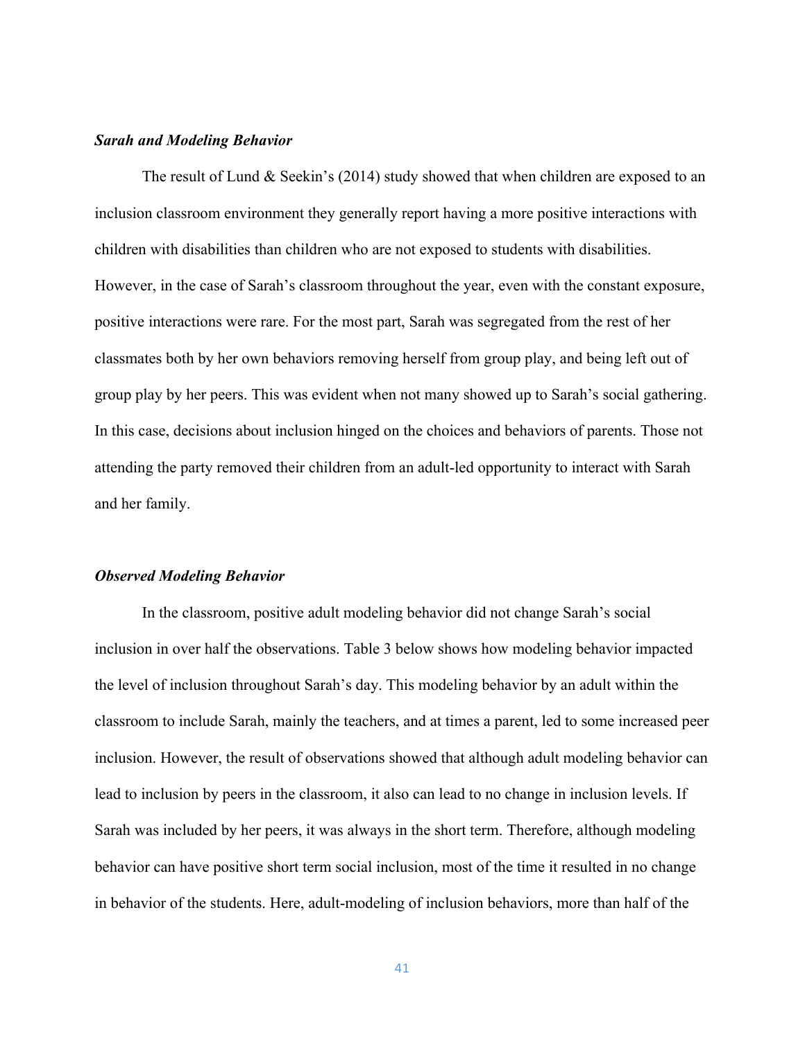### *Sarah and Modeling Behavior*

The result of Lund & Seekin's (2014) study showed that when children are exposed to an inclusion classroom environment they generally report having a more positive interactions with children with disabilities than children who are not exposed to students with disabilities. However, in the case of Sarah's classroom throughout the year, even with the constant exposure, positive interactions were rare. For the most part, Sarah was segregated from the rest of her classmates both by her own behaviors removing herself from group play, and being left out of group play by her peers. This was evident when not many showed up to Sarah's social gathering. In this case, decisions about inclusion hinged on the choices and behaviors of parents. Those not attending the party removed their children from an adult-led opportunity to interact with Sarah and her family.

### *Observed Modeling Behavior*

In the classroom, positive adult modeling behavior did not change Sarah's social inclusion in over half the observations. Table 3 below shows how modeling behavior impacted the level of inclusion throughout Sarah's day. This modeling behavior by an adult within the classroom to include Sarah, mainly the teachers, and at times a parent, led to some increased peer inclusion. However, the result of observations showed that although adult modeling behavior can lead to inclusion by peers in the classroom, it also can lead to no change in inclusion levels. If Sarah was included by her peers, it was always in the short term. Therefore, although modeling behavior can have positive short term social inclusion, most of the time it resulted in no change in behavior of the students. Here, adult-modeling of inclusion behaviors, more than half of the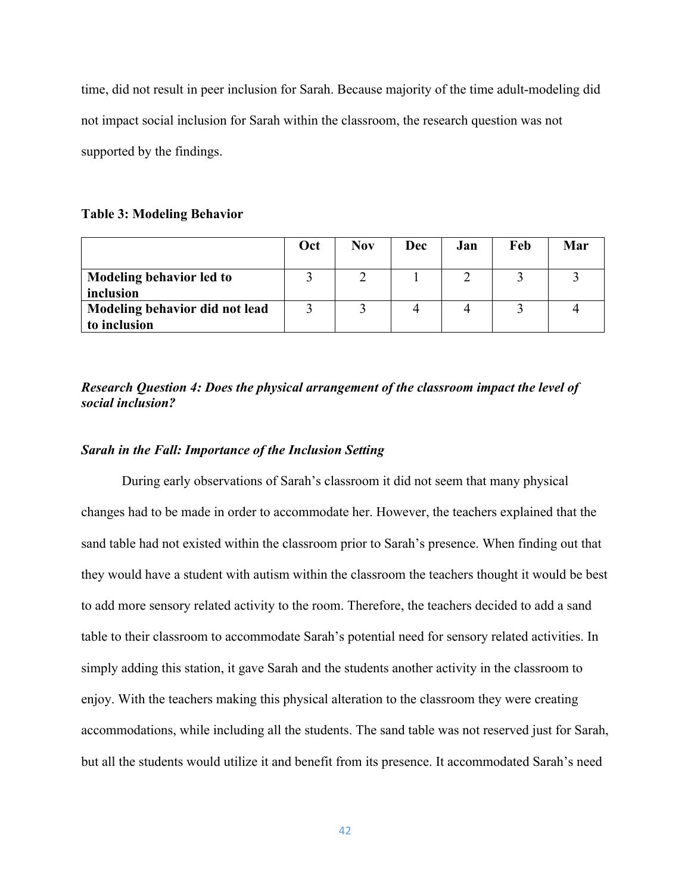time, did not result in peer inclusion for Sarah. Because majority of the time adult-modeling did not impact social inclusion for Sarah within the classroom, the research question was not supported by the findings.

**Table 3: Modeling Behavior**

| | Oct | Nov | Dec | Jan | Feb | Mar |
|---|---|---|---|---|---|---|
| **Modeling behavior led to inclusion** | 3 | 2 | 1 | 2 | 3 | 3 |
| **Modeling behavior did not lead to inclusion** | 3 | 3 | 4 | 4 | 3 | 4 |

***Research Question 4: Does the physical arrangement of the classroom impact the level of social inclusion?***

***Sarah in the Fall: Importance of the Inclusion Setting***

During early observations of Sarah's classroom it did not seem that many physical changes had to be made in order to accommodate her. However, the teachers explained that the sand table had not existed within the classroom prior to Sarah's presence. When finding out that they would have a student with autism within the classroom the teachers thought it would be best to add more sensory related activity to the room. Therefore, the teachers decided to add a sand table to their classroom to accommodate Sarah's potential need for sensory related activities. In simply adding this station, it gave Sarah and the students another activity in the classroom to enjoy. With the teachers making this physical alteration to the classroom they were creating accommodations, while including all the students. The sand table was not reserved just for Sarah, but all the students would utilize it and benefit from its presence. It accommodated Sarah's need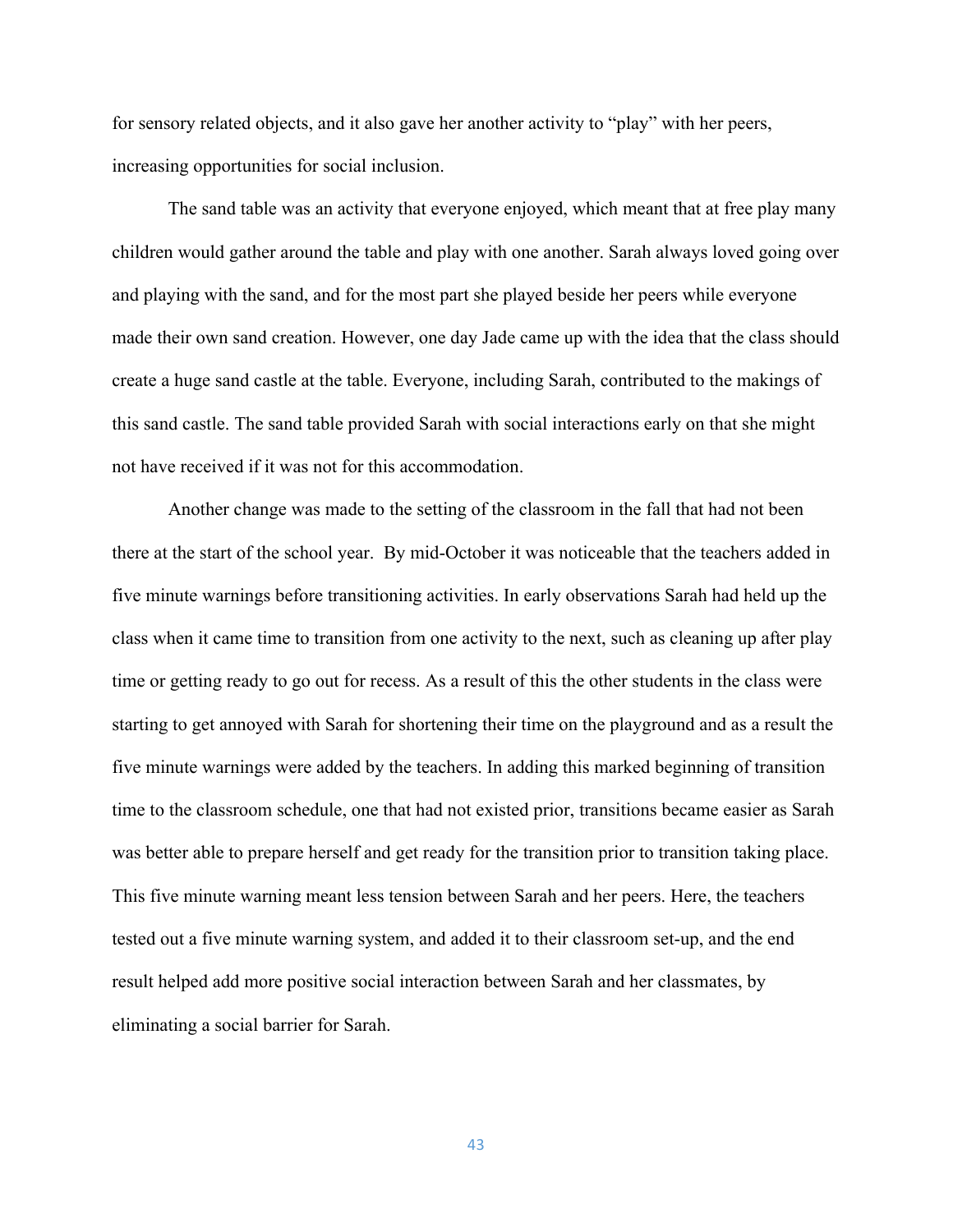for sensory related objects, and it also gave her another activity to "play" with her peers, increasing opportunities for social inclusion.

The sand table was an activity that everyone enjoyed, which meant that at free play many children would gather around the table and play with one another. Sarah always loved going over and playing with the sand, and for the most part she played beside her peers while everyone made their own sand creation. However, one day Jade came up with the idea that the class should create a huge sand castle at the table. Everyone, including Sarah, contributed to the makings of this sand castle. The sand table provided Sarah with social interactions early on that she might not have received if it was not for this accommodation.

Another change was made to the setting of the classroom in the fall that had not been there at the start of the school year. By mid-October it was noticeable that the teachers added in five minute warnings before transitioning activities. In early observations Sarah had held up the class when it came time to transition from one activity to the next, such as cleaning up after play time or getting ready to go out for recess. As a result of this the other students in the class were starting to get annoyed with Sarah for shortening their time on the playground and as a result the five minute warnings were added by the teachers. In adding this marked beginning of transition time to the classroom schedule, one that had not existed prior, transitions became easier as Sarah was better able to prepare herself and get ready for the transition prior to transition taking place. This five minute warning meant less tension between Sarah and her peers. Here, the teachers tested out a five minute warning system, and added it to their classroom set-up, and the end result helped add more positive social interaction between Sarah and her classmates, by eliminating a social barrier for Sarah.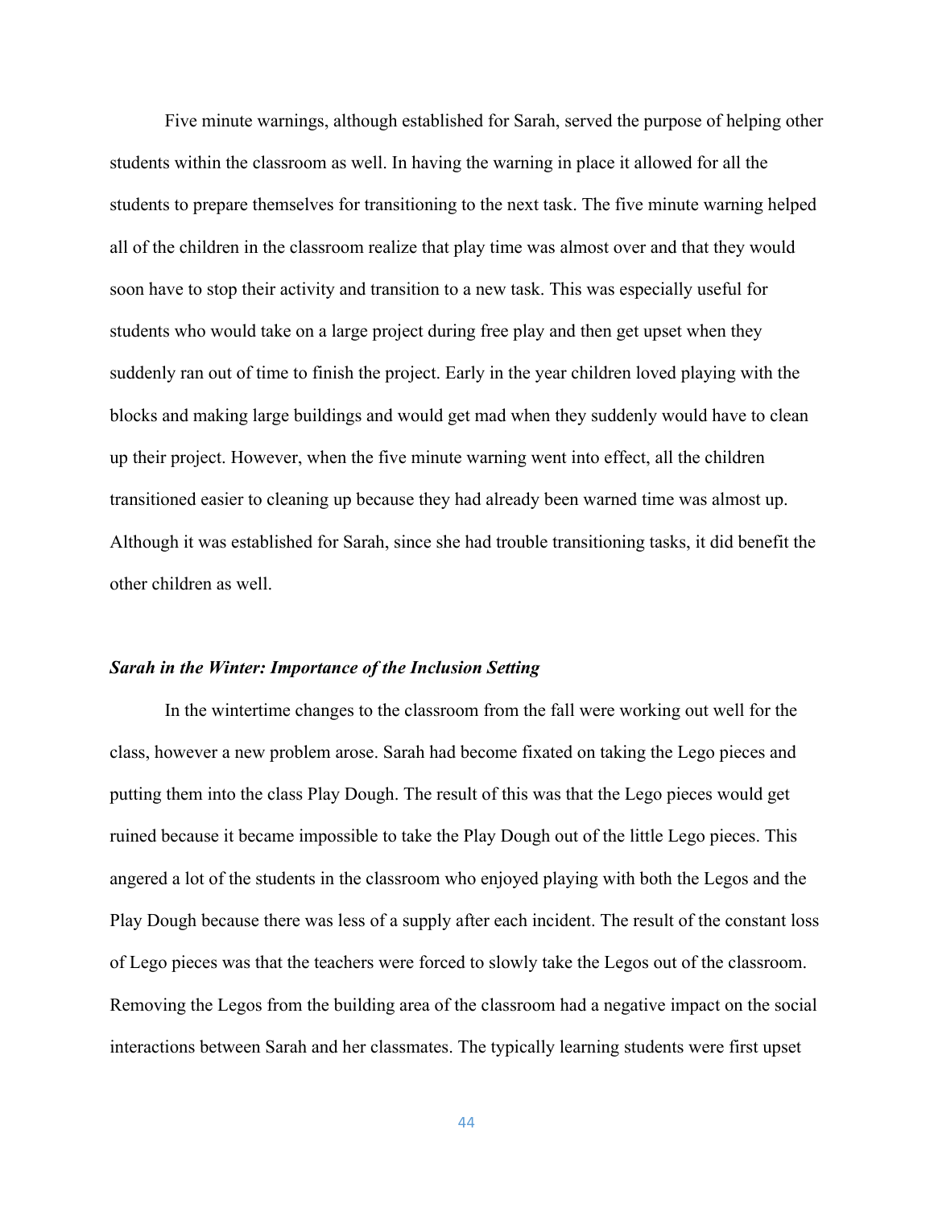Five minute warnings, although established for Sarah, served the purpose of helping other students within the classroom as well. In having the warning in place it allowed for all the students to prepare themselves for transitioning to the next task. The five minute warning helped all of the children in the classroom realize that play time was almost over and that they would soon have to stop their activity and transition to a new task. This was especially useful for students who would take on a large project during free play and then get upset when they suddenly ran out of time to finish the project. Early in the year children loved playing with the blocks and making large buildings and would get mad when they suddenly would have to clean up their project. However, when the five minute warning went into effect, all the children transitioned easier to cleaning up because they had already been warned time was almost up. Although it was established for Sarah, since she had trouble transitioning tasks, it did benefit the other children as well.

### *Sarah in the Winter: Importance of the Inclusion Setting*

In the wintertime changes to the classroom from the fall were working out well for the class, however a new problem arose. Sarah had become fixated on taking the Lego pieces and putting them into the class Play Dough. The result of this was that the Lego pieces would get ruined because it became impossible to take the Play Dough out of the little Lego pieces. This angered a lot of the students in the classroom who enjoyed playing with both the Legos and the Play Dough because there was less of a supply after each incident. The result of the constant loss of Lego pieces was that the teachers were forced to slowly take the Legos out of the classroom. Removing the Legos from the building area of the classroom had a negative impact on the social interactions between Sarah and her classmates. The typically learning students were first upset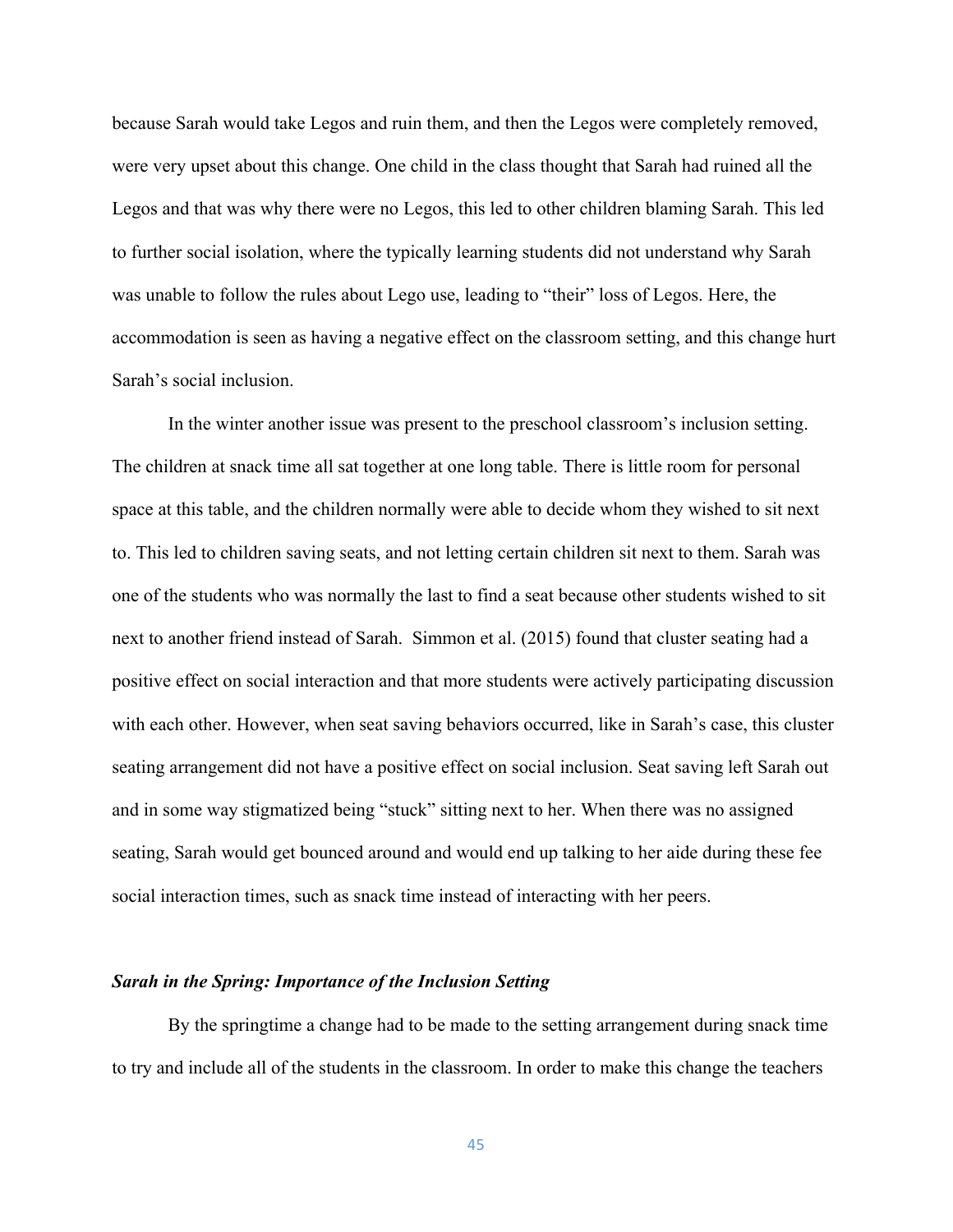because Sarah would take Legos and ruin them, and then the Legos were completely removed, were very upset about this change. One child in the class thought that Sarah had ruined all the Legos and that was why there were no Legos, this led to other children blaming Sarah. This led to further social isolation, where the typically learning students did not understand why Sarah was unable to follow the rules about Lego use, leading to "their" loss of Legos. Here, the accommodation is seen as having a negative effect on the classroom setting, and this change hurt Sarah's social inclusion.

In the winter another issue was present to the preschool classroom's inclusion setting. The children at snack time all sat together at one long table. There is little room for personal space at this table, and the children normally were able to decide whom they wished to sit next to. This led to children saving seats, and not letting certain children sit next to them. Sarah was one of the students who was normally the last to find a seat because other students wished to sit next to another friend instead of Sarah. Simmon et al. (2015) found that cluster seating had a positive effect on social interaction and that more students were actively participating discussion with each other. However, when seat saving behaviors occurred, like in Sarah's case, this cluster seating arrangement did not have a positive effect on social inclusion. Seat saving left Sarah out and in some way stigmatized being "stuck" sitting next to her. When there was no assigned seating, Sarah would get bounced around and would end up talking to her aide during these fee social interaction times, such as snack time instead of interacting with her peers.

### *Sarah in the Spring: Importance of the Inclusion Setting*

By the springtime a change had to be made to the setting arrangement during snack time to try and include all of the students in the classroom. In order to make this change the teachers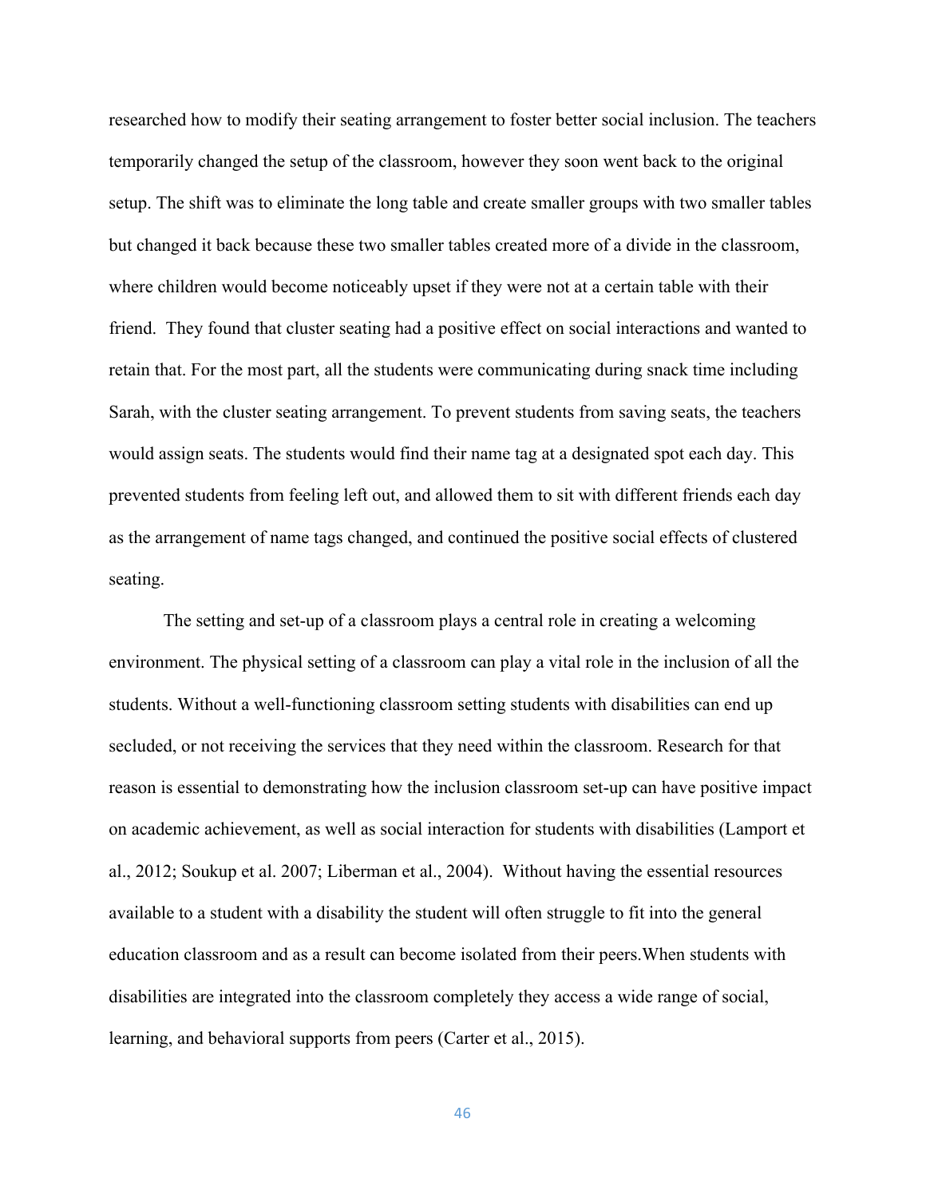researched how to modify their seating arrangement to foster better social inclusion. The teachers temporarily changed the setup of the classroom, however they soon went back to the original setup. The shift was to eliminate the long table and create smaller groups with two smaller tables but changed it back because these two smaller tables created more of a divide in the classroom, where children would become noticeably upset if they were not at a certain table with their friend. They found that cluster seating had a positive effect on social interactions and wanted to retain that. For the most part, all the students were communicating during snack time including Sarah, with the cluster seating arrangement. To prevent students from saving seats, the teachers would assign seats. The students would find their name tag at a designated spot each day. This prevented students from feeling left out, and allowed them to sit with different friends each day as the arrangement of name tags changed, and continued the positive social effects of clustered seating.

The setting and set-up of a classroom plays a central role in creating a welcoming environment. The physical setting of a classroom can play a vital role in the inclusion of all the students. Without a well-functioning classroom setting students with disabilities can end up secluded, or not receiving the services that they need within the classroom. Research for that reason is essential to demonstrating how the inclusion classroom set-up can have positive impact on academic achievement, as well as social interaction for students with disabilities (Lamport et al., 2012; Soukup et al. 2007; Liberman et al., 2004). Without having the essential resources available to a student with a disability the student will often struggle to fit into the general education classroom and as a result can become isolated from their peers.When students with disabilities are integrated into the classroom completely they access a wide range of social, learning, and behavioral supports from peers (Carter et al., 2015).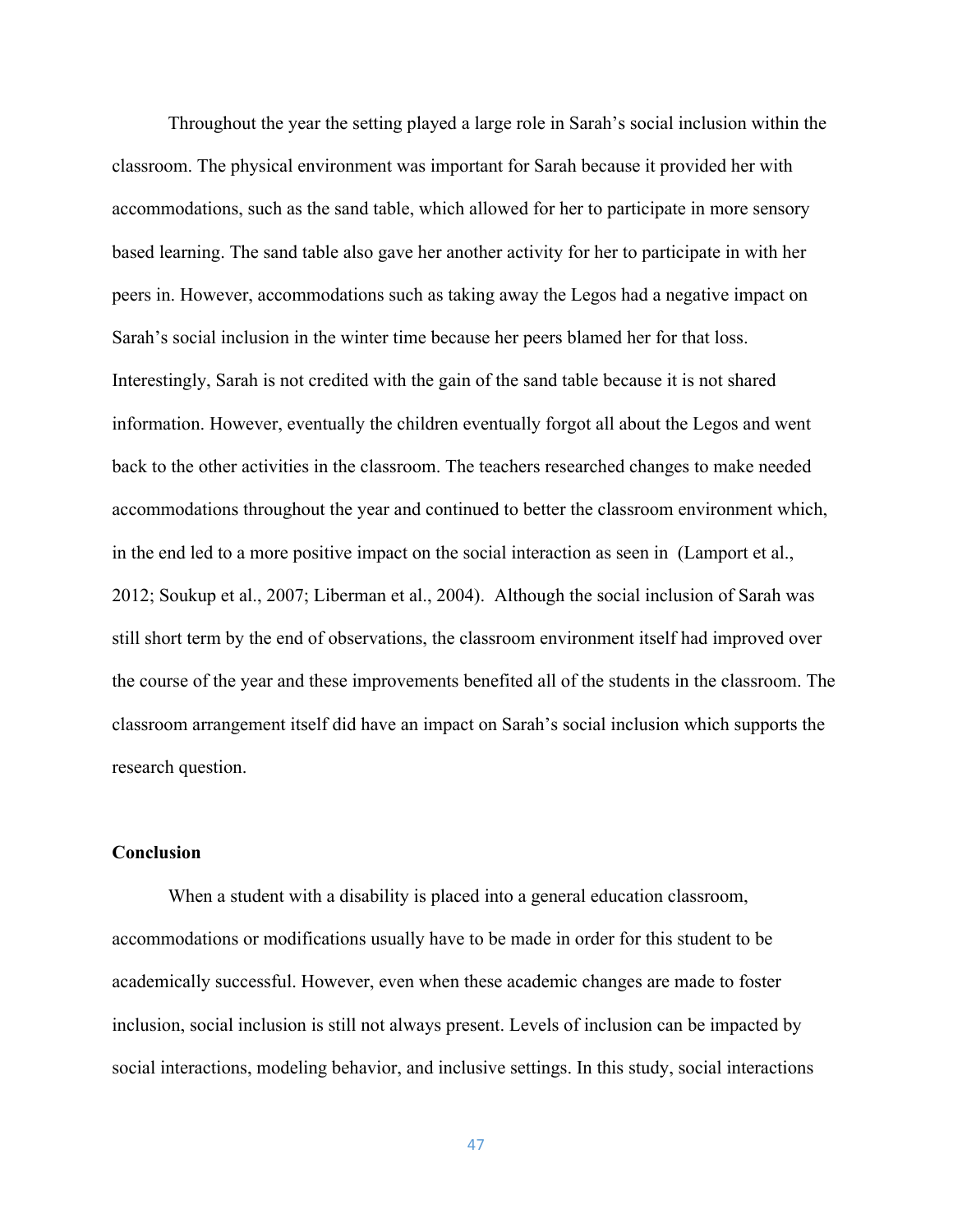Throughout the year the setting played a large role in Sarah's social inclusion within the classroom. The physical environment was important for Sarah because it provided her with accommodations, such as the sand table, which allowed for her to participate in more sensory based learning. The sand table also gave her another activity for her to participate in with her peers in. However, accommodations such as taking away the Legos had a negative impact on Sarah's social inclusion in the winter time because her peers blamed her for that loss. Interestingly, Sarah is not credited with the gain of the sand table because it is not shared information. However, eventually the children eventually forgot all about the Legos and went back to the other activities in the classroom. The teachers researched changes to make needed accommodations throughout the year and continued to better the classroom environment which, in the end led to a more positive impact on the social interaction as seen in (Lamport et al., 2012; Soukup et al., 2007; Liberman et al., 2004). Although the social inclusion of Sarah was still short term by the end of observations, the classroom environment itself had improved over the course of the year and these improvements benefited all of the students in the classroom. The classroom arrangement itself did have an impact on Sarah's social inclusion which supports the research question.

**Conclusion**

When a student with a disability is placed into a general education classroom, accommodations or modifications usually have to be made in order for this student to be academically successful. However, even when these academic changes are made to foster inclusion, social inclusion is still not always present. Levels of inclusion can be impacted by social interactions, modeling behavior, and inclusive settings. In this study, social interactions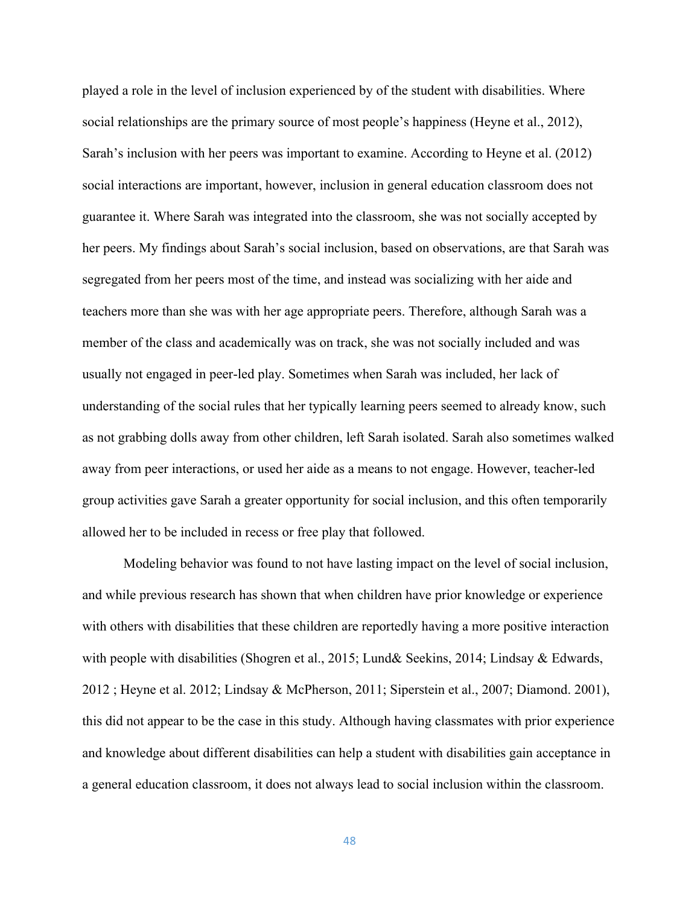played a role in the level of inclusion experienced by of the student with disabilities. Where social relationships are the primary source of most people's happiness (Heyne et al., 2012), Sarah's inclusion with her peers was important to examine. According to Heyne et al. (2012) social interactions are important, however, inclusion in general education classroom does not guarantee it. Where Sarah was integrated into the classroom, she was not socially accepted by her peers. My findings about Sarah's social inclusion, based on observations, are that Sarah was segregated from her peers most of the time, and instead was socializing with her aide and teachers more than she was with her age appropriate peers. Therefore, although Sarah was a member of the class and academically was on track, she was not socially included and was usually not engaged in peer-led play. Sometimes when Sarah was included, her lack of understanding of the social rules that her typically learning peers seemed to already know, such as not grabbing dolls away from other children, left Sarah isolated. Sarah also sometimes walked away from peer interactions, or used her aide as a means to not engage. However, teacher-led group activities gave Sarah a greater opportunity for social inclusion, and this often temporarily allowed her to be included in recess or free play that followed.

Modeling behavior was found to not have lasting impact on the level of social inclusion, and while previous research has shown that when children have prior knowledge or experience with others with disabilities that these children are reportedly having a more positive interaction with people with disabilities (Shogren et al., 2015; Lund& Seekins, 2014; Lindsay & Edwards, 2012 ; Heyne et al. 2012; Lindsay & McPherson, 2011; Siperstein et al., 2007; Diamond. 2001), this did not appear to be the case in this study. Although having classmates with prior experience and knowledge about different disabilities can help a student with disabilities gain acceptance in a general education classroom, it does not always lead to social inclusion within the classroom.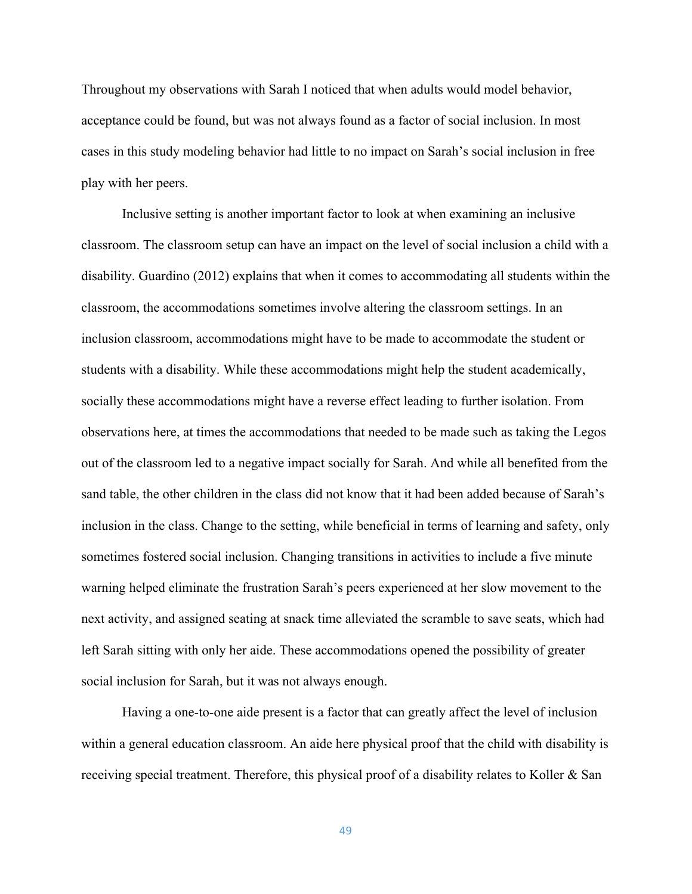Throughout my observations with Sarah I noticed that when adults would model behavior, acceptance could be found, but was not always found as a factor of social inclusion. In most cases in this study modeling behavior had little to no impact on Sarah's social inclusion in free play with her peers.

Inclusive setting is another important factor to look at when examining an inclusive classroom. The classroom setup can have an impact on the level of social inclusion a child with a disability. Guardino (2012) explains that when it comes to accommodating all students within the classroom, the accommodations sometimes involve altering the classroom settings. In an inclusion classroom, accommodations might have to be made to accommodate the student or students with a disability. While these accommodations might help the student academically, socially these accommodations might have a reverse effect leading to further isolation. From observations here, at times the accommodations that needed to be made such as taking the Legos out of the classroom led to a negative impact socially for Sarah. And while all benefited from the sand table, the other children in the class did not know that it had been added because of Sarah's inclusion in the class. Change to the setting, while beneficial in terms of learning and safety, only sometimes fostered social inclusion. Changing transitions in activities to include a five minute warning helped eliminate the frustration Sarah's peers experienced at her slow movement to the next activity, and assigned seating at snack time alleviated the scramble to save seats, which had left Sarah sitting with only her aide. These accommodations opened the possibility of greater social inclusion for Sarah, but it was not always enough.

Having a one-to-one aide present is a factor that can greatly affect the level of inclusion within a general education classroom. An aide here physical proof that the child with disability is receiving special treatment. Therefore, this physical proof of a disability relates to Koller & San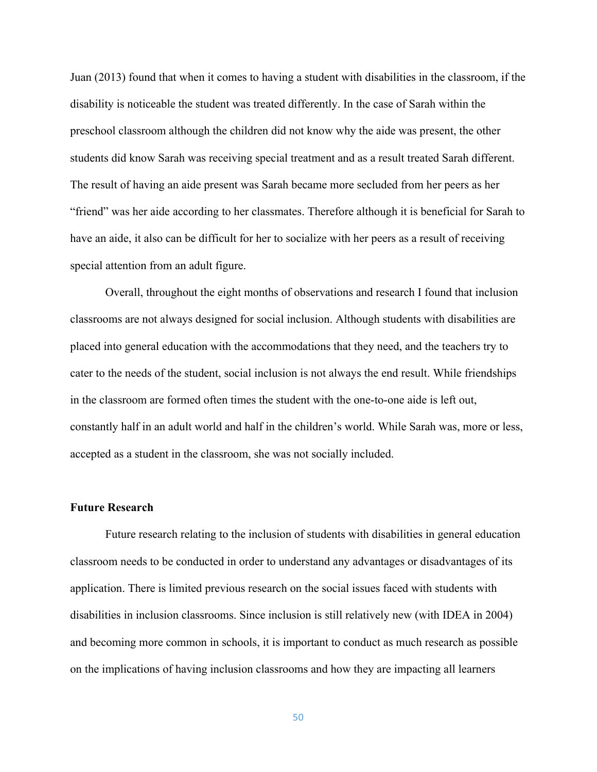Juan (2013) found that when it comes to having a student with disabilities in the classroom, if the disability is noticeable the student was treated differently. In the case of Sarah within the preschool classroom although the children did not know why the aide was present, the other students did know Sarah was receiving special treatment and as a result treated Sarah different. The result of having an aide present was Sarah became more secluded from her peers as her "friend" was her aide according to her classmates. Therefore although it is beneficial for Sarah to have an aide, it also can be difficult for her to socialize with her peers as a result of receiving special attention from an adult figure.

Overall, throughout the eight months of observations and research I found that inclusion classrooms are not always designed for social inclusion. Although students with disabilities are placed into general education with the accommodations that they need, and the teachers try to cater to the needs of the student, social inclusion is not always the end result. While friendships in the classroom are formed often times the student with the one-to-one aide is left out, constantly half in an adult world and half in the children's world. While Sarah was, more or less, accepted as a student in the classroom, she was not socially included.

**Future Research**

Future research relating to the inclusion of students with disabilities in general education classroom needs to be conducted in order to understand any advantages or disadvantages of its application. There is limited previous research on the social issues faced with students with disabilities in inclusion classrooms. Since inclusion is still relatively new (with IDEA in 2004) and becoming more common in schools, it is important to conduct as much research as possible on the implications of having inclusion classrooms and how they are impacting all learners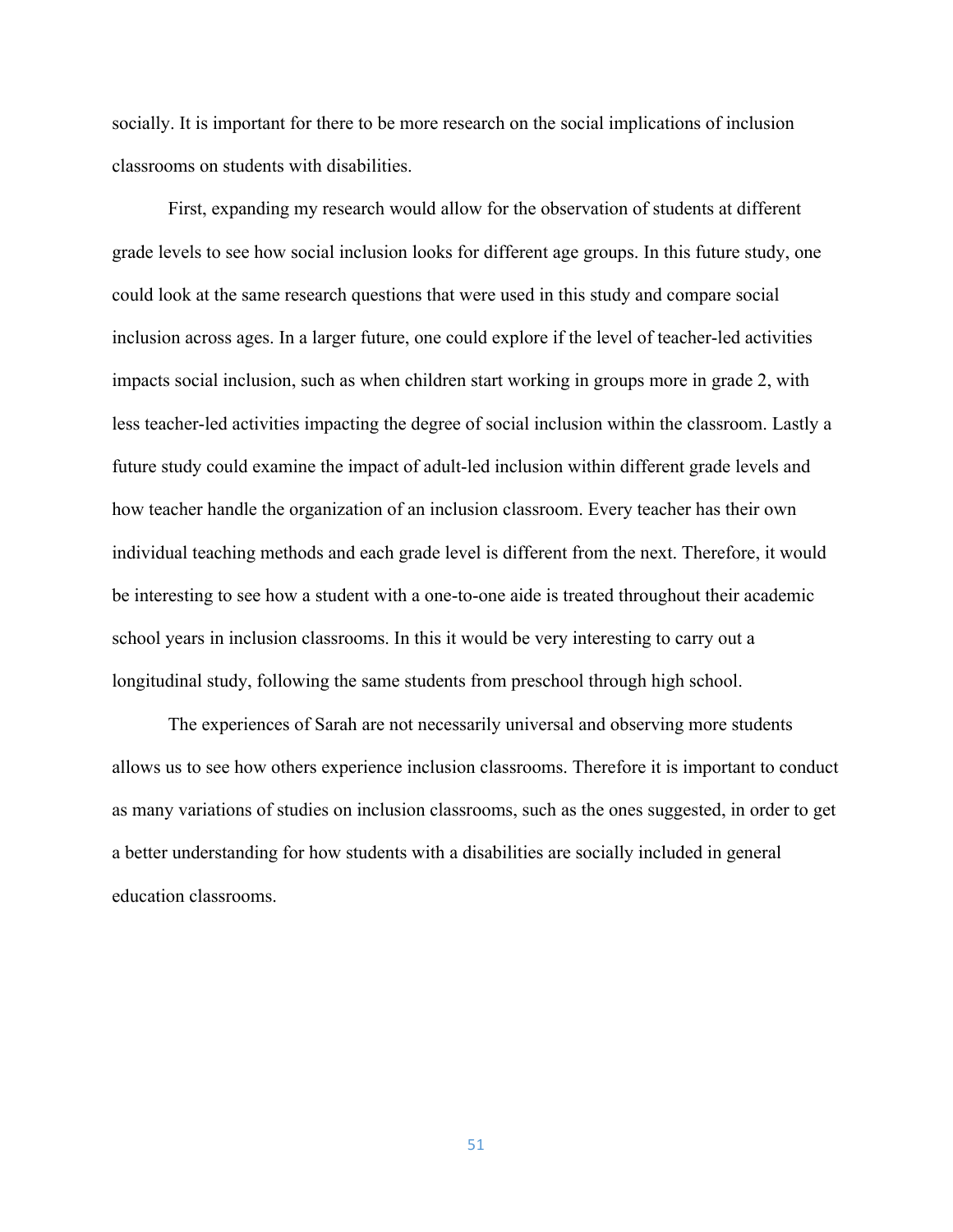socially. It is important for there to be more research on the social implications of inclusion classrooms on students with disabilities.

First, expanding my research would allow for the observation of students at different grade levels to see how social inclusion looks for different age groups. In this future study, one could look at the same research questions that were used in this study and compare social inclusion across ages. In a larger future, one could explore if the level of teacher-led activities impacts social inclusion, such as when children start working in groups more in grade 2, with less teacher-led activities impacting the degree of social inclusion within the classroom. Lastly a future study could examine the impact of adult-led inclusion within different grade levels and how teacher handle the organization of an inclusion classroom. Every teacher has their own individual teaching methods and each grade level is different from the next. Therefore, it would be interesting to see how a student with a one-to-one aide is treated throughout their academic school years in inclusion classrooms. In this it would be very interesting to carry out a longitudinal study, following the same students from preschool through high school.

The experiences of Sarah are not necessarily universal and observing more students allows us to see how others experience inclusion classrooms. Therefore it is important to conduct as many variations of studies on inclusion classrooms, such as the ones suggested, in order to get a better understanding for how students with a disabilities are socially included in general education classrooms.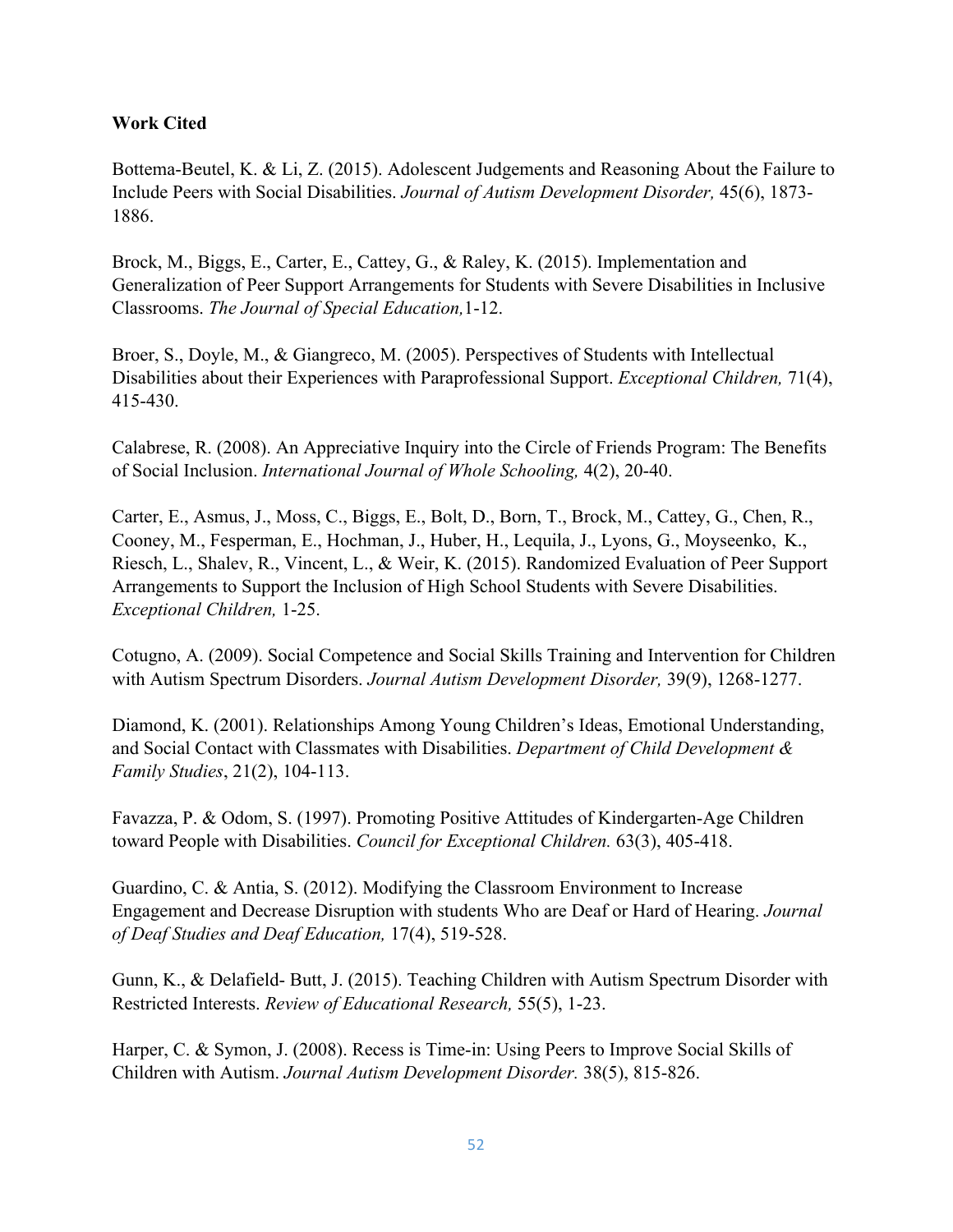**Work Cited**

Bottema-Beutel, K. & Li, Z. (2015). Adolescent Judgements and Reasoning About the Failure to Include Peers with Social Disabilities. *Journal of Autism Development Disorder,* 45(6), 1873-1886.

Brock, M., Biggs, E., Carter, E., Cattey, G., & Raley, K. (2015). Implementation and Generalization of Peer Support Arrangements for Students with Severe Disabilities in Inclusive Classrooms. *The Journal of Special Education,*1-12.

Broer, S., Doyle, M., & Giangreco, M. (2005). Perspectives of Students with Intellectual Disabilities about their Experiences with Paraprofessional Support. *Exceptional Children,* 71(4), 415-430.

Calabrese, R. (2008). An Appreciative Inquiry into the Circle of Friends Program: The Benefits of Social Inclusion. *International Journal of Whole Schooling,* 4(2), 20-40.

Carter, E., Asmus, J., Moss, C., Biggs, E., Bolt, D., Born, T., Brock, M., Cattey, G., Chen, R., Cooney, M., Fesperman, E., Hochman, J., Huber, H., Lequila, J., Lyons, G., Moyseenko, K., Riesch, L., Shalev, R., Vincent, L., & Weir, K. (2015). Randomized Evaluation of Peer Support Arrangements to Support the Inclusion of High School Students with Severe Disabilities. *Exceptional Children,* 1-25.

Cotugno, A. (2009). Social Competence and Social Skills Training and Intervention for Children with Autism Spectrum Disorders. *Journal Autism Development Disorder,* 39(9), 1268-1277.

Diamond, K. (2001). Relationships Among Young Children's Ideas, Emotional Understanding, and Social Contact with Classmates with Disabilities. *Department of Child Development & Family Studies*, 21(2), 104-113.

Favazza, P. & Odom, S. (1997). Promoting Positive Attitudes of Kindergarten-Age Children toward People with Disabilities. *Council for Exceptional Children.* 63(3), 405-418.

Guardino, C. & Antia, S. (2012). Modifying the Classroom Environment to Increase Engagement and Decrease Disruption with students Who are Deaf or Hard of Hearing. *Journal of Deaf Studies and Deaf Education,* 17(4), 519-528.

Gunn, K., & Delafield- Butt, J. (2015). Teaching Children with Autism Spectrum Disorder with Restricted Interests. *Review of Educational Research,* 55(5), 1-23.

Harper, C. & Symon, J. (2008). Recess is Time-in: Using Peers to Improve Social Skills of Children with Autism. *Journal Autism Development Disorder.* 38(5), 815-826.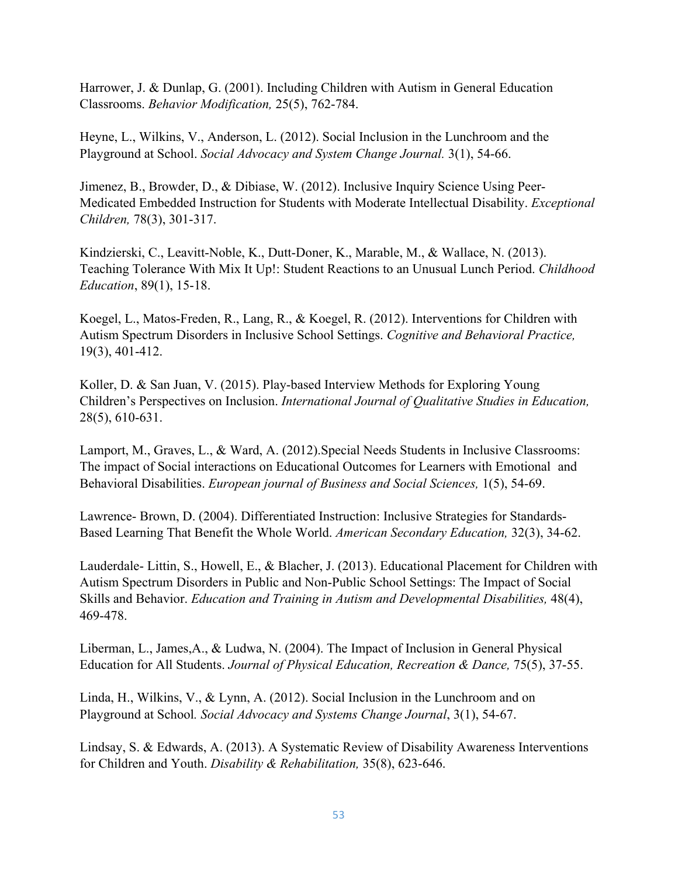Harrower, J. & Dunlap, G. (2001). Including Children with Autism in General Education Classrooms. *Behavior Modification,* 25(5), 762-784.

Heyne, L., Wilkins, V., Anderson, L. (2012). Social Inclusion in the Lunchroom and the Playground at School. *Social Advocacy and System Change Journal.* 3(1), 54-66.

Jimenez, B., Browder, D., & Dibiase, W. (2012). Inclusive Inquiry Science Using Peer-Medicated Embedded Instruction for Students with Moderate Intellectual Disability. *Exceptional Children,* 78(3), 301-317.

Kindzierski, C., Leavitt-Noble, K., Dutt-Doner, K., Marable, M., & Wallace, N. (2013). Teaching Tolerance With Mix It Up!: Student Reactions to an Unusual Lunch Period. *Childhood Education*, 89(1), 15-18.

Koegel, L., Matos-Freden, R., Lang, R., & Koegel, R. (2012). Interventions for Children with Autism Spectrum Disorders in Inclusive School Settings. *Cognitive and Behavioral Practice,* 19(3), 401-412.

Koller, D. & San Juan, V. (2015). Play-based Interview Methods for Exploring Young Children's Perspectives on Inclusion. *International Journal of Qualitative Studies in Education,* 28(5), 610-631.

Lamport, M., Graves, L., & Ward, A. (2012).Special Needs Students in Inclusive Classrooms: The impact of Social interactions on Educational Outcomes for Learners with Emotional and Behavioral Disabilities. *European journal of Business and Social Sciences,* 1(5), 54-69.

Lawrence- Brown, D. (2004). Differentiated Instruction: Inclusive Strategies for Standards-Based Learning That Benefit the Whole World. *American Secondary Education,* 32(3), 34-62.

Lauderdale- Littin, S., Howell, E., & Blacher, J. (2013). Educational Placement for Children with Autism Spectrum Disorders in Public and Non-Public School Settings: The Impact of Social Skills and Behavior. *Education and Training in Autism and Developmental Disabilities,* 48(4), 469-478.

Liberman, L., James,A., & Ludwa, N. (2004). The Impact of Inclusion in General Physical Education for All Students. *Journal of Physical Education, Recreation & Dance,* 75(5), 37-55.

Linda, H., Wilkins, V., & Lynn, A. (2012). Social Inclusion in the Lunchroom and on Playground at School*. Social Advocacy and Systems Change Journal*, 3(1), 54-67.

Lindsay, S. & Edwards, A. (2013). A Systematic Review of Disability Awareness Interventions for Children and Youth. *Disability & Rehabilitation,* 35(8), 623-646.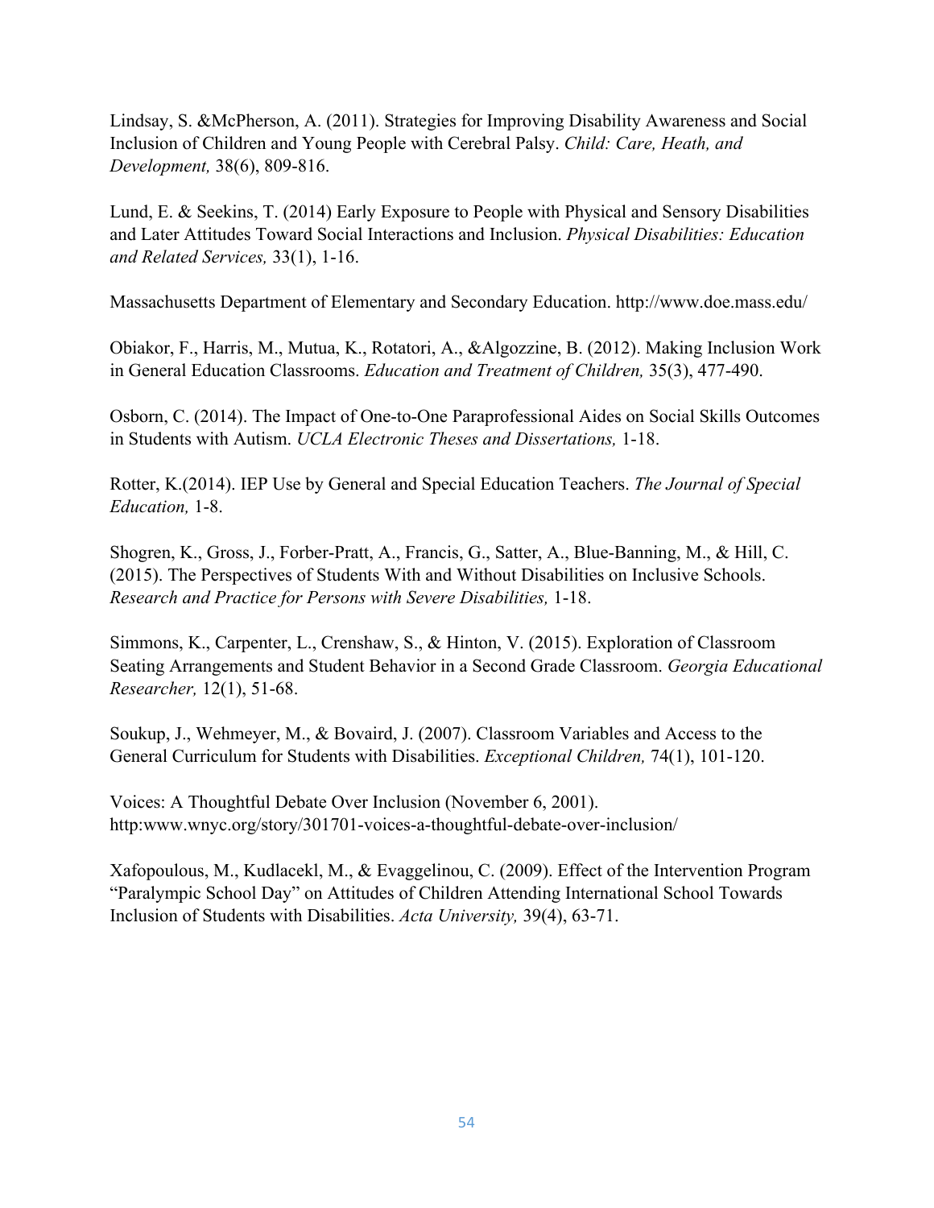Lindsay, S. &McPherson, A. (2011). Strategies for Improving Disability Awareness and Social Inclusion of Children and Young People with Cerebral Palsy. *Child: Care, Heath, and Development,* 38(6), 809-816.

Lund, E. & Seekins, T. (2014) Early Exposure to People with Physical and Sensory Disabilities and Later Attitudes Toward Social Interactions and Inclusion. *Physical Disabilities: Education and Related Services,* 33(1), 1-16.

Massachusetts Department of Elementary and Secondary Education. http://www.doe.mass.edu/

Obiakor, F., Harris, M., Mutua, K., Rotatori, A., &Algozzine, B. (2012). Making Inclusion Work in General Education Classrooms. *Education and Treatment of Children,* 35(3), 477-490.

Osborn, C. (2014). The Impact of One-to-One Paraprofessional Aides on Social Skills Outcomes in Students with Autism. *UCLA Electronic Theses and Dissertations,* 1-18.

Rotter, K.(2014). IEP Use by General and Special Education Teachers. *The Journal of Special Education,* 1-8.

Shogren, K., Gross, J., Forber-Pratt, A., Francis, G., Satter, A., Blue-Banning, M., & Hill, C. (2015). The Perspectives of Students With and Without Disabilities on Inclusive Schools. *Research and Practice for Persons with Severe Disabilities,* 1-18.

Simmons, K., Carpenter, L., Crenshaw, S., & Hinton, V. (2015). Exploration of Classroom Seating Arrangements and Student Behavior in a Second Grade Classroom. *Georgia Educational Researcher,* 12(1), 51-68.

Soukup, J., Wehmeyer, M., & Bovaird, J. (2007). Classroom Variables and Access to the General Curriculum for Students with Disabilities. *Exceptional Children,* 74(1), 101-120.

Voices: A Thoughtful Debate Over Inclusion (November 6, 2001). http:www.wnyc.org/story/301701-voices-a-thoughtful-debate-over-inclusion/

Xafopoulous, M., Kudlacekl, M., & Evaggelinou, C. (2009). Effect of the Intervention Program "Paralympic School Day" on Attitudes of Children Attending International School Towards Inclusion of Students with Disabilities. *Acta University,* 39(4), 63-71.